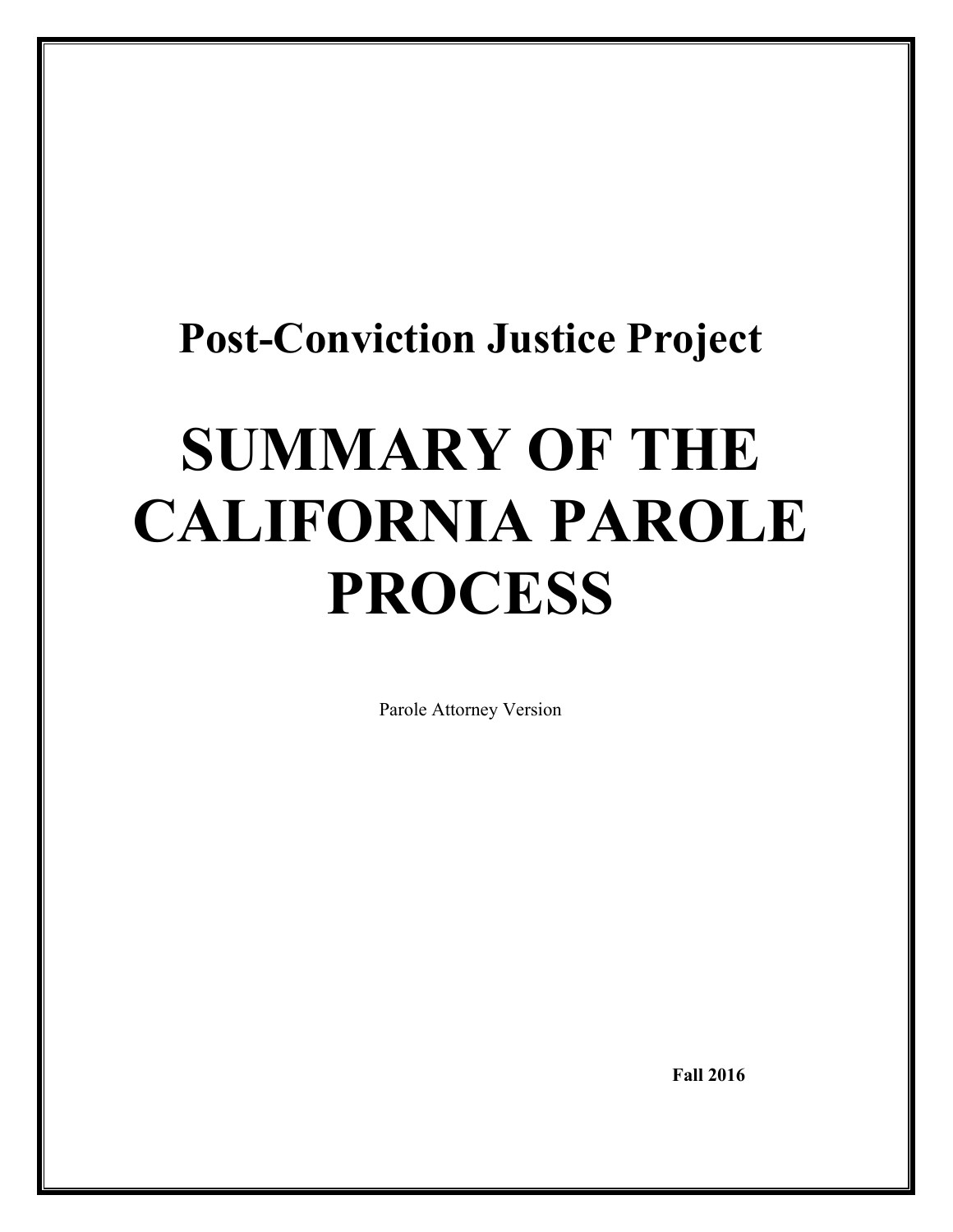## Post-Conviction Justice Project

# SUMMARY OF THE CALIFORNIA PAROLE PROCESS

Parole Attorney Version

**Fall 2016**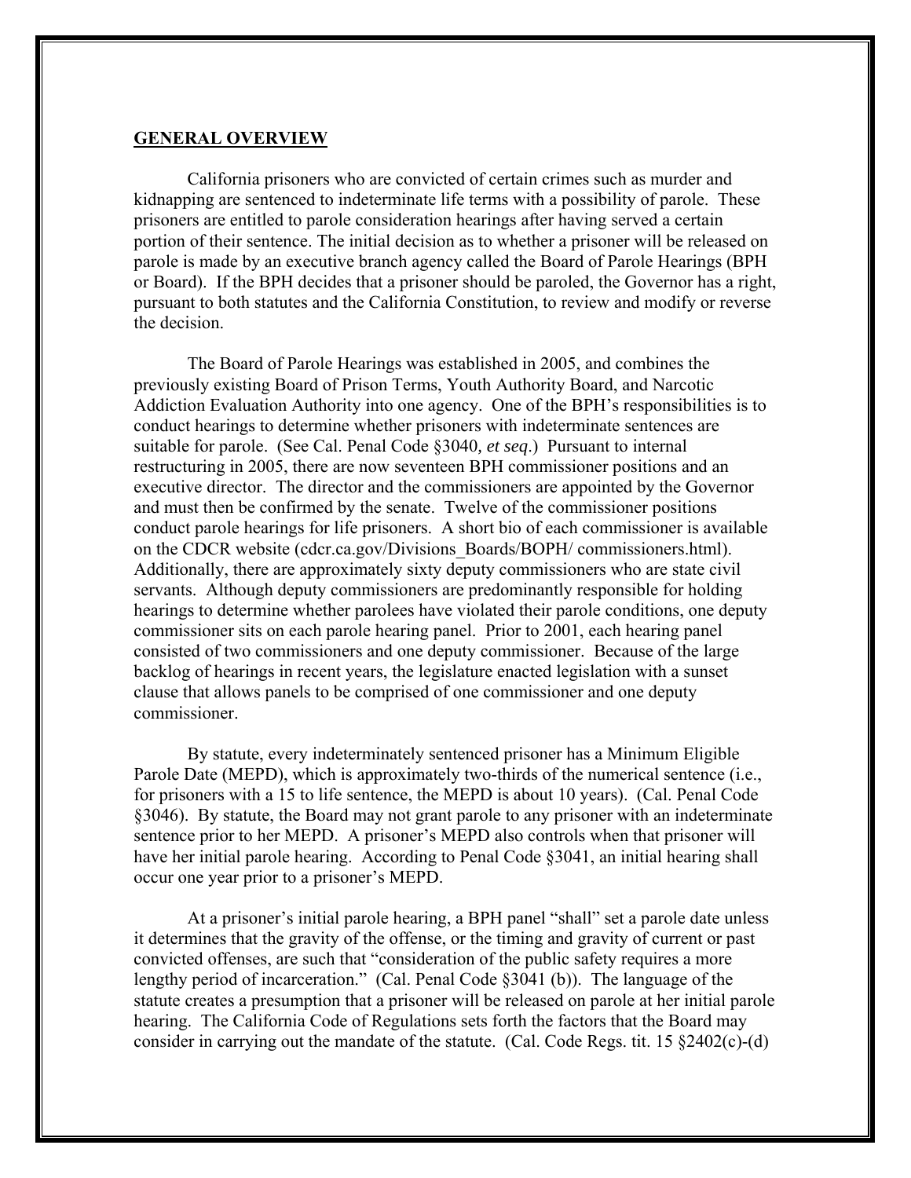## GENERAL OVERVIEW

California prisoners who are convicted of certain crimes such as murder and kidnapping are sentenced to indeterminate life terms with a possibility of parole. These prisoners are entitled to parole consideration hearings after having served a certain portion of their sentence. The initial decision as to whether a prisoner will be released on parole is made by an executive branch agency called the Board of Parole Hearings (BPH or Board). If the BPH decides that a prisoner should be paroled, the Governor has a right, pursuant to both statutes and the California Constitution, to review and modify or reverse the decision.

The Board of Parole Hearings was established in 2005, and combines the previously existing Board of Prison Terms, Youth Authority Board, and Narcotic Addiction Evaluation Authority into one agency. One of the BPH's responsibilities is to conduct hearings to determine whether prisoners with indeterminate sentences are suitable for parole. (See Cal. Penal Code §3040, *et seq*.) Pursuant to internal restructuring in 2005, there are now seventeen BPH commissioner positions and an executive director. The director and the commissioners are appointed by the Governor and must then be confirmed by the senate. Twelve of the commissioner positions conduct parole hearings for life prisoners. A short bio of each commissioner is available on the CDCR website (cdcr.ca.gov/Divisions_Boards/BOPH/ commissioners.html). Additionally, there are approximately sixty deputy commissioners who are state civil servants. Although deputy commissioners are predominantly responsible for holding hearings to determine whether parolees have violated their parole conditions, one deputy commissioner sits on each parole hearing panel. Prior to 2001, each hearing panel consisted of two commissioners and one deputy commissioner. Because of the large backlog of hearings in recent years, the legislature enacted legislation with a sunset clause that allows panels to be comprised of one commissioner and one deputy commissioner.

By statute, every indeterminately sentenced prisoner has a Minimum Eligible Parole Date (MEPD), which is approximately two-thirds of the numerical sentence (i.e., for prisoners with a 15 to life sentence, the MEPD is about 10 years). (Cal. Penal Code §3046). By statute, the Board may not grant parole to any prisoner with an indeterminate sentence prior to her MEPD. A prisoner's MEPD also controls when that prisoner will have her initial parole hearing. According to Penal Code §3041, an initial hearing shall occur one year prior to a prisoner's MEPD.

At a prisoner's initial parole hearing, a BPH panel "shall" set a parole date unless it determines that the gravity of the offense, or the timing and gravity of current or past convicted offenses, are such that "consideration of the public safety requires a more lengthy period of incarceration." (Cal. Penal Code §3041 (b)). The language of the statute creates a presumption that a prisoner will be released on parole at her initial parole hearing. The California Code of Regulations sets forth the factors that the Board may consider in carrying out the mandate of the statute. (Cal. Code Regs. tit. 15 §2402(c)-(d)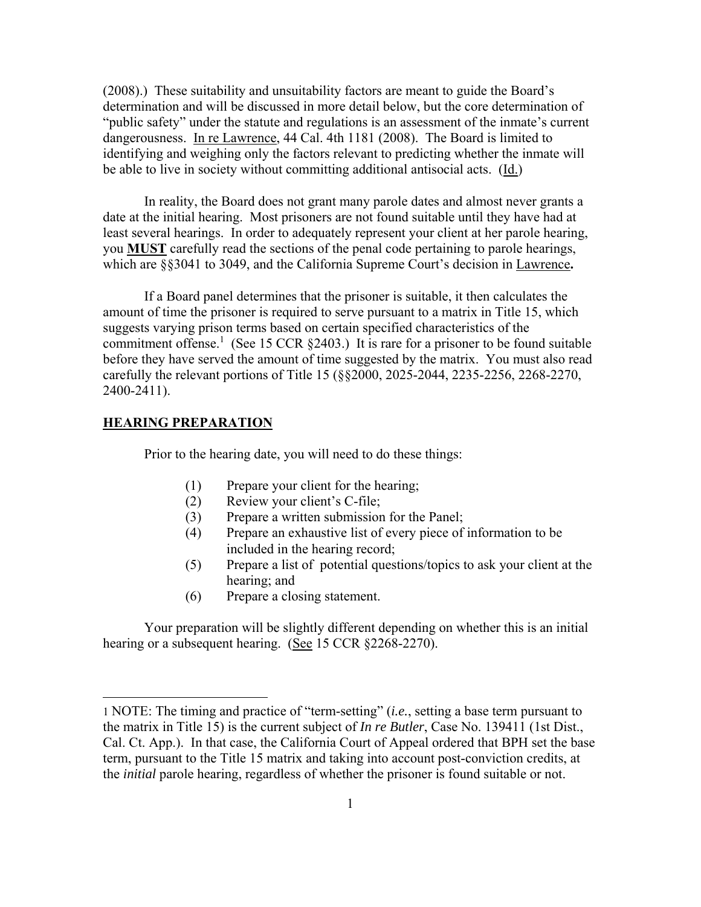(2008).) These suitability and unsuitability factors are meant to guide the Board's determination and will be discussed in more detail below, but the core determination of "public safety" under the statute and regulations is an assessment of the inmate's current dangerousness. In re Lawrence, 44 Cal. 4th 1181 (2008). The Board is limited to identifying and weighing only the factors relevant to predicting whether the inmate will be able to live in society without committing additional antisocial acts. (Id.)

In reality, the Board does not grant many parole dates and almost never grants a date at the initial hearing. Most prisoners are not found suitable until they have had at least several hearings. In order to adequately represent your client at her parole hearing, you **MUST** carefully read the sections of the penal code pertaining to parole hearings, which are §§3041 to 3049, and the California Supreme Court's decision in Lawrence**.**

If a Board panel determines that the prisoner is suitable, it then calculates the amount of time the prisoner is required to serve pursuant to a matrix in Title 15, which suggests varying prison terms based on certain specified characteristics of the commitment offense.[1] (See 15 CCR §2403.) It is rare for a prisoner to be found suitable before they have served the amount of time suggested by the matrix. You must also read carefully the relevant portions of Title 15 (§§2000, 2025-2044, 2235-2256, 2268-2270, 2400-2411).

## HEARING PREPARATION

Prior to the hearing date, you will need to do these things:

(1) Prepare your client for the hearing;
(2) Review your client's C-file;
(3) Prepare a written submission for the Panel;
(4) Prepare an exhaustive list of every piece of information to be included in the hearing record;
(5) Prepare a list of potential questions/topics to ask your client at the hearing; and
(6) Prepare a closing statement.

Your preparation will be slightly different depending on whether this is an initial hearing or a subsequent hearing. (See 15 CCR §2268-2270).

---

1 NOTE: The timing and practice of "term-setting" (*i.e.*, setting a base term pursuant to the matrix in Title 15) is the current subject of *In re Butler*, Case No. 139411 (1st Dist., Cal. Ct. App.). In that case, the California Court of Appeal ordered that BPH set the base term, pursuant to the Title 15 matrix and taking into account post-conviction credits, at the *initial* parole hearing, regardless of whether the prisoner is found suitable or not.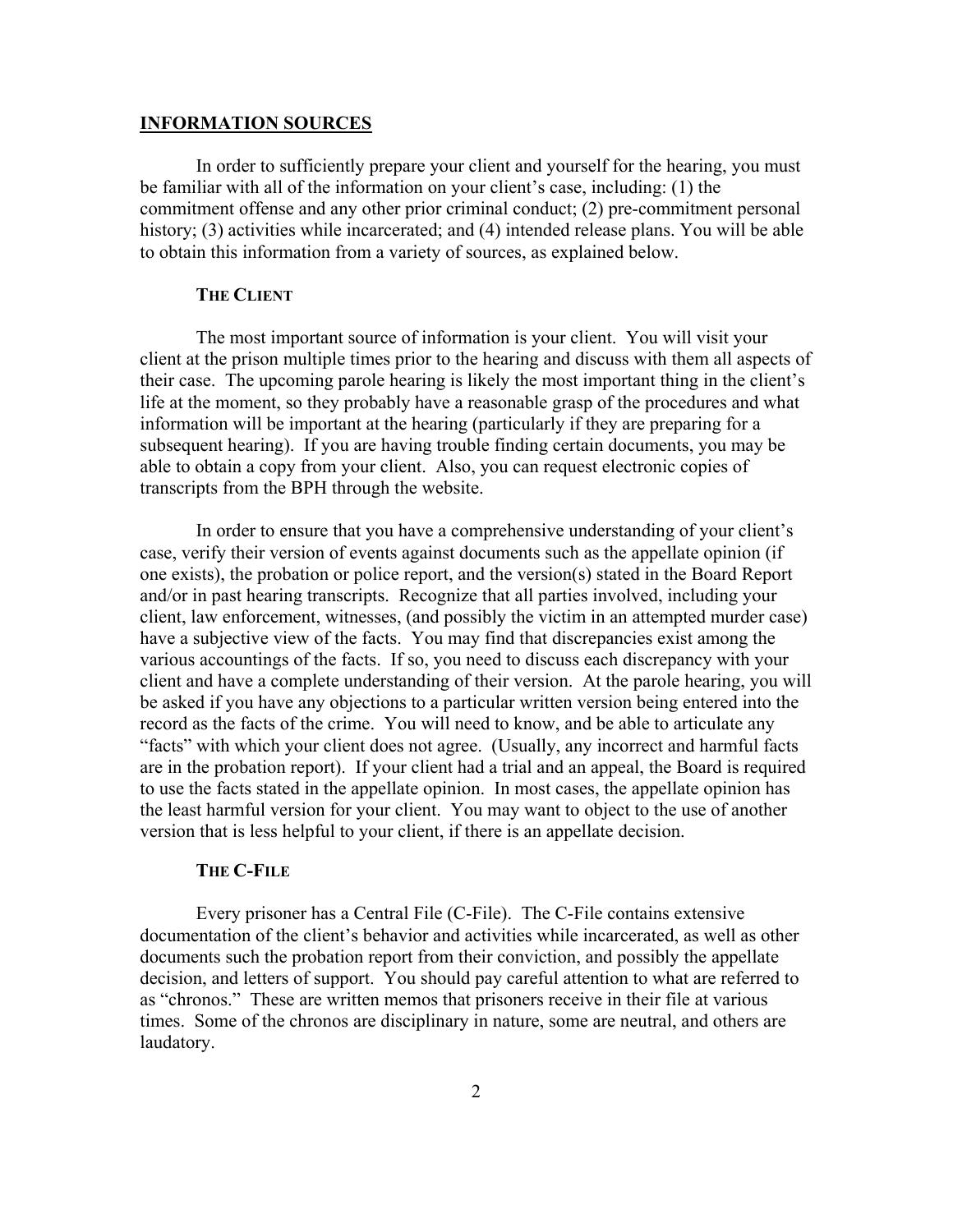## INFORMATION SOURCES

In order to sufficiently prepare your client and yourself for the hearing, you must be familiar with all of the information on your client's case, including: (1) the commitment offense and any other prior criminal conduct; (2) pre-commitment personal history; (3) activities while incarcerated; and (4) intended release plans. You will be able to obtain this information from a variety of sources, as explained below.

### THE CLIENT

The most important source of information is your client. You will visit your client at the prison multiple times prior to the hearing and discuss with them all aspects of their case. The upcoming parole hearing is likely the most important thing in the client's life at the moment, so they probably have a reasonable grasp of the procedures and what information will be important at the hearing (particularly if they are preparing for a subsequent hearing). If you are having trouble finding certain documents, you may be able to obtain a copy from your client. Also, you can request electronic copies of transcripts from the BPH through the website.

In order to ensure that you have a comprehensive understanding of your client's case, verify their version of events against documents such as the appellate opinion (if one exists), the probation or police report, and the version(s) stated in the Board Report and/or in past hearing transcripts. Recognize that all parties involved, including your client, law enforcement, witnesses, (and possibly the victim in an attempted murder case) have a subjective view of the facts. You may find that discrepancies exist among the various accountings of the facts. If so, you need to discuss each discrepancy with your client and have a complete understanding of their version. At the parole hearing, you will be asked if you have any objections to a particular written version being entered into the record as the facts of the crime. You will need to know, and be able to articulate any "facts" with which your client does not agree. (Usually, any incorrect and harmful facts are in the probation report). If your client had a trial and an appeal, the Board is required to use the facts stated in the appellate opinion. In most cases, the appellate opinion has the least harmful version for your client. You may want to object to the use of another version that is less helpful to your client, if there is an appellate decision.

### THE C-FILE

Every prisoner has a Central File (C-File). The C-File contains extensive documentation of the client's behavior and activities while incarcerated, as well as other documents such the probation report from their conviction, and possibly the appellate decision, and letters of support. You should pay careful attention to what are referred to as "chronos." These are written memos that prisoners receive in their file at various times. Some of the chronos are disciplinary in nature, some are neutral, and others are laudatory.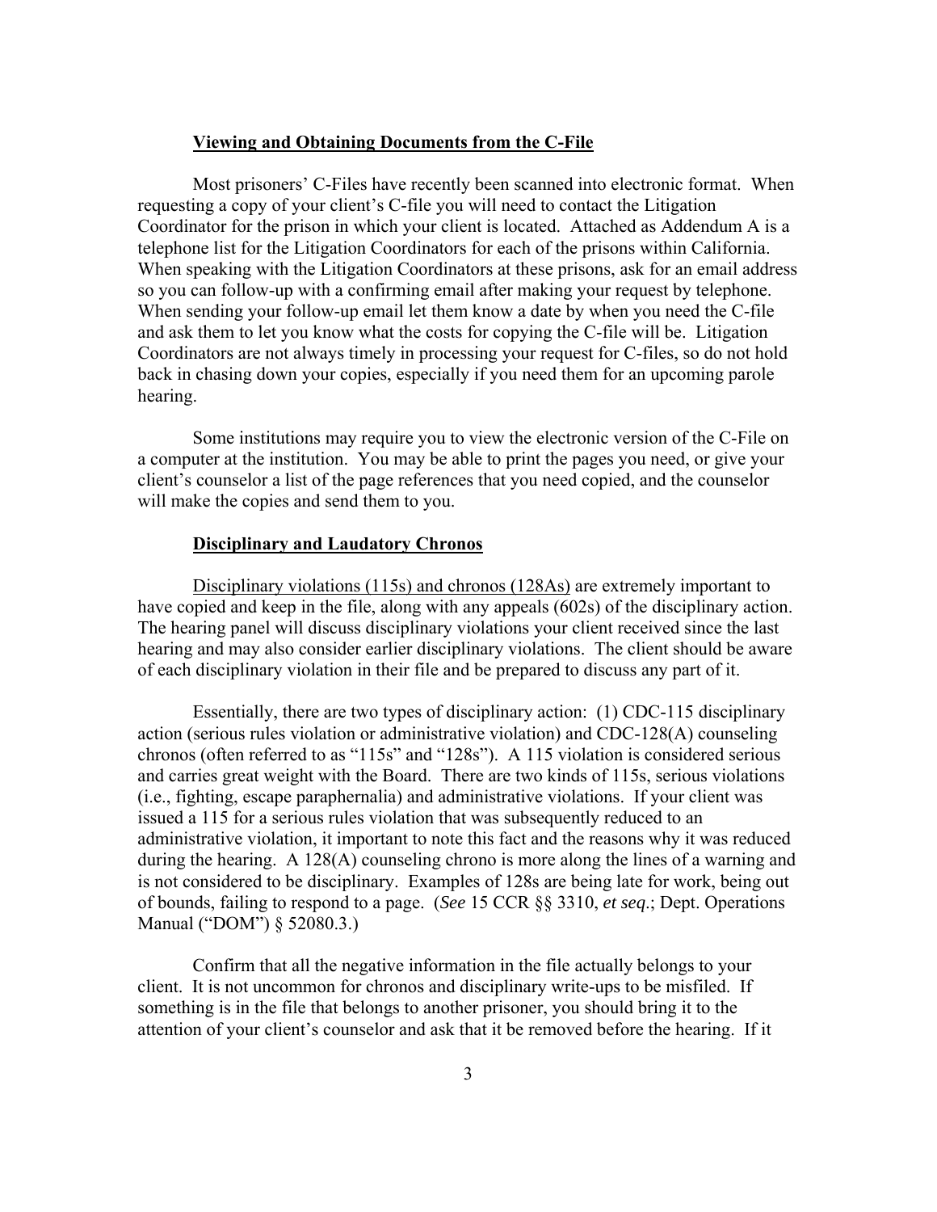### Viewing and Obtaining Documents from the C-File

Most prisoners' C-Files have recently been scanned into electronic format. When requesting a copy of your client's C-file you will need to contact the Litigation Coordinator for the prison in which your client is located. Attached as Addendum A is a telephone list for the Litigation Coordinators for each of the prisons within California. When speaking with the Litigation Coordinators at these prisons, ask for an email address so you can follow-up with a confirming email after making your request by telephone. When sending your follow-up email let them know a date by when you need the C-file and ask them to let you know what the costs for copying the C-file will be. Litigation Coordinators are not always timely in processing your request for C-files, so do not hold back in chasing down your copies, especially if you need them for an upcoming parole hearing.

Some institutions may require you to view the electronic version of the C-File on a computer at the institution. You may be able to print the pages you need, or give your client's counselor a list of the page references that you need copied, and the counselor will make the copies and send them to you.

### Disciplinary and Laudatory Chronos

Disciplinary violations (115s) and chronos (128As) are extremely important to have copied and keep in the file, along with any appeals (602s) of the disciplinary action. The hearing panel will discuss disciplinary violations your client received since the last hearing and may also consider earlier disciplinary violations. The client should be aware of each disciplinary violation in their file and be prepared to discuss any part of it.

Essentially, there are two types of disciplinary action: (1) CDC-115 disciplinary action (serious rules violation or administrative violation) and CDC-128(A) counseling chronos (often referred to as "115s" and "128s"). A 115 violation is considered serious and carries great weight with the Board. There are two kinds of 115s, serious violations (i.e., fighting, escape paraphernalia) and administrative violations. If your client was issued a 115 for a serious rules violation that was subsequently reduced to an administrative violation, it important to note this fact and the reasons why it was reduced during the hearing. A 128(A) counseling chrono is more along the lines of a warning and is not considered to be disciplinary. Examples of 128s are being late for work, being out of bounds, failing to respond to a page. (*See* 15 CCR §§ 3310, *et seq*.; Dept. Operations Manual ("DOM") § 52080.3.)

Confirm that all the negative information in the file actually belongs to your client. It is not uncommon for chronos and disciplinary write-ups to be misfiled. If something is in the file that belongs to another prisoner, you should bring it to the attention of your client's counselor and ask that it be removed before the hearing. If it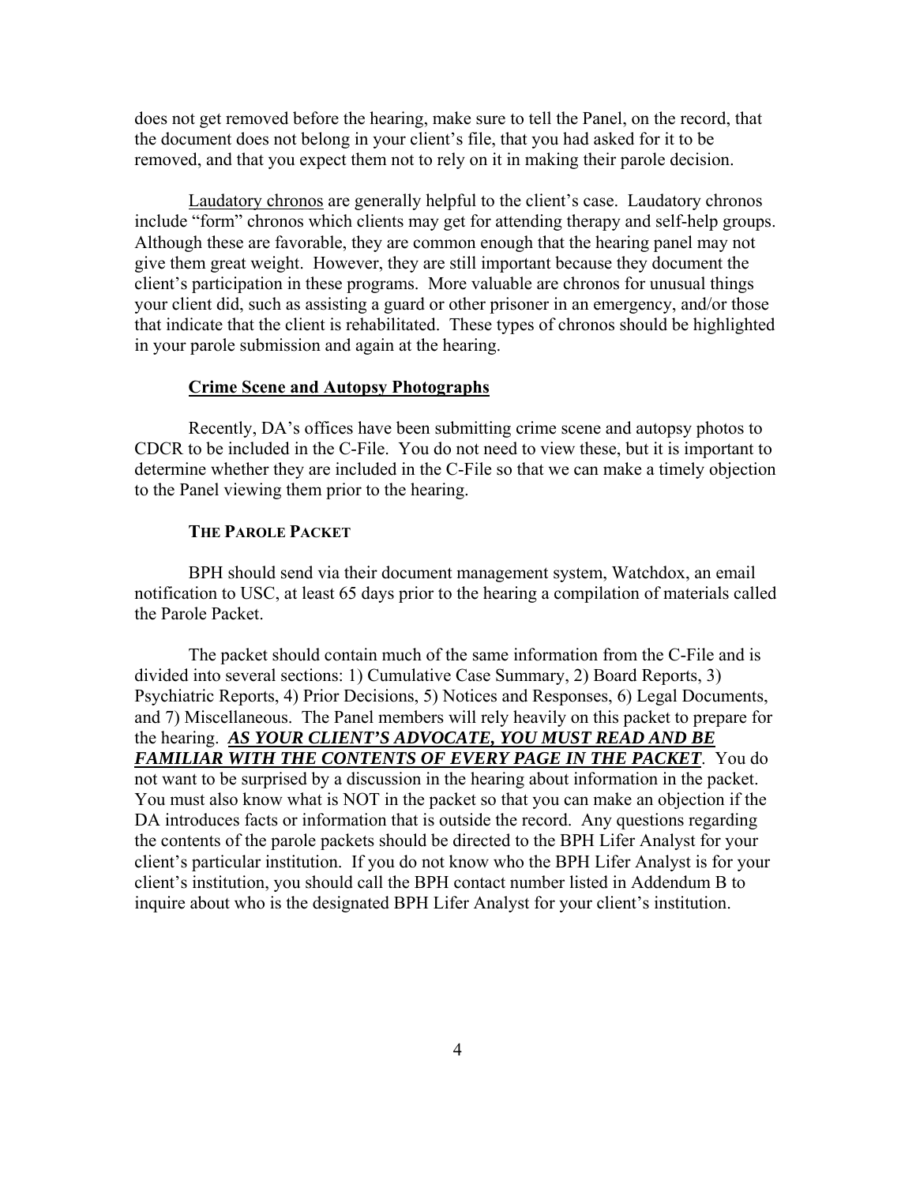does not get removed before the hearing, make sure to tell the Panel, on the record, that the document does not belong in your client's file, that you had asked for it to be removed, and that you expect them not to rely on it in making their parole decision.

Laudatory chronos are generally helpful to the client's case. Laudatory chronos include "form" chronos which clients may get for attending therapy and self-help groups. Although these are favorable, they are common enough that the hearing panel may not give them great weight. However, they are still important because they document the client's participation in these programs. More valuable are chronos for unusual things your client did, such as assisting a guard or other prisoner in an emergency, and/or those that indicate that the client is rehabilitated. These types of chronos should be highlighted in your parole submission and again at the hearing.

### Crime Scene and Autopsy Photographs

Recently, DA's offices have been submitting crime scene and autopsy photos to CDCR to be included in the C-File. You do not need to view these, but it is important to determine whether they are included in the C-File so that we can make a timely objection to the Panel viewing them prior to the hearing.

### THE PAROLE PACKET

BPH should send via their document management system, Watchdox, an email notification to USC, at least 65 days prior to the hearing a compilation of materials called the Parole Packet.

The packet should contain much of the same information from the C-File and is divided into several sections: 1) Cumulative Case Summary, 2) Board Reports, 3) Psychiatric Reports, 4) Prior Decisions, 5) Notices and Responses, 6) Legal Documents, and 7) Miscellaneous. The Panel members will rely heavily on this packet to prepare for the hearing. ***AS YOUR CLIENT'S ADVOCATE, YOU MUST READ AND BE FAMILIAR WITH THE CONTENTS OF EVERY PAGE IN THE PACKET***. You do not want to be surprised by a discussion in the hearing about information in the packet. You must also know what is NOT in the packet so that you can make an objection if the DA introduces facts or information that is outside the record. Any questions regarding the contents of the parole packets should be directed to the BPH Lifer Analyst for your client's particular institution. If you do not know who the BPH Lifer Analyst is for your client's institution, you should call the BPH contact number listed in Addendum B to inquire about who is the designated BPH Lifer Analyst for your client's institution.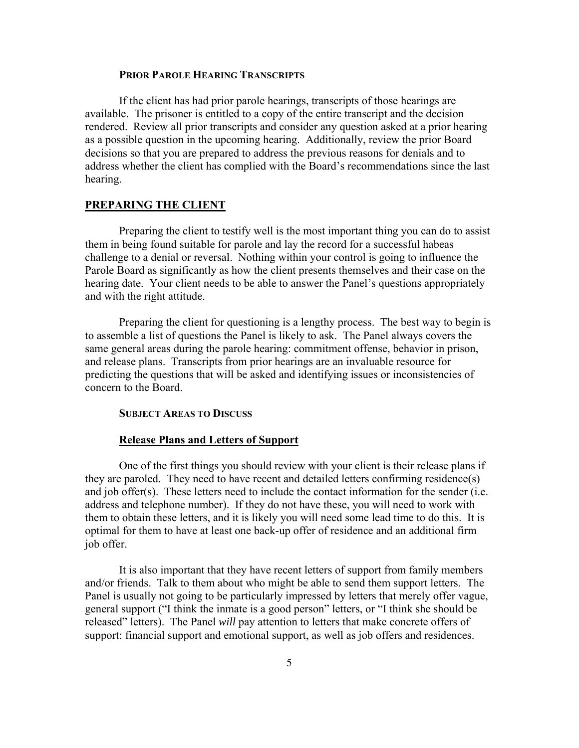#### PRIOR PAROLE HEARING TRANSCRIPTS

If the client has had prior parole hearings, transcripts of those hearings are available. The prisoner is entitled to a copy of the entire transcript and the decision rendered. Review all prior transcripts and consider any question asked at a prior hearing as a possible question in the upcoming hearing. Additionally, review the prior Board decisions so that you are prepared to address the previous reasons for denials and to address whether the client has complied with the Board's recommendations since the last hearing.

## PREPARING THE CLIENT

Preparing the client to testify well is the most important thing you can do to assist them in being found suitable for parole and lay the record for a successful habeas challenge to a denial or reversal. Nothing within your control is going to influence the Parole Board as significantly as how the client presents themselves and their case on the hearing date. Your client needs to be able to answer the Panel's questions appropriately and with the right attitude.

Preparing the client for questioning is a lengthy process. The best way to begin is to assemble a list of questions the Panel is likely to ask. The Panel always covers the same general areas during the parole hearing: commitment offense, behavior in prison, and release plans. Transcripts from prior hearings are an invaluable resource for predicting the questions that will be asked and identifying issues or inconsistencies of concern to the Board.

### SUBJECT AREAS TO DISCUSS

#### Release Plans and Letters of Support

One of the first things you should review with your client is their release plans if they are paroled. They need to have recent and detailed letters confirming residence(s) and job offer(s). These letters need to include the contact information for the sender (i.e. address and telephone number). If they do not have these, you will need to work with them to obtain these letters, and it is likely you will need some lead time to do this. It is optimal for them to have at least one back-up offer of residence and an additional firm job offer.

It is also important that they have recent letters of support from family members and/or friends. Talk to them about who might be able to send them support letters. The Panel is usually not going to be particularly impressed by letters that merely offer vague, general support ("I think the inmate is a good person" letters, or "I think she should be released" letters). The Panel *will* pay attention to letters that make concrete offers of support: financial support and emotional support, as well as job offers and residences.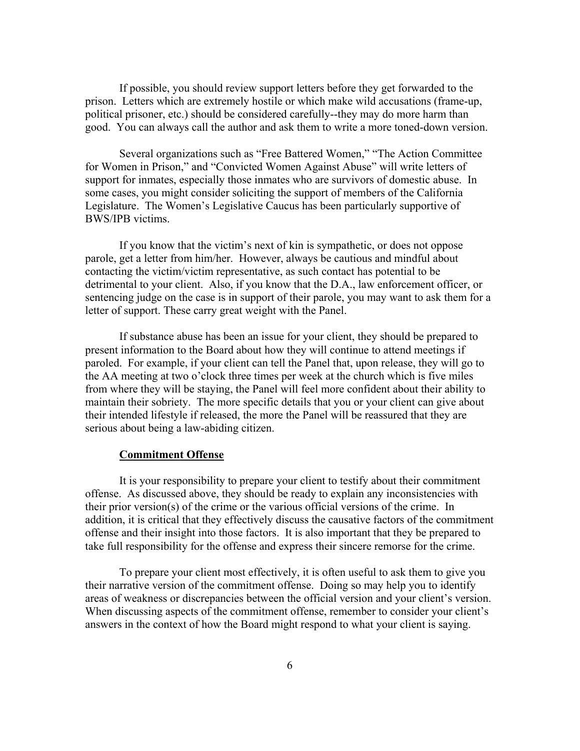If possible, you should review support letters before they get forwarded to the prison. Letters which are extremely hostile or which make wild accusations (frame-up, political prisoner, etc.) should be considered carefully--they may do more harm than good. You can always call the author and ask them to write a more toned-down version.

Several organizations such as "Free Battered Women," "The Action Committee for Women in Prison," and "Convicted Women Against Abuse" will write letters of support for inmates, especially those inmates who are survivors of domestic abuse. In some cases, you might consider soliciting the support of members of the California Legislature. The Women's Legislative Caucus has been particularly supportive of BWS/IPB victims.

If you know that the victim's next of kin is sympathetic, or does not oppose parole, get a letter from him/her. However, always be cautious and mindful about contacting the victim/victim representative, as such contact has potential to be detrimental to your client. Also, if you know that the D.A., law enforcement officer, or sentencing judge on the case is in support of their parole, you may want to ask them for a letter of support. These carry great weight with the Panel.

If substance abuse has been an issue for your client, they should be prepared to present information to the Board about how they will continue to attend meetings if paroled. For example, if your client can tell the Panel that, upon release, they will go to the AA meeting at two o'clock three times per week at the church which is five miles from where they will be staying, the Panel will feel more confident about their ability to maintain their sobriety. The more specific details that you or your client can give about their intended lifestyle if released, the more the Panel will be reassured that they are serious about being a law-abiding citizen.

**Commitment Offense**

It is your responsibility to prepare your client to testify about their commitment offense. As discussed above, they should be ready to explain any inconsistencies with their prior version(s) of the crime or the various official versions of the crime. In addition, it is critical that they effectively discuss the causative factors of the commitment offense and their insight into those factors. It is also important that they be prepared to take full responsibility for the offense and express their sincere remorse for the crime.

To prepare your client most effectively, it is often useful to ask them to give you their narrative version of the commitment offense. Doing so may help you to identify areas of weakness or discrepancies between the official version and your client's version. When discussing aspects of the commitment offense, remember to consider your client's answers in the context of how the Board might respond to what your client is saying.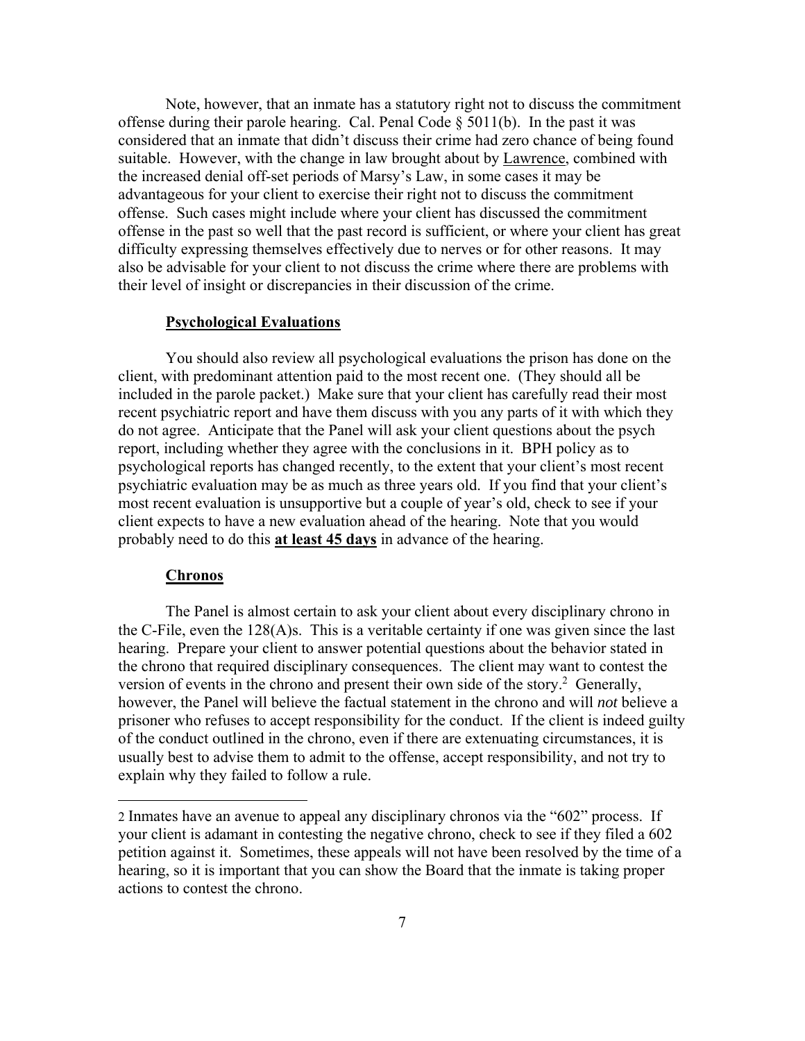Note, however, that an inmate has a statutory right not to discuss the commitment offense during their parole hearing. Cal. Penal Code § 5011(b). In the past it was considered that an inmate that didn't discuss their crime had zero chance of being found suitable. However, with the change in law brought about by Lawrence, combined with the increased denial off-set periods of Marsy's Law, in some cases it may be advantageous for your client to exercise their right not to discuss the commitment offense. Such cases might include where your client has discussed the commitment offense in the past so well that the past record is sufficient, or where your client has great difficulty expressing themselves effectively due to nerves or for other reasons. It may also be advisable for your client to not discuss the crime where there are problems with their level of insight or discrepancies in their discussion of the crime.

**Psychological Evaluations**

You should also review all psychological evaluations the prison has done on the client, with predominant attention paid to the most recent one. (They should all be included in the parole packet.) Make sure that your client has carefully read their most recent psychiatric report and have them discuss with you any parts of it with which they do not agree. Anticipate that the Panel will ask your client questions about the psych report, including whether they agree with the conclusions in it. BPH policy as to psychological reports has changed recently, to the extent that your client's most recent psychiatric evaluation may be as much as three years old. If you find that your client's most recent evaluation is unsupportive but a couple of year's old, check to see if your client expects to have a new evaluation ahead of the hearing. Note that you would probably need to do this **at least 45 days** in advance of the hearing.

**Chronos**

The Panel is almost certain to ask your client about every disciplinary chrono in the C-File, even the 128(A)s. This is a veritable certainty if one was given since the last hearing. Prepare your client to answer potential questions about the behavior stated in the chrono that required disciplinary consequences. The client may want to contest the version of events in the chrono and present their own side of the story.[2] Generally, however, the Panel will believe the factual statement in the chrono and will *not* believe a prisoner who refuses to accept responsibility for the conduct. If the client is indeed guilty of the conduct outlined in the chrono, even if there are extenuating circumstances, it is usually best to advise them to admit to the offense, accept responsibility, and not try to explain why they failed to follow a rule.

---

2 Inmates have an avenue to appeal any disciplinary chronos via the "602" process. If your client is adamant in contesting the negative chrono, check to see if they filed a 602 petition against it. Sometimes, these appeals will not have been resolved by the time of a hearing, so it is important that you can show the Board that the inmate is taking proper actions to contest the chrono.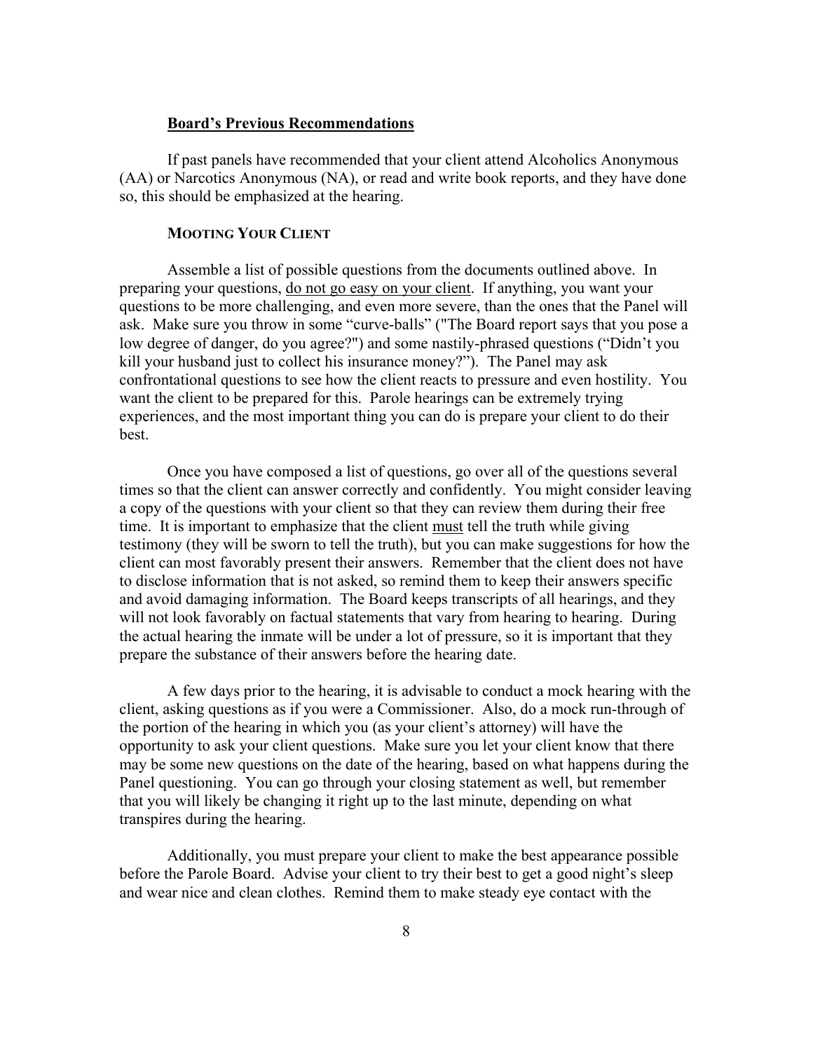### <u>Board's Previous Recommendations</u>

If past panels have recommended that your client attend Alcoholics Anonymous (AA) or Narcotics Anonymous (NA), or read and write book reports, and they have done so, this should be emphasized at the hearing.

### MOOTING YOUR CLIENT

Assemble a list of possible questions from the documents outlined above. In preparing your questions, <u>do not go easy on your client</u>. If anything, you want your questions to be more challenging, and even more severe, than the ones that the Panel will ask. Make sure you throw in some "curve-balls" ("The Board report says that you pose a low degree of danger, do you agree?") and some nastily-phrased questions ("Didn't you kill your husband just to collect his insurance money?"). The Panel may ask confrontational questions to see how the client reacts to pressure and even hostility. You want the client to be prepared for this. Parole hearings can be extremely trying experiences, and the most important thing you can do is prepare your client to do their best.

Once you have composed a list of questions, go over all of the questions several times so that the client can answer correctly and confidently. You might consider leaving a copy of the questions with your client so that they can review them during their free time. It is important to emphasize that the client <u>must</u> tell the truth while giving testimony (they will be sworn to tell the truth), but you can make suggestions for how the client can most favorably present their answers. Remember that the client does not have to disclose information that is not asked, so remind them to keep their answers specific and avoid damaging information. The Board keeps transcripts of all hearings, and they will not look favorably on factual statements that vary from hearing to hearing. During the actual hearing the inmate will be under a lot of pressure, so it is important that they prepare the substance of their answers before the hearing date.

A few days prior to the hearing, it is advisable to conduct a mock hearing with the client, asking questions as if you were a Commissioner. Also, do a mock run-through of the portion of the hearing in which you (as your client's attorney) will have the opportunity to ask your client questions. Make sure you let your client know that there may be some new questions on the date of the hearing, based on what happens during the Panel questioning. You can go through your closing statement as well, but remember that you will likely be changing it right up to the last minute, depending on what transpires during the hearing.

Additionally, you must prepare your client to make the best appearance possible before the Parole Board. Advise your client to try their best to get a good night's sleep and wear nice and clean clothes. Remind them to make steady eye contact with the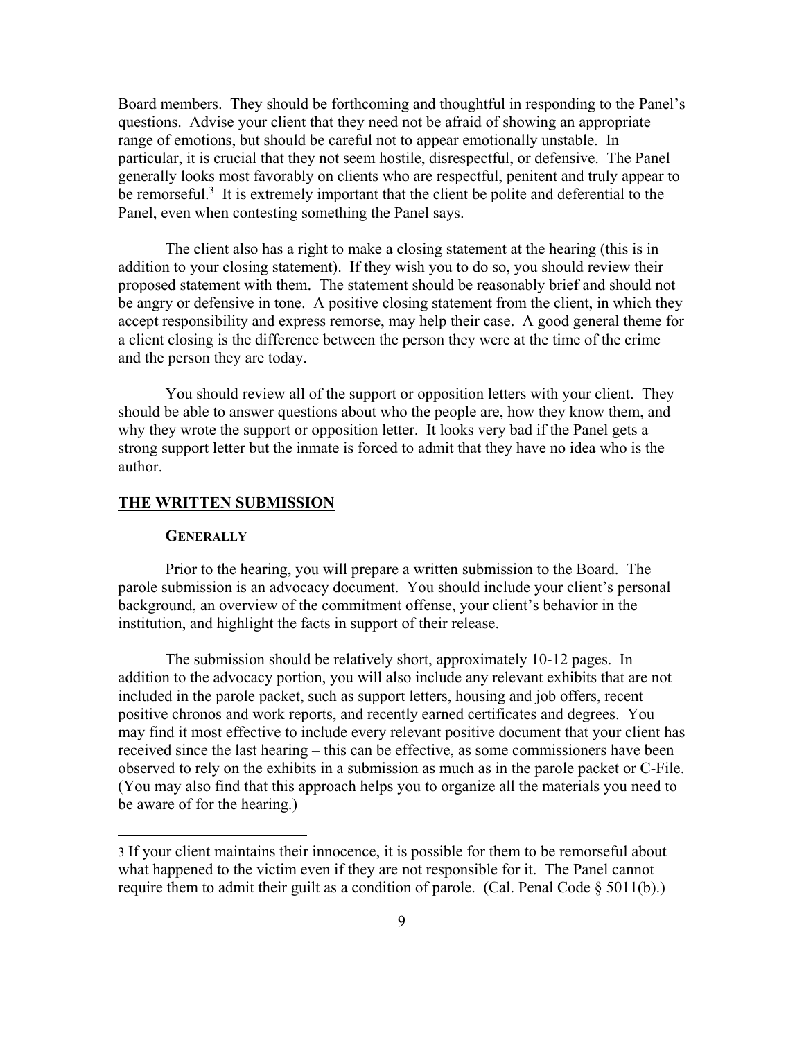Board members. They should be forthcoming and thoughtful in responding to the Panel's questions. Advise your client that they need not be afraid of showing an appropriate range of emotions, but should be careful not to appear emotionally unstable. In particular, it is crucial that they not seem hostile, disrespectful, or defensive. The Panel generally looks most favorably on clients who are respectful, penitent and truly appear to be remorseful.[3] It is extremely important that the client be polite and deferential to the Panel, even when contesting something the Panel says.

The client also has a right to make a closing statement at the hearing (this is in addition to your closing statement). If they wish you to do so, you should review their proposed statement with them. The statement should be reasonably brief and should not be angry or defensive in tone. A positive closing statement from the client, in which they accept responsibility and express remorse, may help their case. A good general theme for a client closing is the difference between the person they were at the time of the crime and the person they are today.

You should review all of the support or opposition letters with your client. They should be able to answer questions about who the people are, how they know them, and why they wrote the support or opposition letter. It looks very bad if the Panel gets a strong support letter but the inmate is forced to admit that they have no idea who is the author.

## THE WRITTEN SUBMISSION

### GENERALLY

Prior to the hearing, you will prepare a written submission to the Board. The parole submission is an advocacy document. You should include your client's personal background, an overview of the commitment offense, your client's behavior in the institution, and highlight the facts in support of their release.

The submission should be relatively short, approximately 10-12 pages. In addition to the advocacy portion, you will also include any relevant exhibits that are not included in the parole packet, such as support letters, housing and job offers, recent positive chronos and work reports, and recently earned certificates and degrees. You may find it most effective to include every relevant positive document that your client has received since the last hearing – this can be effective, as some commissioners have been observed to rely on the exhibits in a submission as much as in the parole packet or C-File. (You may also find that this approach helps you to organize all the materials you need to be aware of for the hearing.)

---

[3] If your client maintains their innocence, it is possible for them to be remorseful about what happened to the victim even if they are not responsible for it. The Panel cannot require them to admit their guilt as a condition of parole. (Cal. Penal Code § 5011(b).)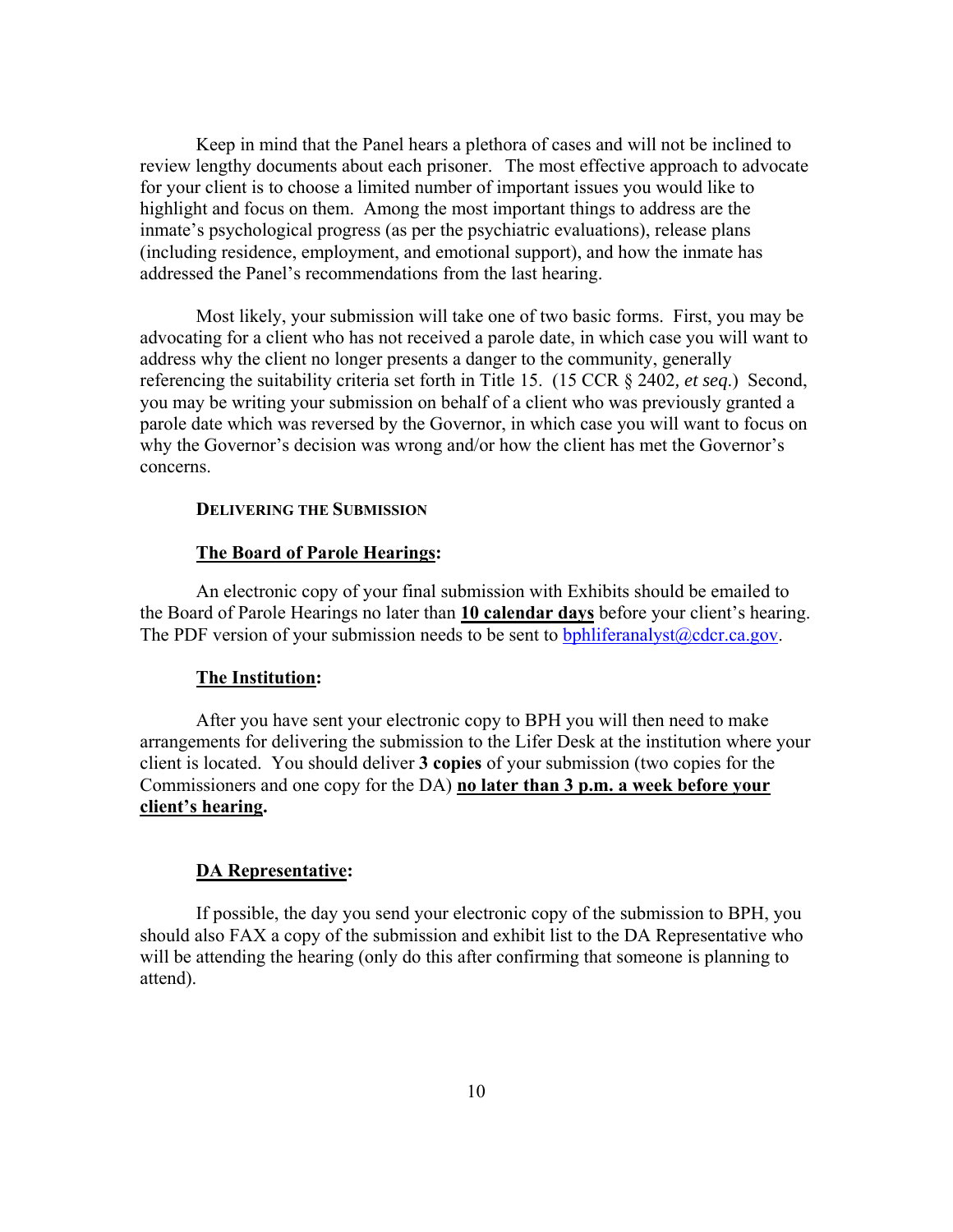Keep in mind that the Panel hears a plethora of cases and will not be inclined to review lengthy documents about each prisoner. The most effective approach to advocate for your client is to choose a limited number of important issues you would like to highlight and focus on them. Among the most important things to address are the inmate's psychological progress (as per the psychiatric evaluations), release plans (including residence, employment, and emotional support), and how the inmate has addressed the Panel's recommendations from the last hearing.

Most likely, your submission will take one of two basic forms. First, you may be advocating for a client who has not received a parole date, in which case you will want to address why the client no longer presents a danger to the community, generally referencing the suitability criteria set forth in Title 15. (15 CCR § 2402, *et seq*.) Second, you may be writing your submission on behalf of a client who was previously granted a parole date which was reversed by the Governor, in which case you will want to focus on why the Governor's decision was wrong and/or how the client has met the Governor's concerns.

### DELIVERING THE SUBMISSION

**The Board of Parole Hearings:**

An electronic copy of your final submission with Exhibits should be emailed to the Board of Parole Hearings no later than **10 calendar days** before your client's hearing. The PDF version of your submission needs to be sent to bphliferanalyst@cdcr.ca.gov.

**The Institution:**

After you have sent your electronic copy to BPH you will then need to make arrangements for delivering the submission to the Lifer Desk at the institution where your client is located. You should deliver **3 copies** of your submission (two copies for the Commissioners and one copy for the DA) **no later than 3 p.m. a week before your client's hearing.**

**DA Representative:**

If possible, the day you send your electronic copy of the submission to BPH, you should also FAX a copy of the submission and exhibit list to the DA Representative who will be attending the hearing (only do this after confirming that someone is planning to attend).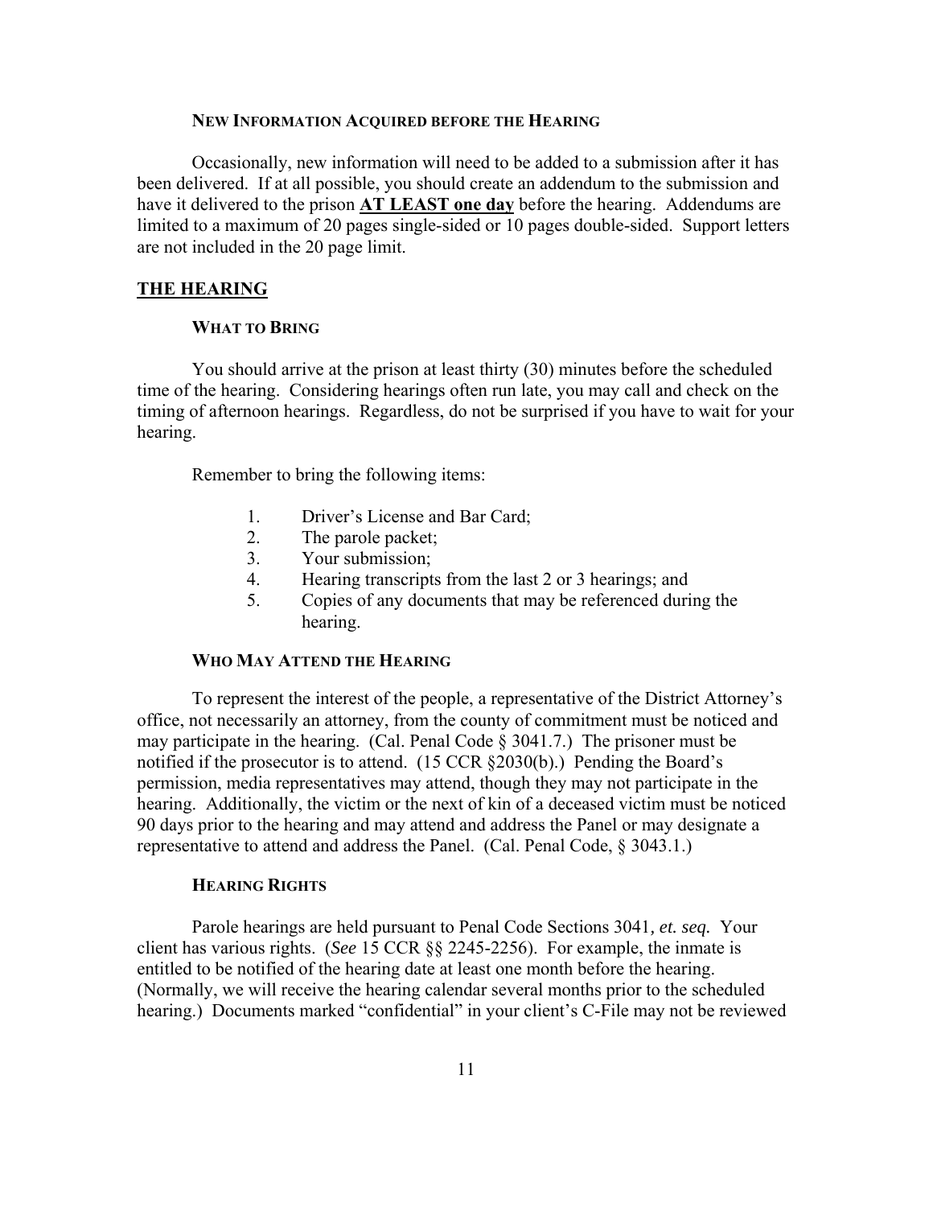#### NEW INFORMATION ACQUIRED BEFORE THE HEARING

Occasionally, new information will need to be added to a submission after it has been delivered. If at all possible, you should create an addendum to the submission and have it delivered to the prison **AT LEAST one day** before the hearing. Addendums are limited to a maximum of 20 pages single-sided or 10 pages double-sided. Support letters are not included in the 20 page limit.

## THE HEARING

#### WHAT TO BRING

You should arrive at the prison at least thirty (30) minutes before the scheduled time of the hearing. Considering hearings often run late, you may call and check on the timing of afternoon hearings. Regardless, do not be surprised if you have to wait for your hearing.

Remember to bring the following items:

1. Driver's License and Bar Card;
2. The parole packet;
3. Your submission;
4. Hearing transcripts from the last 2 or 3 hearings; and
5. Copies of any documents that may be referenced during the hearing.

#### WHO MAY ATTEND THE HEARING

To represent the interest of the people, a representative of the District Attorney's office, not necessarily an attorney, from the county of commitment must be noticed and may participate in the hearing. (Cal. Penal Code § 3041.7.) The prisoner must be notified if the prosecutor is to attend. (15 CCR §2030(b).) Pending the Board's permission, media representatives may attend, though they may not participate in the hearing. Additionally, the victim or the next of kin of a deceased victim must be noticed 90 days prior to the hearing and may attend and address the Panel or may designate a representative to attend and address the Panel. (Cal. Penal Code, § 3043.1.)

#### HEARING RIGHTS

Parole hearings are held pursuant to Penal Code Sections 3041*, et. seq.* Your client has various rights. (*See* 15 CCR §§ 2245-2256). For example, the inmate is entitled to be notified of the hearing date at least one month before the hearing. (Normally, we will receive the hearing calendar several months prior to the scheduled hearing.) Documents marked "confidential" in your client's C-File may not be reviewed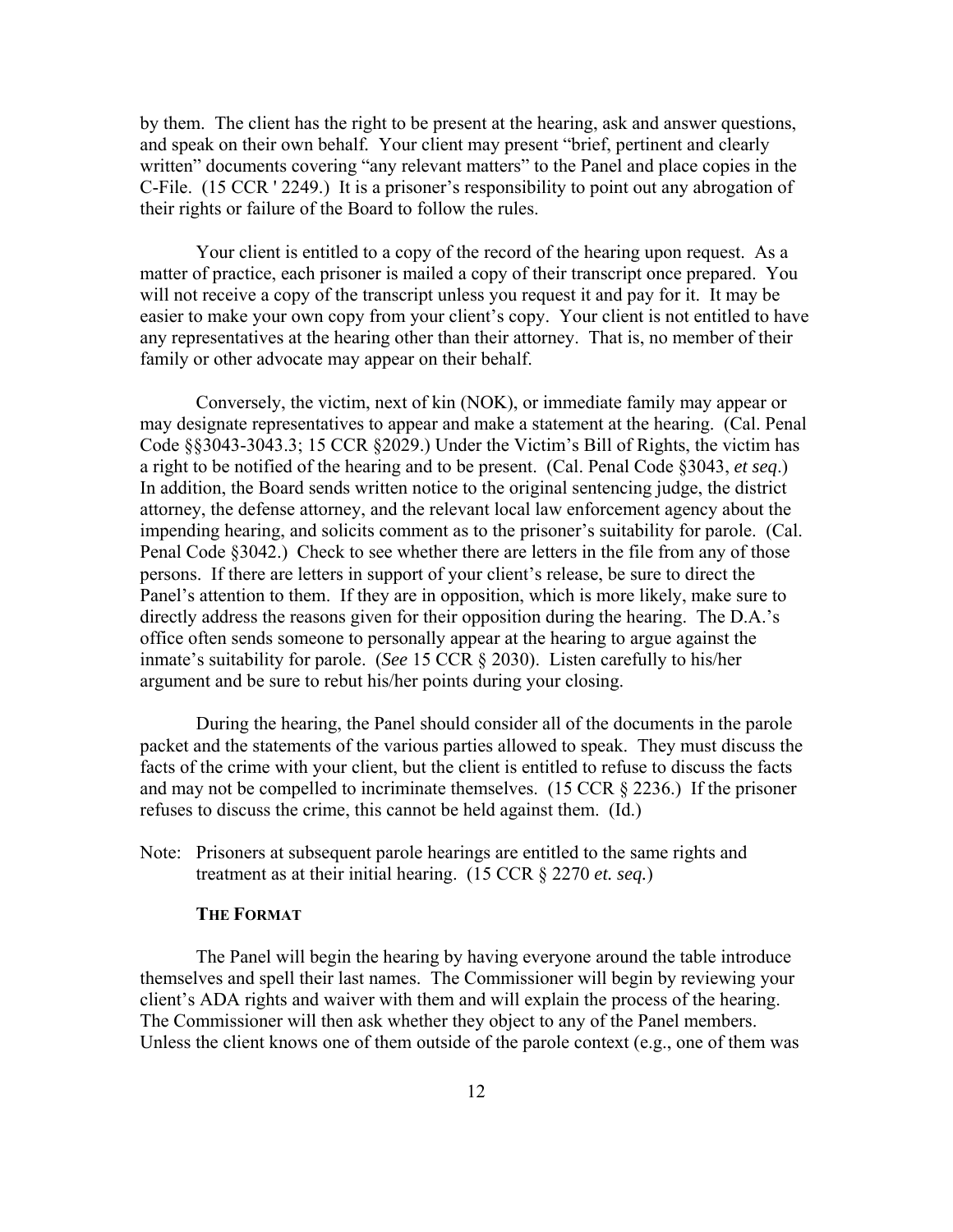by them. The client has the right to be present at the hearing, ask and answer questions, and speak on their own behalf. Your client may present "brief, pertinent and clearly written" documents covering "any relevant matters" to the Panel and place copies in the C-File. (15 CCR ' 2249.) It is a prisoner's responsibility to point out any abrogation of their rights or failure of the Board to follow the rules.

Your client is entitled to a copy of the record of the hearing upon request. As a matter of practice, each prisoner is mailed a copy of their transcript once prepared. You will not receive a copy of the transcript unless you request it and pay for it. It may be easier to make your own copy from your client's copy. Your client is not entitled to have any representatives at the hearing other than their attorney. That is, no member of their family or other advocate may appear on their behalf.

Conversely, the victim, next of kin (NOK), or immediate family may appear or may designate representatives to appear and make a statement at the hearing. (Cal. Penal Code §§3043-3043.3; 15 CCR §2029.) Under the Victim's Bill of Rights, the victim has a right to be notified of the hearing and to be present. (Cal. Penal Code §3043, *et seq*.) In addition, the Board sends written notice to the original sentencing judge, the district attorney, the defense attorney, and the relevant local law enforcement agency about the impending hearing, and solicits comment as to the prisoner's suitability for parole. (Cal. Penal Code §3042.) Check to see whether there are letters in the file from any of those persons. If there are letters in support of your client's release, be sure to direct the Panel's attention to them. If they are in opposition, which is more likely, make sure to directly address the reasons given for their opposition during the hearing. The D.A.'s office often sends someone to personally appear at the hearing to argue against the inmate's suitability for parole. (*See* 15 CCR § 2030). Listen carefully to his/her argument and be sure to rebut his/her points during your closing.

During the hearing, the Panel should consider all of the documents in the parole packet and the statements of the various parties allowed to speak. They must discuss the facts of the crime with your client, but the client is entitled to refuse to discuss the facts and may not be compelled to incriminate themselves. (15 CCR § 2236.) If the prisoner refuses to discuss the crime, this cannot be held against them. (Id.)

Note: Prisoners at subsequent parole hearings are entitled to the same rights and treatment as at their initial hearing. (15 CCR § 2270 *et. seq.*)

#### THE FORMAT

The Panel will begin the hearing by having everyone around the table introduce themselves and spell their last names. The Commissioner will begin by reviewing your client's ADA rights and waiver with them and will explain the process of the hearing. The Commissioner will then ask whether they object to any of the Panel members. Unless the client knows one of them outside of the parole context (e.g., one of them was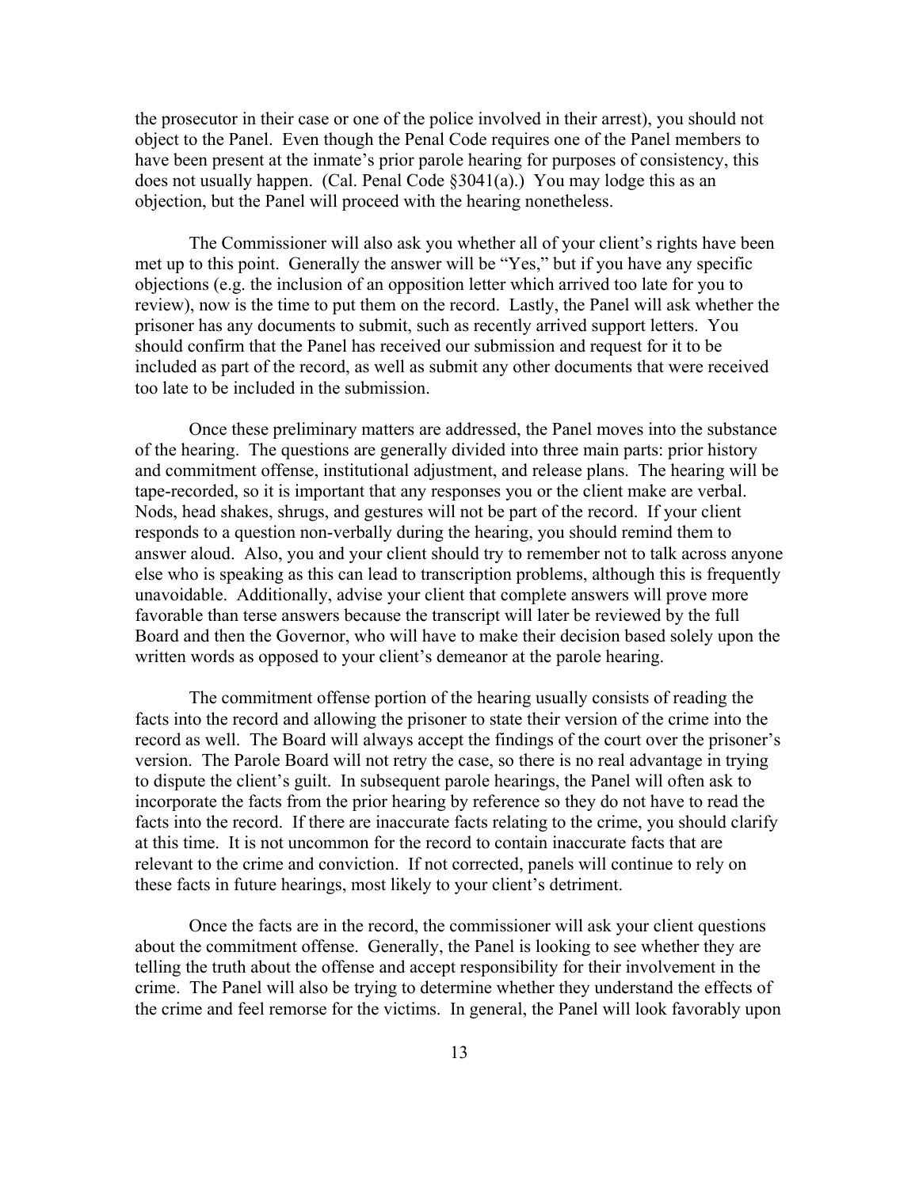the prosecutor in their case or one of the police involved in their arrest), you should not object to the Panel. Even though the Penal Code requires one of the Panel members to have been present at the inmate's prior parole hearing for purposes of consistency, this does not usually happen. (Cal. Penal Code §3041(a).) You may lodge this as an objection, but the Panel will proceed with the hearing nonetheless.

The Commissioner will also ask you whether all of your client's rights have been met up to this point. Generally the answer will be "Yes," but if you have any specific objections (e.g. the inclusion of an opposition letter which arrived too late for you to review), now is the time to put them on the record. Lastly, the Panel will ask whether the prisoner has any documents to submit, such as recently arrived support letters. You should confirm that the Panel has received our submission and request for it to be included as part of the record, as well as submit any other documents that were received too late to be included in the submission.

Once these preliminary matters are addressed, the Panel moves into the substance of the hearing. The questions are generally divided into three main parts: prior history and commitment offense, institutional adjustment, and release plans. The hearing will be tape-recorded, so it is important that any responses you or the client make are verbal. Nods, head shakes, shrugs, and gestures will not be part of the record. If your client responds to a question non-verbally during the hearing, you should remind them to answer aloud. Also, you and your client should try to remember not to talk across anyone else who is speaking as this can lead to transcription problems, although this is frequently unavoidable. Additionally, advise your client that complete answers will prove more favorable than terse answers because the transcript will later be reviewed by the full Board and then the Governor, who will have to make their decision based solely upon the written words as opposed to your client's demeanor at the parole hearing.

The commitment offense portion of the hearing usually consists of reading the facts into the record and allowing the prisoner to state their version of the crime into the record as well. The Board will always accept the findings of the court over the prisoner's version. The Parole Board will not retry the case, so there is no real advantage in trying to dispute the client's guilt. In subsequent parole hearings, the Panel will often ask to incorporate the facts from the prior hearing by reference so they do not have to read the facts into the record. If there are inaccurate facts relating to the crime, you should clarify at this time. It is not uncommon for the record to contain inaccurate facts that are relevant to the crime and conviction. If not corrected, panels will continue to rely on these facts in future hearings, most likely to your client's detriment.

Once the facts are in the record, the commissioner will ask your client questions about the commitment offense. Generally, the Panel is looking to see whether they are telling the truth about the offense and accept responsibility for their involvement in the crime. The Panel will also be trying to determine whether they understand the effects of the crime and feel remorse for the victims. In general, the Panel will look favorably upon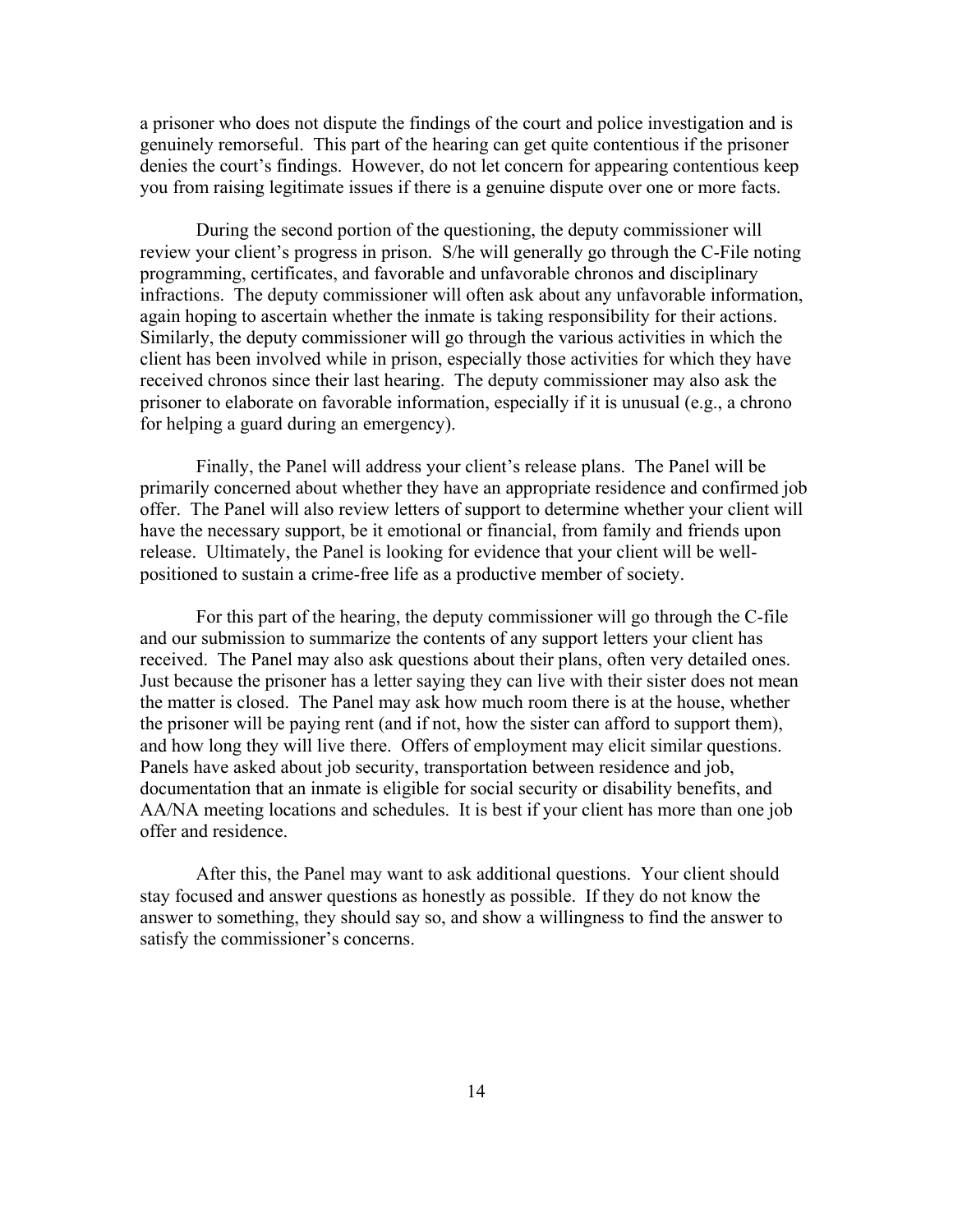a prisoner who does not dispute the findings of the court and police investigation and is genuinely remorseful. This part of the hearing can get quite contentious if the prisoner denies the court's findings. However, do not let concern for appearing contentious keep you from raising legitimate issues if there is a genuine dispute over one or more facts.

During the second portion of the questioning, the deputy commissioner will review your client's progress in prison. S/he will generally go through the C-File noting programming, certificates, and favorable and unfavorable chronos and disciplinary infractions. The deputy commissioner will often ask about any unfavorable information, again hoping to ascertain whether the inmate is taking responsibility for their actions. Similarly, the deputy commissioner will go through the various activities in which the client has been involved while in prison, especially those activities for which they have received chronos since their last hearing. The deputy commissioner may also ask the prisoner to elaborate on favorable information, especially if it is unusual (e.g., a chrono for helping a guard during an emergency).

Finally, the Panel will address your client's release plans. The Panel will be primarily concerned about whether they have an appropriate residence and confirmed job offer. The Panel will also review letters of support to determine whether your client will have the necessary support, be it emotional or financial, from family and friends upon release. Ultimately, the Panel is looking for evidence that your client will be well-positioned to sustain a crime-free life as a productive member of society.

For this part of the hearing, the deputy commissioner will go through the C-file and our submission to summarize the contents of any support letters your client has received. The Panel may also ask questions about their plans, often very detailed ones. Just because the prisoner has a letter saying they can live with their sister does not mean the matter is closed. The Panel may ask how much room there is at the house, whether the prisoner will be paying rent (and if not, how the sister can afford to support them), and how long they will live there. Offers of employment may elicit similar questions. Panels have asked about job security, transportation between residence and job, documentation that an inmate is eligible for social security or disability benefits, and AA/NA meeting locations and schedules. It is best if your client has more than one job offer and residence.

After this, the Panel may want to ask additional questions. Your client should stay focused and answer questions as honestly as possible. If they do not know the answer to something, they should say so, and show a willingness to find the answer to satisfy the commissioner's concerns.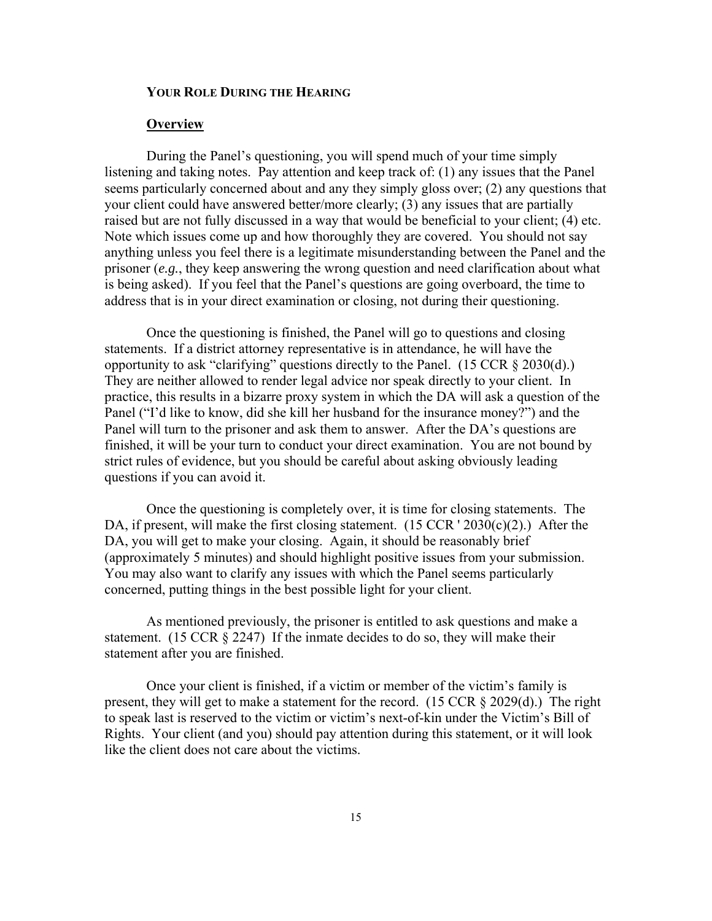### YOUR ROLE DURING THE HEARING

#### Overview

During the Panel's questioning, you will spend much of your time simply listening and taking notes. Pay attention and keep track of: (1) any issues that the Panel seems particularly concerned about and any they simply gloss over; (2) any questions that your client could have answered better/more clearly; (3) any issues that are partially raised but are not fully discussed in a way that would be beneficial to your client; (4) etc. Note which issues come up and how thoroughly they are covered. You should not say anything unless you feel there is a legitimate misunderstanding between the Panel and the prisoner (*e.g.*, they keep answering the wrong question and need clarification about what is being asked). If you feel that the Panel's questions are going overboard, the time to address that is in your direct examination or closing, not during their questioning.

Once the questioning is finished, the Panel will go to questions and closing statements. If a district attorney representative is in attendance, he will have the opportunity to ask "clarifying" questions directly to the Panel. (15 CCR § 2030(d).) They are neither allowed to render legal advice nor speak directly to your client. In practice, this results in a bizarre proxy system in which the DA will ask a question of the Panel ("I'd like to know, did she kill her husband for the insurance money?") and the Panel will turn to the prisoner and ask them to answer. After the DA's questions are finished, it will be your turn to conduct your direct examination. You are not bound by strict rules of evidence, but you should be careful about asking obviously leading questions if you can avoid it.

Once the questioning is completely over, it is time for closing statements. The DA, if present, will make the first closing statement. (15 CCR ' 2030(c)(2).) After the DA, you will get to make your closing. Again, it should be reasonably brief (approximately 5 minutes) and should highlight positive issues from your submission. You may also want to clarify any issues with which the Panel seems particularly concerned, putting things in the best possible light for your client.

As mentioned previously, the prisoner is entitled to ask questions and make a statement. (15 CCR § 2247) If the inmate decides to do so, they will make their statement after you are finished.

Once your client is finished, if a victim or member of the victim's family is present, they will get to make a statement for the record. (15 CCR § 2029(d).) The right to speak last is reserved to the victim or victim's next-of-kin under the Victim's Bill of Rights. Your client (and you) should pay attention during this statement, or it will look like the client does not care about the victims.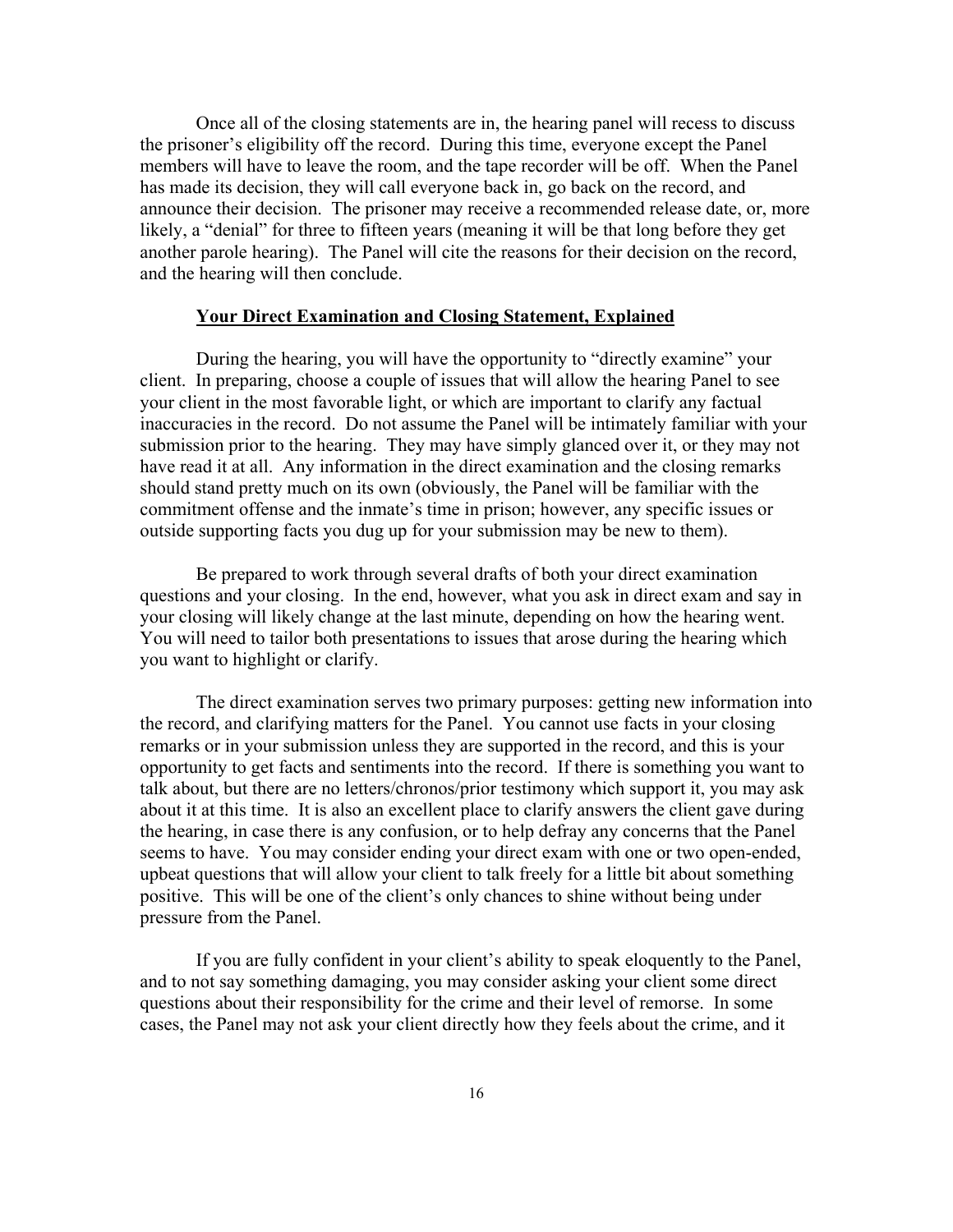Once all of the closing statements are in, the hearing panel will recess to discuss the prisoner's eligibility off the record. During this time, everyone except the Panel members will have to leave the room, and the tape recorder will be off. When the Panel has made its decision, they will call everyone back in, go back on the record, and announce their decision. The prisoner may receive a recommended release date, or, more likely, a "denial" for three to fifteen years (meaning it will be that long before they get another parole hearing). The Panel will cite the reasons for their decision on the record, and the hearing will then conclude.

## **Your Direct Examination and Closing Statement, Explained**

During the hearing, you will have the opportunity to "directly examine" your client. In preparing, choose a couple of issues that will allow the hearing Panel to see your client in the most favorable light, or which are important to clarify any factual inaccuracies in the record. Do not assume the Panel will be intimately familiar with your submission prior to the hearing. They may have simply glanced over it, or they may not have read it at all. Any information in the direct examination and the closing remarks should stand pretty much on its own (obviously, the Panel will be familiar with the commitment offense and the inmate's time in prison; however, any specific issues or outside supporting facts you dug up for your submission may be new to them).

Be prepared to work through several drafts of both your direct examination questions and your closing. In the end, however, what you ask in direct exam and say in your closing will likely change at the last minute, depending on how the hearing went. You will need to tailor both presentations to issues that arose during the hearing which you want to highlight or clarify.

The direct examination serves two primary purposes: getting new information into the record, and clarifying matters for the Panel. You cannot use facts in your closing remarks or in your submission unless they are supported in the record, and this is your opportunity to get facts and sentiments into the record. If there is something you want to talk about, but there are no letters/chronos/prior testimony which support it, you may ask about it at this time. It is also an excellent place to clarify answers the client gave during the hearing, in case there is any confusion, or to help defray any concerns that the Panel seems to have. You may consider ending your direct exam with one or two open-ended, upbeat questions that will allow your client to talk freely for a little bit about something positive. This will be one of the client's only chances to shine without being under pressure from the Panel.

If you are fully confident in your client's ability to speak eloquently to the Panel, and to not say something damaging, you may consider asking your client some direct questions about their responsibility for the crime and their level of remorse. In some cases, the Panel may not ask your client directly how they feels about the crime, and it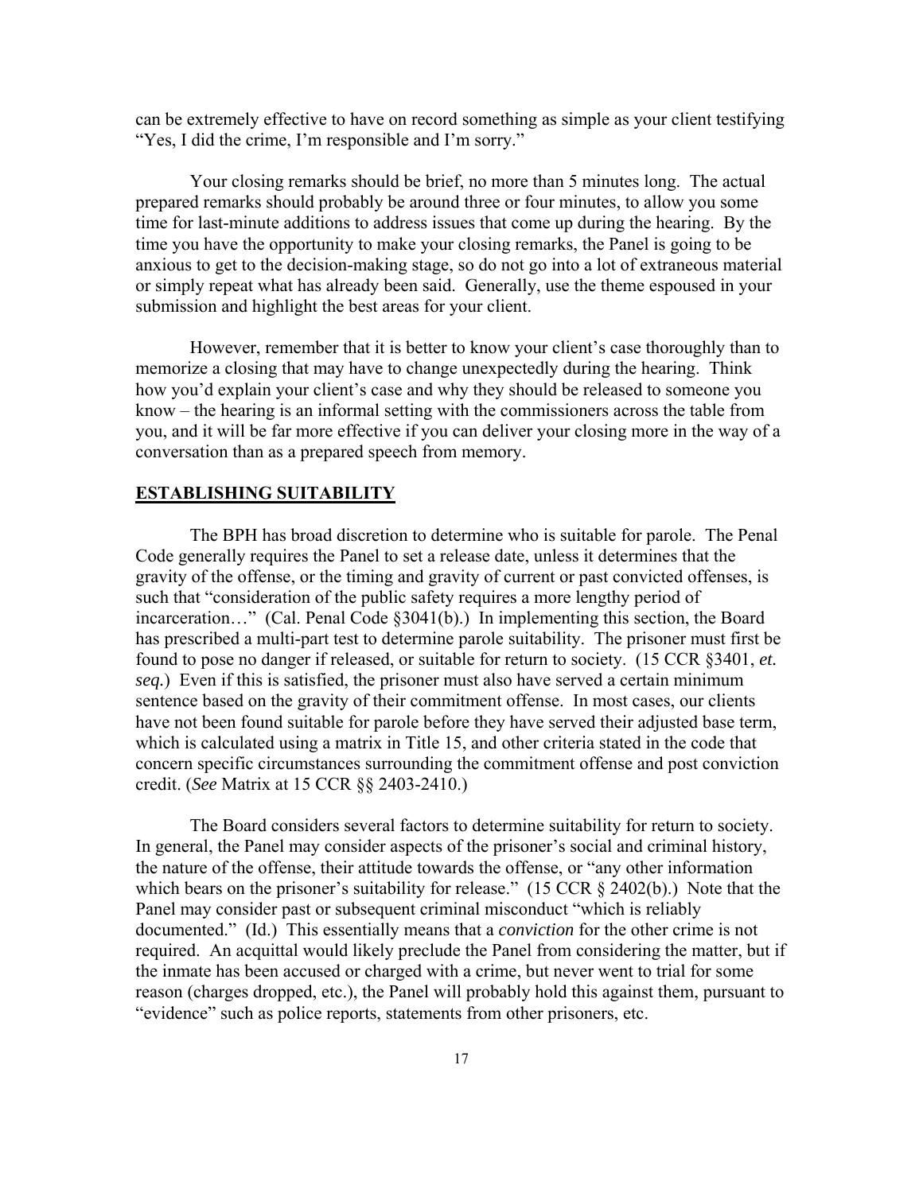can be extremely effective to have on record something as simple as your client testifying "Yes, I did the crime, I'm responsible and I'm sorry."

Your closing remarks should be brief, no more than 5 minutes long. The actual prepared remarks should probably be around three or four minutes, to allow you some time for last-minute additions to address issues that come up during the hearing. By the time you have the opportunity to make your closing remarks, the Panel is going to be anxious to get to the decision-making stage, so do not go into a lot of extraneous material or simply repeat what has already been said. Generally, use the theme espoused in your submission and highlight the best areas for your client.

However, remember that it is better to know your client's case thoroughly than to memorize a closing that may have to change unexpectedly during the hearing. Think how you'd explain your client's case and why they should be released to someone you know – the hearing is an informal setting with the commissioners across the table from you, and it will be far more effective if you can deliver your closing more in the way of a conversation than as a prepared speech from memory.

## ESTABLISHING SUITABILITY

The BPH has broad discretion to determine who is suitable for parole. The Penal Code generally requires the Panel to set a release date, unless it determines that the gravity of the offense, or the timing and gravity of current or past convicted offenses, is such that "consideration of the public safety requires a more lengthy period of incarceration…" (Cal. Penal Code §3041(b).) In implementing this section, the Board has prescribed a multi-part test to determine parole suitability. The prisoner must first be found to pose no danger if released, or suitable for return to society. (15 CCR §3401, *et. seq.*) Even if this is satisfied, the prisoner must also have served a certain minimum sentence based on the gravity of their commitment offense. In most cases, our clients have not been found suitable for parole before they have served their adjusted base term, which is calculated using a matrix in Title 15, and other criteria stated in the code that concern specific circumstances surrounding the commitment offense and post conviction credit. (*See* Matrix at 15 CCR §§ 2403-2410.)

The Board considers several factors to determine suitability for return to society. In general, the Panel may consider aspects of the prisoner's social and criminal history, the nature of the offense, their attitude towards the offense, or "any other information which bears on the prisoner's suitability for release." (15 CCR § 2402(b).) Note that the Panel may consider past or subsequent criminal misconduct "which is reliably documented." (Id.) This essentially means that a *conviction* for the other crime is not required. An acquittal would likely preclude the Panel from considering the matter, but if the inmate has been accused or charged with a crime, but never went to trial for some reason (charges dropped, etc.), the Panel will probably hold this against them, pursuant to "evidence" such as police reports, statements from other prisoners, etc.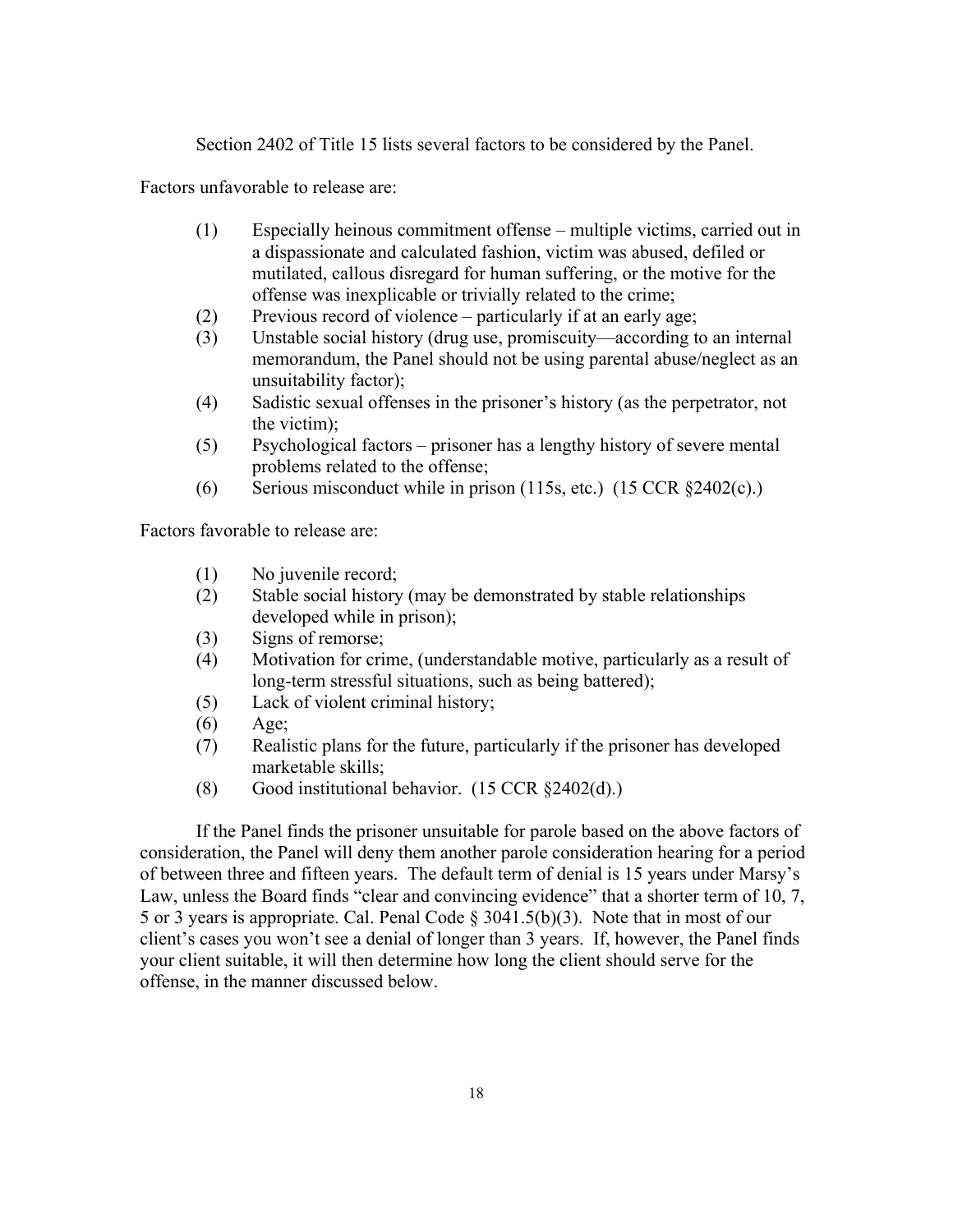Section 2402 of Title 15 lists several factors to be considered by the Panel.

Factors unfavorable to release are:

(1) Especially heinous commitment offense – multiple victims, carried out in a dispassionate and calculated fashion, victim was abused, defiled or mutilated, callous disregard for human suffering, or the motive for the offense was inexplicable or trivially related to the crime;
(2) Previous record of violence – particularly if at an early age;
(3) Unstable social history (drug use, promiscuity—according to an internal memorandum, the Panel should not be using parental abuse/neglect as an unsuitability factor);
(4) Sadistic sexual offenses in the prisoner's history (as the perpetrator, not the victim);
(5) Psychological factors – prisoner has a lengthy history of severe mental problems related to the offense;
(6) Serious misconduct while in prison (115s, etc.) (15 CCR §2402(c).)

Factors favorable to release are:

(1) No juvenile record;
(2) Stable social history (may be demonstrated by stable relationships developed while in prison);
(3) Signs of remorse;
(4) Motivation for crime, (understandable motive, particularly as a result of long-term stressful situations, such as being battered);
(5) Lack of violent criminal history;
(6) Age;
(7) Realistic plans for the future, particularly if the prisoner has developed marketable skills;
(8) Good institutional behavior. (15 CCR §2402(d).)

If the Panel finds the prisoner unsuitable for parole based on the above factors of consideration, the Panel will deny them another parole consideration hearing for a period of between three and fifteen years. The default term of denial is 15 years under Marsy's Law, unless the Board finds "clear and convincing evidence" that a shorter term of 10, 7, 5 or 3 years is appropriate. Cal. Penal Code § 3041.5(b)(3). Note that in most of our client's cases you won't see a denial of longer than 3 years. If, however, the Panel finds your client suitable, it will then determine how long the client should serve for the offense, in the manner discussed below.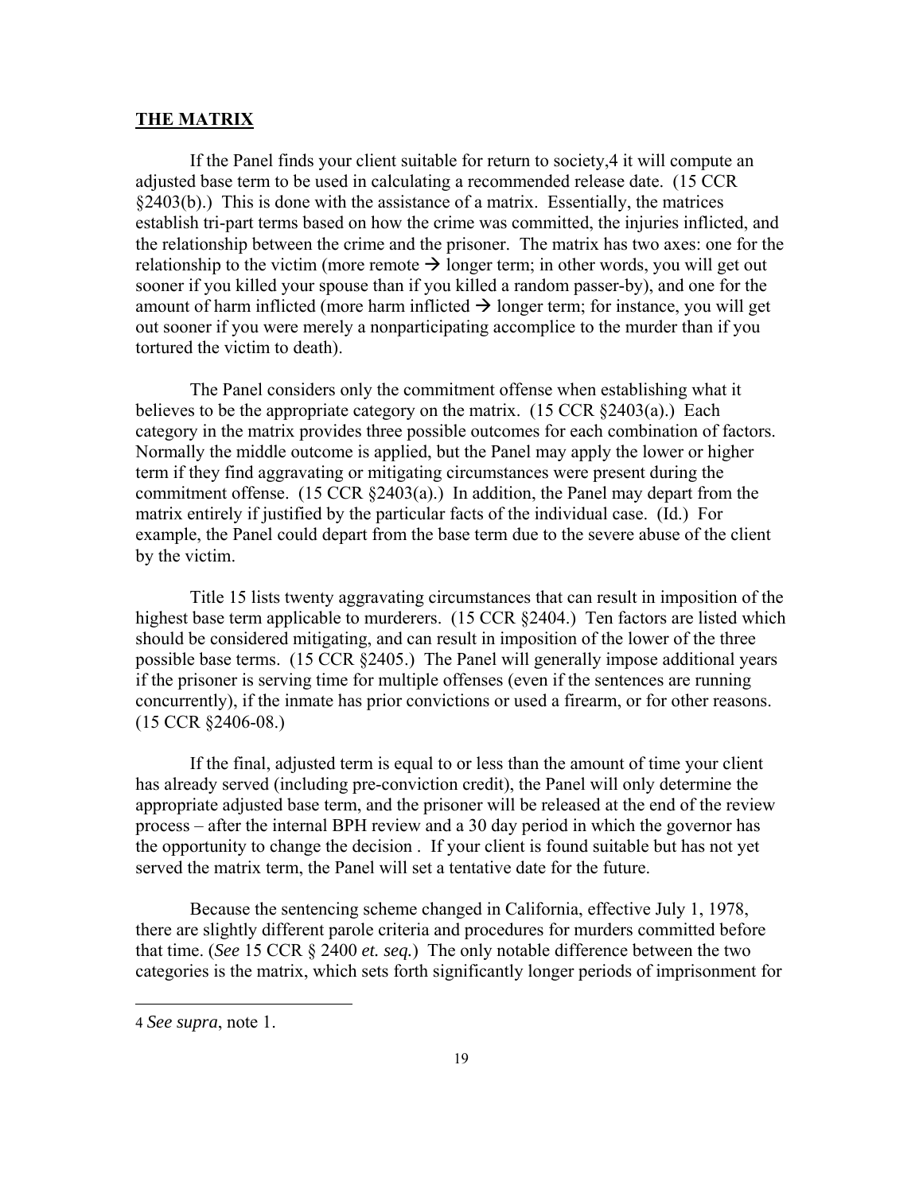## THE MATRIX

If the Panel finds your client suitable for return to society,[4] it will compute an adjusted base term to be used in calculating a recommended release date. (15 CCR §2403(b).) This is done with the assistance of a matrix. Essentially, the matrices establish tri-part terms based on how the crime was committed, the injuries inflicted, and the relationship between the crime and the prisoner. The matrix has two axes: one for the relationship to the victim (more remote → longer term; in other words, you will get out sooner if you killed your spouse than if you killed a random passer-by), and one for the amount of harm inflicted (more harm inflicted → longer term; for instance, you will get out sooner if you were merely a nonparticipating accomplice to the murder than if you tortured the victim to death).

The Panel considers only the commitment offense when establishing what it believes to be the appropriate category on the matrix. (15 CCR §2403(a).) Each category in the matrix provides three possible outcomes for each combination of factors. Normally the middle outcome is applied, but the Panel may apply the lower or higher term if they find aggravating or mitigating circumstances were present during the commitment offense. (15 CCR §2403(a).) In addition, the Panel may depart from the matrix entirely if justified by the particular facts of the individual case. (Id.) For example, the Panel could depart from the base term due to the severe abuse of the client by the victim.

Title 15 lists twenty aggravating circumstances that can result in imposition of the highest base term applicable to murderers. (15 CCR §2404.) Ten factors are listed which should be considered mitigating, and can result in imposition of the lower of the three possible base terms. (15 CCR §2405.) The Panel will generally impose additional years if the prisoner is serving time for multiple offenses (even if the sentences are running concurrently), if the inmate has prior convictions or used a firearm, or for other reasons. (15 CCR §2406-08.)

If the final, adjusted term is equal to or less than the amount of time your client has already served (including pre-conviction credit), the Panel will only determine the appropriate adjusted base term, and the prisoner will be released at the end of the review process – after the internal BPH review and a 30 day period in which the governor has the opportunity to change the decision . If your client is found suitable but has not yet served the matrix term, the Panel will set a tentative date for the future.

Because the sentencing scheme changed in California, effective July 1, 1978, there are slightly different parole criteria and procedures for murders committed before that time. (*See* 15 CCR § 2400 *et. seq.*) The only notable difference between the two categories is the matrix, which sets forth significantly longer periods of imprisonment for

---

[4] *See supra*, note 1.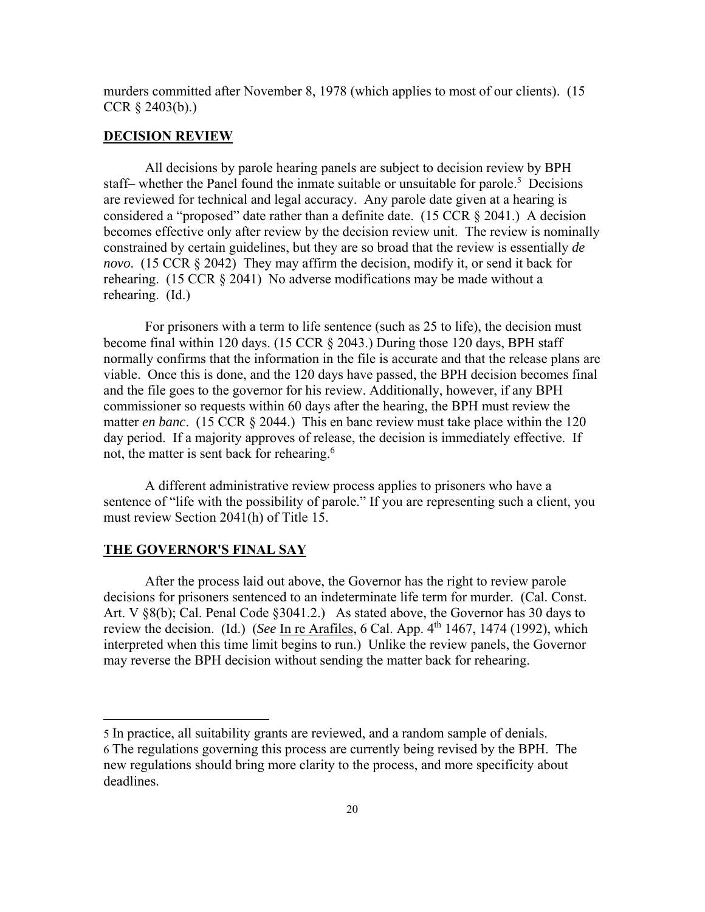murders committed after November 8, 1978 (which applies to most of our clients). (15 CCR § 2403(b).)

## DECISION REVIEW

All decisions by parole hearing panels are subject to decision review by BPH staff– whether the Panel found the inmate suitable or unsuitable for parole.[5] Decisions are reviewed for technical and legal accuracy. Any parole date given at a hearing is considered a "proposed" date rather than a definite date. (15 CCR § 2041.) A decision becomes effective only after review by the decision review unit. The review is nominally constrained by certain guidelines, but they are so broad that the review is essentially *de novo*. (15 CCR § 2042) They may affirm the decision, modify it, or send it back for rehearing. (15 CCR § 2041) No adverse modifications may be made without a rehearing. (Id.)

For prisoners with a term to life sentence (such as 25 to life), the decision must become final within 120 days. (15 CCR § 2043.) During those 120 days, BPH staff normally confirms that the information in the file is accurate and that the release plans are viable. Once this is done, and the 120 days have passed, the BPH decision becomes final and the file goes to the governor for his review. Additionally, however, if any BPH commissioner so requests within 60 days after the hearing, the BPH must review the matter *en banc*. (15 CCR § 2044.) This en banc review must take place within the 120 day period. If a majority approves of release, the decision is immediately effective. If not, the matter is sent back for rehearing.[6]

A different administrative review process applies to prisoners who have a sentence of "life with the possibility of parole." If you are representing such a client, you must review Section 2041(h) of Title 15.

## THE GOVERNOR'S FINAL SAY

After the process laid out above, the Governor has the right to review parole decisions for prisoners sentenced to an indeterminate life term for murder. (Cal. Const. Art. V §8(b); Cal. Penal Code §3041.2.) As stated above, the Governor has 30 days to review the decision. (Id.) (*See* In re Arafiles, 6 Cal. App. 4th 1467, 1474 (1992), which interpreted when this time limit begins to run.) Unlike the review panels, the Governor may reverse the BPH decision without sending the matter back for rehearing.

---

5 In practice, all suitability grants are reviewed, and a random sample of denials.

6 The regulations governing this process are currently being revised by the BPH. The new regulations should bring more clarity to the process, and more specificity about deadlines.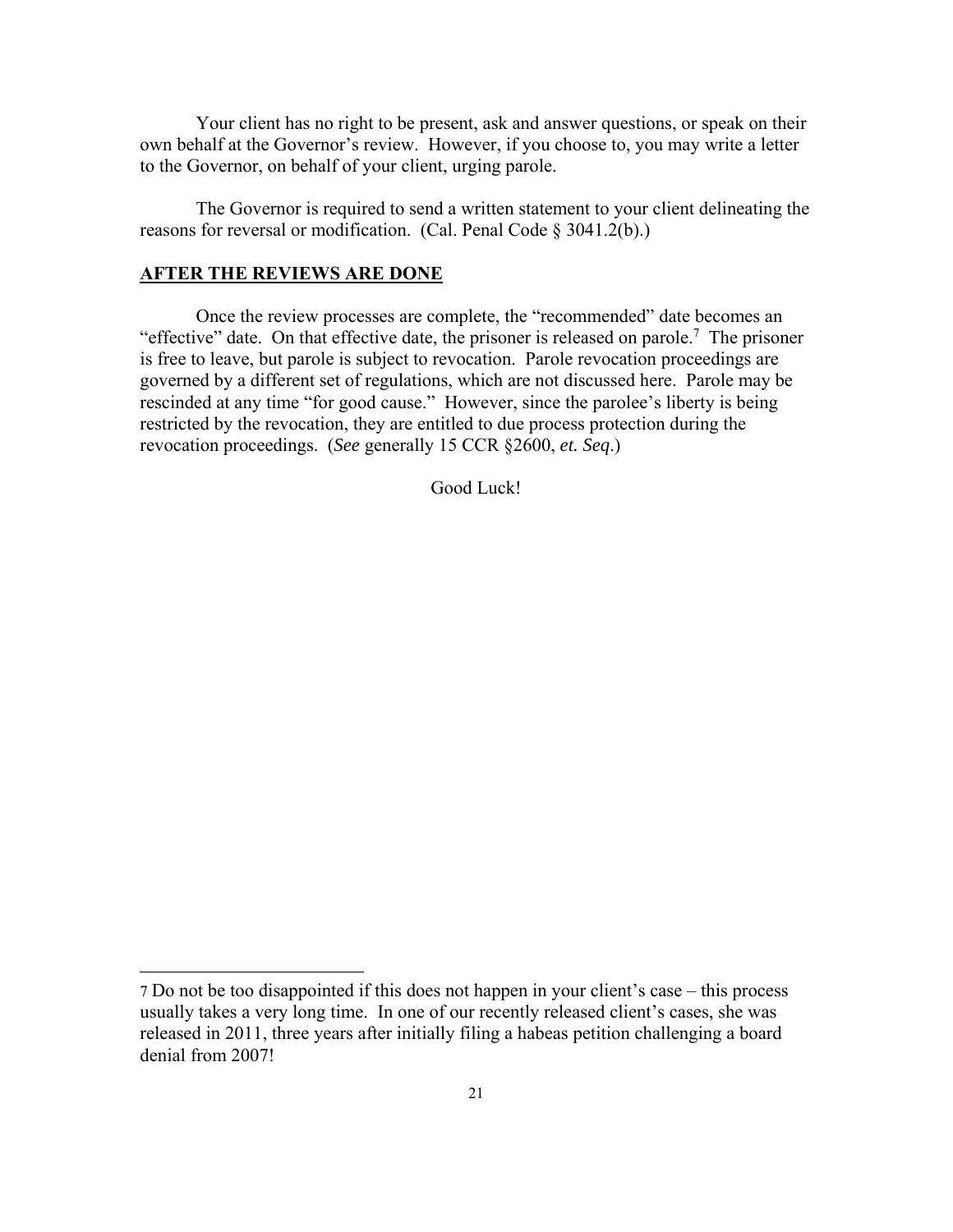Your client has no right to be present, ask and answer questions, or speak on their own behalf at the Governor's review. However, if you choose to, you may write a letter to the Governor, on behalf of your client, urging parole.

The Governor is required to send a written statement to your client delineating the reasons for reversal or modification. (Cal. Penal Code § 3041.2(b).)

## **AFTER THE REVIEWS ARE DONE**

Once the review processes are complete, the "recommended" date becomes an "effective" date. On that effective date, the prisoner is released on parole.[7] The prisoner is free to leave, but parole is subject to revocation. Parole revocation proceedings are governed by a different set of regulations, which are not discussed here. Parole may be rescinded at any time "for good cause." However, since the parolee's liberty is being restricted by the revocation, they are entitled to due process protection during the revocation proceedings. (*See* generally 15 CCR §2600, *et. Seq*.)

Good Luck!

---

7 Do not be too disappointed if this does not happen in your client's case – this process usually takes a very long time. In one of our recently released client's cases, she was released in 2011, three years after initially filing a habeas petition challenging a board denial from 2007!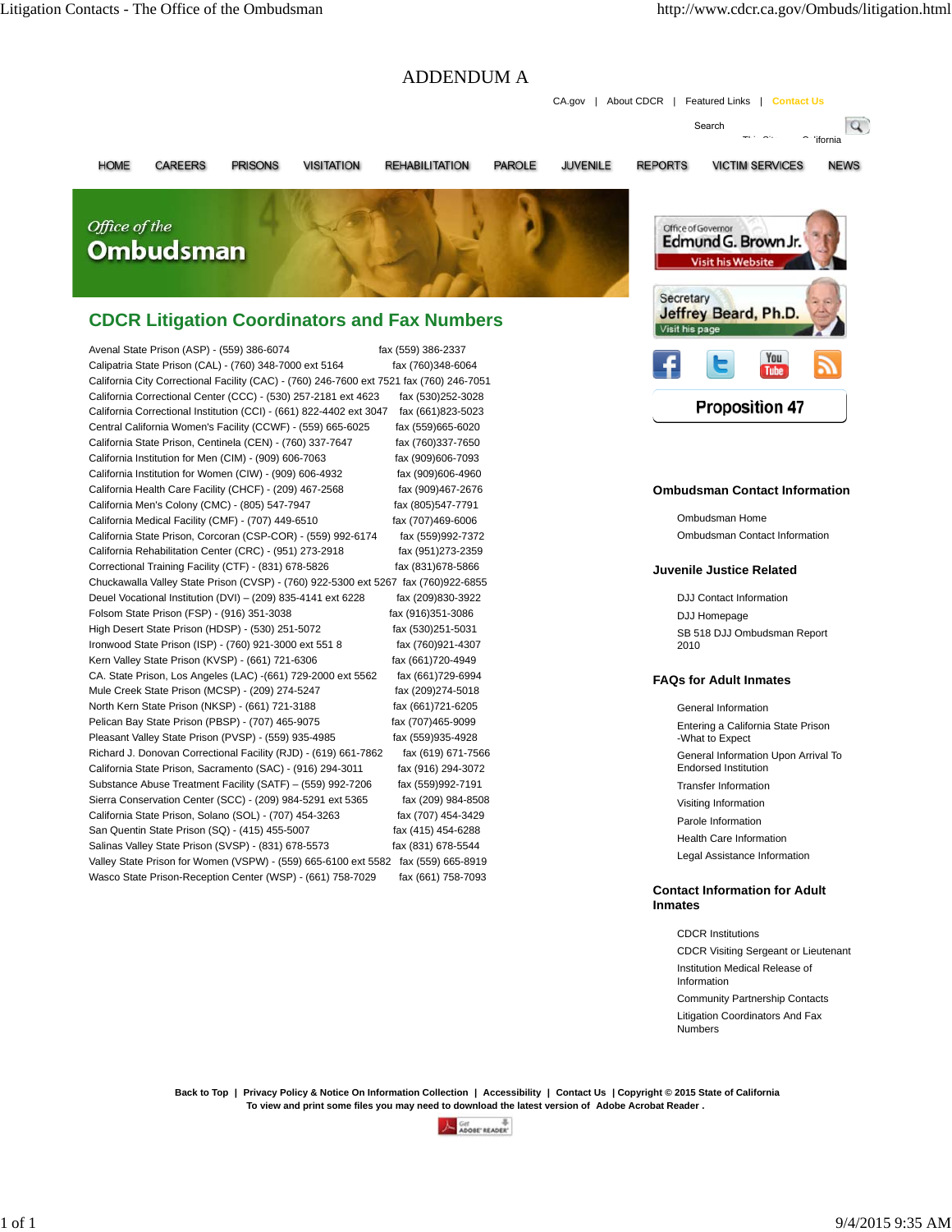# ADDENDUM A

CA.gov | About CDCR | Featured Links | Contact Us

Search

HOME CAREERS PRISONS VISITATION REHABILITATION PAROLE JUVENILE REPORTS VICTIM SERVICES NEWS

*Office of the* **Ombudsman**

Office of Governor Edmund G. Brown Jr. Visit his Website

Secretary Jeffrey Beard, Ph.D. Visit his page

Proposition 47

## CDCR Litigation Coordinators and Fax Numbers

| Facility | Fax |
|---|---|
| Avenal State Prison (ASP) - (559) 386-6074 | fax (559) 386-2337 |
| Calipatria State Prison (CAL) - (760) 348-7000 ext 5164 | fax (760)348-6064 |
| California City Correctional Facility (CAC) - (760) 246-7600 ext 7521 | fax (760) 246-7051 |
| California Correctional Center (CCC) - (530) 257-2181 ext 4623 | fax (530)252-3028 |
| California Correctional Institution (CCI) - (661) 822-4402 ext 3047 | fax (661)823-5023 |
| Central California Women's Facility (CCWF) - (559) 665-6025 | fax (559)665-6020 |
| California State Prison, Centinela (CEN) - (760) 337-7647 | fax (760)337-7650 |
| California Institution for Men (CIM) - (909) 606-7063 | fax (909)606-7093 |
| California Institution for Women (CIW) - (909) 606-4932 | fax (909)606-4960 |
| California Health Care Facility (CHCF) - (209) 467-2568 | fax (909)467-2676 |
| California Men's Colony (CMC) - (805) 547-7947 | fax (805)547-7791 |
| California Medical Facility (CMF) - (707) 449-6510 | fax (707)469-6006 |
| California State Prison, Corcoran (CSP-COR) - (559) 992-6174 | fax (559)992-7372 |
| California Rehabilitation Center (CRC) - (951) 273-2918 | fax (951)273-2359 |
| Correctional Training Facility (CTF) - (831) 678-5826 | fax (831)678-5866 |
| Chuckawalla Valley State Prison (CVSP) - (760) 922-5300 ext 5267 | fax (760)922-6855 |
| Deuel Vocational Institution (DVI) – (209) 835-4141 ext 6228 | fax (209)830-3922 |
| Folsom State Prison (FSP) - (916) 351-3038 | fax (916)351-3086 |
| High Desert State Prison (HDSP) - (530) 251-5072 | fax (530)251-5031 |
| Ironwood State Prison (ISP) - (760) 921-3000 ext 551 8 | fax (760)921-4307 |
| Kern Valley State Prison (KVSP) - (661) 721-6306 | fax (661)720-4949 |
| CA. State Prison, Los Angeles (LAC) -(661) 729-2000 ext 5562 | fax (661)729-6994 |
| Mule Creek State Prison (MCSP) - (209) 274-5247 | fax (209)274-5018 |
| North Kern State Prison (NKSP) - (661) 721-3188 | fax (661)721-6205 |
| Pelican Bay State Prison (PBSP) - (707) 465-9075 | fax (707)465-9099 |
| Pleasant Valley State Prison (PVSP) - (559) 935-4985 | fax (559)935-4928 |
| Richard J. Donovan Correctional Facility (RJD) - (619) 661-7862 | fax (619) 671-7566 |
| California State Prison, Sacramento (SAC) - (916) 294-3011 | fax (916) 294-3072 |
| Substance Abuse Treatment Facility (SATF) – (559) 992-7206 | fax (559)992-7191 |
| Sierra Conservation Center (SCC) - (209) 984-5291 ext 5365 | fax (209) 984-8508 |
| California State Prison, Solano (SOL) - (707) 454-3263 | fax (707) 454-3429 |
| San Quentin State Prison (SQ) - (415) 455-5007 | fax (415) 454-6288 |
| Salinas Valley State Prison (SVSP) - (831) 678-5573 | fax (831) 678-5544 |
| Valley State Prison for Women (VSPW) - (559) 665-6100 ext 5582 | fax (559) 665-8919 |
| Wasco State Prison-Reception Center (WSP) - (661) 758-7029 | fax (661) 758-7093 |

### Ombudsman Contact Information

- Ombudsman Home
- Ombudsman Contact Information

### Juvenile Justice Related

- DJJ Contact Information
- DJJ Homepage
- SB 518 DJJ Ombudsman Report 2010

### FAQs for Adult Inmates

- General Information
- Entering a California State Prison -What to Expect
- General Information Upon Arrival To Endorsed Institution
- Transfer Information
- Visiting Information
- Parole Information
- Health Care Information
- Legal Assistance Information

### Contact Information for Adult Inmates

- CDCR Institutions
- CDCR Visiting Sergeant or Lieutenant
- Institution Medical Release of Information
- Community Partnership Contacts
- Litigation Coordinators And Fax Numbers

**Back to Top | Privacy Policy & Notice On Information Collection | Accessibility | Contact Us | Copyright © 2015 State of California**
**To view and print some files you may need to download the latest version of Adobe Acrobat Reader .**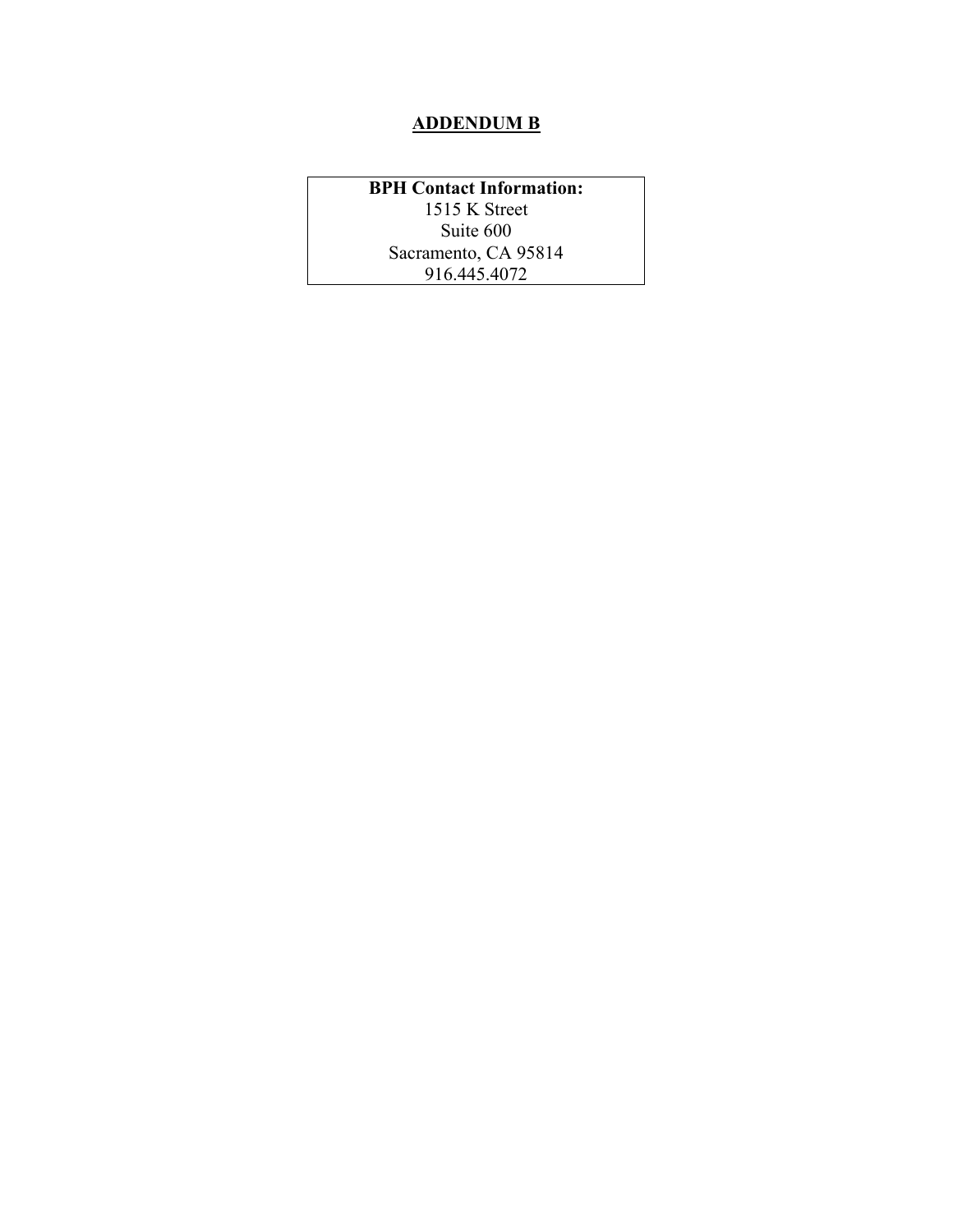# ADDENDUM B

| **BPH Contact Information:** |
|---|
| 1515 K Street |
| Suite 600 |
| Sacramento, CA 95814 |
| 916.445.4072 |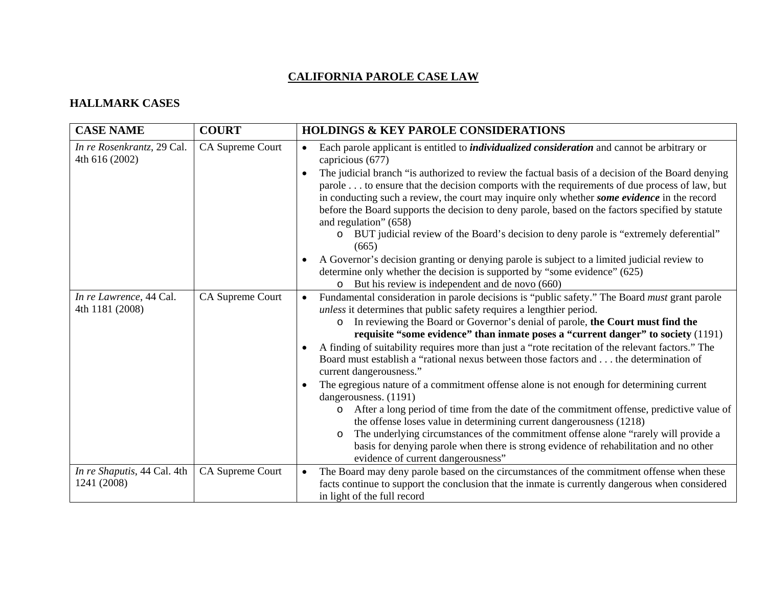# CALIFORNIA PAROLE CASE LAW

## HALLMARK CASES

| CASE NAME | COURT | HOLDINGS & KEY PAROLE CONSIDERATIONS |
|---|---|---|
| *In re Rosenkrantz*, 29 Cal. 4th 616 (2002) | CA Supreme Court | • Each parole applicant is entitled to ***individualized consideration*** and cannot be arbitrary or capricious (677)<br>• The judicial branch "is authorized to review the factual basis of a decision of the Board denying parole . . . to ensure that the decision comports with the requirements of due process of law, but in conducting such a review, the court may inquire only whether ***some evidence*** in the record before the Board supports the decision to deny parole, based on the factors specified by statute and regulation" (658)<br>&nbsp;&nbsp;&nbsp;&nbsp;o BUT judicial review of the Board's decision to deny parole is "extremely deferential" (665)<br>• A Governor's decision granting or denying parole is subject to a limited judicial review to determine only whether the decision is supported by "some evidence" (625)<br>&nbsp;&nbsp;&nbsp;&nbsp;o But his review is independent and de novo (660) |
| *In re Lawrence*, 44 Cal. 4th 1181 (2008) | CA Supreme Court | • Fundamental consideration in parole decisions is "public safety." The Board *must* grant parole *unless* it determines that public safety requires a lengthier period.<br>&nbsp;&nbsp;&nbsp;&nbsp;o In reviewing the Board or Governor's denial of parole, **the Court must find the requisite "some evidence" than inmate poses a "current danger" to society** (1191)<br>• A finding of suitability requires more than just a "rote recitation of the relevant factors." The Board must establish a "rational nexus between those factors and . . . the determination of current dangerousness."<br>• The egregious nature of a commitment offense alone is not enough for determining current dangerousness. (1191)<br>&nbsp;&nbsp;&nbsp;&nbsp;o After a long period of time from the date of the commitment offense, predictive value of the offense loses value in determining current dangerousness (1218)<br>&nbsp;&nbsp;&nbsp;&nbsp;o The underlying circumstances of the commitment offense alone "rarely will provide a basis for denying parole when there is strong evidence of rehabilitation and no other evidence of current dangerousness" |
| *In re Shaputis*, 44 Cal. 4th 1241 (2008) | CA Supreme Court | • The Board may deny parole based on the circumstances of the commitment offense when these facts continue to support the conclusion that the inmate is currently dangerous when considered in light of the full record |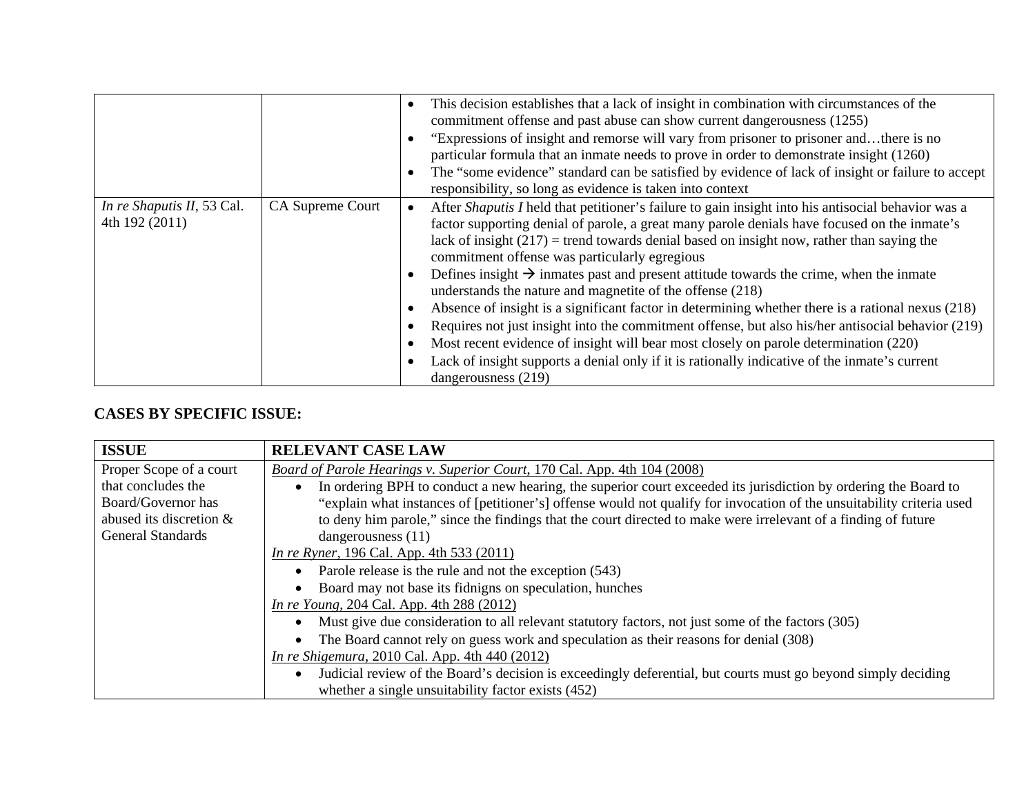|  |  |  |
|---|---|---|
|  |  | • This decision establishes that a lack of insight in combination with circumstances of the commitment offense and past abuse can show current dangerousness (1255)<br>• "Expressions of insight and remorse will vary from prisoner to prisoner and…there is no particular formula that an inmate needs to prove in order to demonstrate insight (1260)<br>• The "some evidence" standard can be satisfied by evidence of lack of insight or failure to accept responsibility, so long as evidence is taken into context |
| *In re Shaputis II*, 53 Cal. 4th 192 (2011) | CA Supreme Court | • After *Shaputis I* held that petitioner's failure to gain insight into his antisocial behavior was a factor supporting denial of parole, a great many parole denials have focused on the inmate's lack of insight (217) = trend towards denial based on insight now, rather than saying the commitment offense was particularly egregious<br>• Defines insight → inmates past and present attitude towards the crime, when the inmate understands the nature and magnetite of the offense (218)<br>• Absence of insight is a significant factor in determining whether there is a rational nexus (218)<br>• Requires not just insight into the commitment offense, but also his/her antisocial behavior (219)<br>• Most recent evidence of insight will bear most closely on parole determination (220)<br>• Lack of insight supports a denial only if it is rationally indicative of the inmate's current dangerousness (219) |

**CASES BY SPECIFIC ISSUE:**

| ISSUE | RELEVANT CASE LAW |
|---|---|
| Proper Scope of a court that concludes the Board/Governor has abused its discretion & General Standards | Board of Parole Hearings v. Superior Court, 170 Cal. App. 4th 104 (2008)<br>• In ordering BPH to conduct a new hearing, the superior court exceeded its jurisdiction by ordering the Board to "explain what instances of [petitioner's] offense would not qualify for invocation of the unsuitability criteria used to deny him parole," since the findings that the court directed to make were irrelevant of a finding of future dangerousness (11)<br>In re Ryner, 196 Cal. App. 4th 533 (2011)<br>• Parole release is the rule and not the exception (543)<br>• Board may not base its fidnigns on speculation, hunches<br>In re Young, 204 Cal. App. 4th 288 (2012)<br>• Must give due consideration to all relevant statutory factors, not just some of the factors (305)<br>• The Board cannot rely on guess work and speculation as their reasons for denial (308)<br>In re Shigemura, 2010 Cal. App. 4th 440 (2012)<br>• Judicial review of the Board's decision is exceedingly deferential, but courts must go beyond simply deciding whether a single unsuitability factor exists (452) |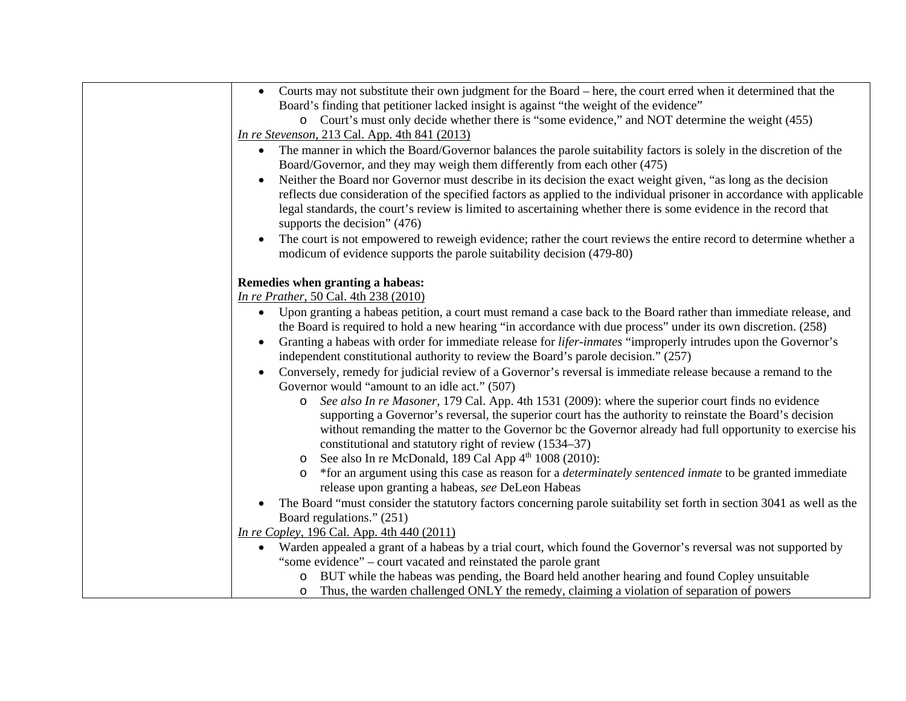| | |
|---|---|
| | • Courts may not substitute their own judgment for the Board – here, the court erred when it determined that the Board's finding that petitioner lacked insight is against "the weight of the evidence"<br>  ○ Court's must only decide whether there is "some evidence," and NOT determine the weight (455)<br><br><u>*In re Stevenson*, 213 Cal. App. 4th 841 (2013)</u><br>• The manner in which the Board/Governor balances the parole suitability factors is solely in the discretion of the Board/Governor, and they may weigh them differently from each other (475)<br>• Neither the Board nor Governor must describe in its decision the exact weight given, "as long as the decision reflects due consideration of the specified factors as applied to the individual prisoner in accordance with applicable legal standards, the court's review is limited to ascertaining whether there is some evidence in the record that supports the decision" (476)<br>• The court is not empowered to reweigh evidence; rather the court reviews the entire record to determine whether a modicum of evidence supports the parole suitability decision (479-80)<br><br>**Remedies when granting a habeas:**<br><u>*In re Prather*, 50 Cal. 4th 238 (2010)</u><br>• Upon granting a habeas petition, a court must remand a case back to the Board rather than immediate release, and the Board is required to hold a new hearing "in accordance with due process" under its own discretion. (258)<br>• Granting a habeas with order for immediate release for *lifer-inmates* "improperly intrudes upon the Governor's independent constitutional authority to review the Board's parole decision." (257)<br>• Conversely, remedy for judicial review of a Governor's reversal is immediate release because a remand to the Governor would "amount to an idle act." (507)<br>  ○ *See also In re Masoner*, 179 Cal. App. 4th 1531 (2009): where the superior court finds no evidence supporting a Governor's reversal, the superior court has the authority to reinstate the Board's decision without remanding the matter to the Governor bc the Governor already had full opportunity to exercise his constitutional and statutory right of review (1534–37)<br>  ○ See also In re McDonald, 189 Cal App 4th 1008 (2010):<br>  ○ *for an argument using this case as reason for a *determinately sentenced inmate* to be granted immediate release upon granting a habeas, *see* DeLeon Habeas<br>• The Board "must consider the statutory factors concerning parole suitability set forth in section 3041 as well as the Board regulations." (251)<br><br><u>*In re Copley*, 196 Cal. App. 4th 440 (2011)</u><br>• Warden appealed a grant of a habeas by a trial court, which found the Governor's reversal was not supported by "some evidence" – court vacated and reinstated the parole grant<br>  ○ BUT while the habeas was pending, the Board held another hearing and found Copley unsuitable<br>  ○ Thus, the warden challenged ONLY the remedy, claiming a violation of separation of powers |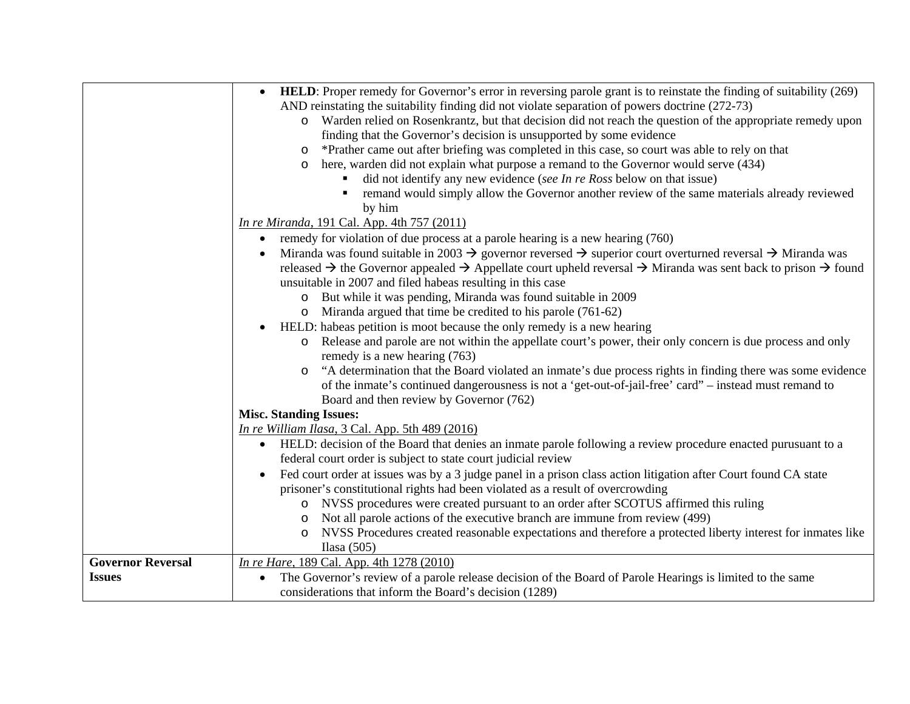| | |
|---|---|
| | • **HELD**: Proper remedy for Governor's error in reversing parole grant is to reinstate the finding of suitability (269) AND reinstating the suitability finding did not violate separation of powers doctrine (272-73)<br>  o Warden relied on Rosenkrantz, but that decision did not reach the question of the appropriate remedy upon finding that the Governor's decision is unsupported by some evidence<br>  o *Prather came out after briefing was completed in this case, so court was able to rely on that<br>  o here, warden did not explain what purpose a remand to the Governor would serve (434)<br>    ▪ did not identify any new evidence (*see In re Ross* below on that issue)<br>    ▪ remand would simply allow the Governor another review of the same materials already reviewed by him<br><u>*In re Miranda*, 191 Cal. App. 4th 757 (2011)</u><br>• remedy for violation of due process at a parole hearing is a new hearing (760)<br>• Miranda was found suitable in 2003 → governor reversed → superior court overturned reversal → Miranda was released → the Governor appealed → Appellate court upheld reversal → Miranda was sent back to prison → found unsuitable in 2007 and filed habeas resulting in this case<br>  o But while it was pending, Miranda was found suitable in 2009<br>  o Miranda argued that time be credited to his parole (761-62)<br>• HELD: habeas petition is moot because the only remedy is a new hearing<br>  o Release and parole are not within the appellate court's power, their only concern is due process and only remedy is a new hearing (763)<br>  o "A determination that the Board violated an inmate's due process rights in finding there was some evidence of the inmate's continued dangerousness is not a 'get-out-of-jail-free' card" – instead must remand to Board and then review by Governor (762)<br>**Misc. Standing Issues:**<br><u>*In re William Ilasa*, 3 Cal. App. 5th 489 (2016)</u><br>• HELD: decision of the Board that denies an inmate parole following a review procedure enacted purusuant to a federal court order is subject to state court judicial review<br>• Fed court order at issues was by a 3 judge panel in a prison class action litigation after Court found CA state prisoner's constitutional rights had been violated as a result of overcrowding<br>  o NVSS procedures were created pursuant to an order after SCOTUS affirmed this ruling<br>  o Not all parole actions of the executive branch are immune from review (499)<br>  o NVSS Procedures created reasonable expectations and therefore a protected liberty interest for inmates like Ilasa (505) |
| **Governor Reversal Issues** | <u>*In re Hare*, 189 Cal. App. 4th 1278 (2010)</u><br>• The Governor's review of a parole release decision of the Board of Parole Hearings is limited to the same considerations that inform the Board's decision (1289) |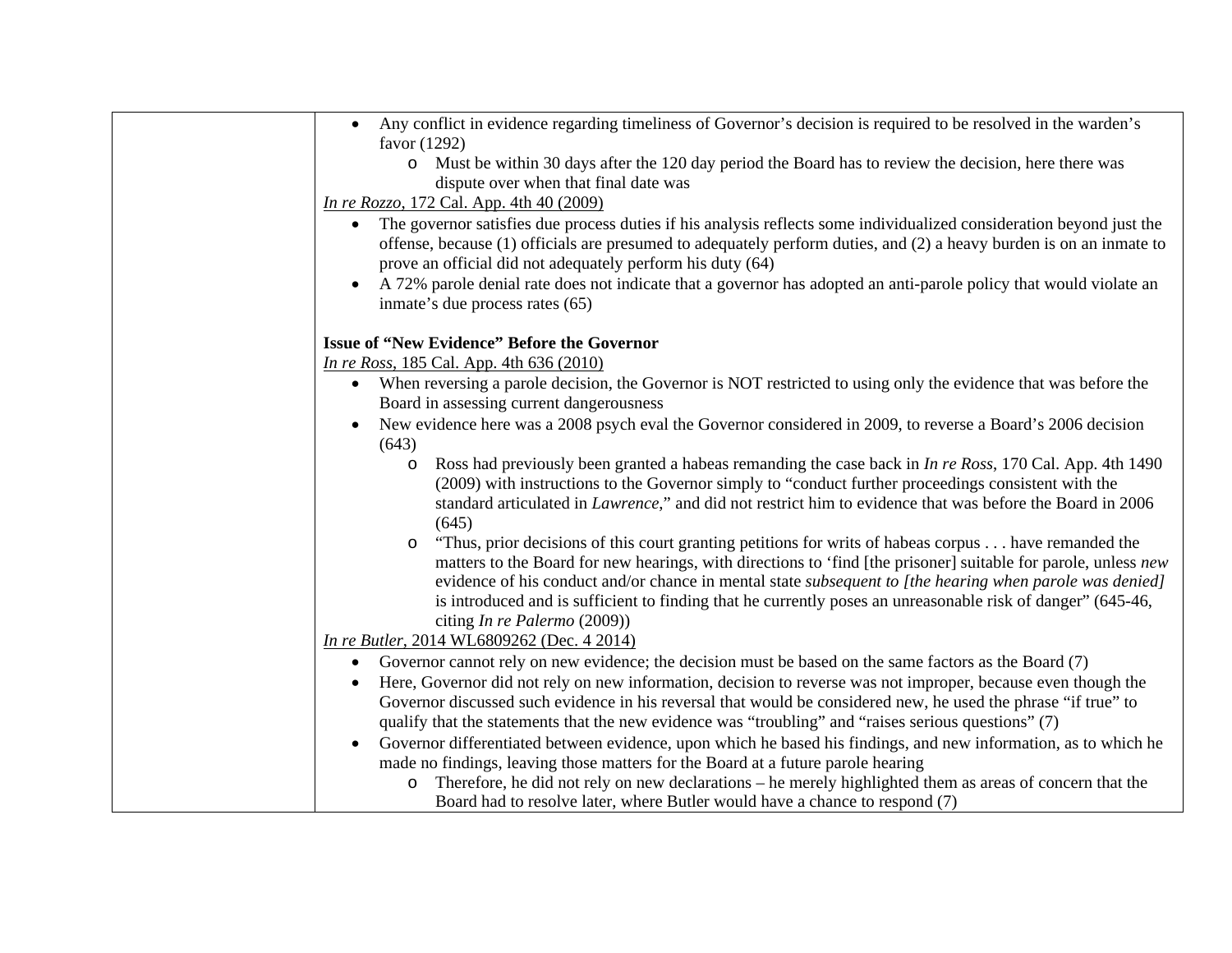| | |
|---|---|
| | • Any conflict in evidence regarding timeliness of Governor's decision is required to be resolved in the warden's favor (1292)<br>  o Must be within 30 days after the 120 day period the Board has to review the decision, here there was dispute over when that final date was<br><br><u>*In re Rozzo*, 172 Cal. App. 4th 40 (2009)</u><br>• The governor satisfies due process duties if his analysis reflects some individualized consideration beyond just the offense, because (1) officials are presumed to adequately perform duties, and (2) a heavy burden is on an inmate to prove an official did not adequately perform his duty (64)<br>• A 72% parole denial rate does not indicate that a governor has adopted an anti-parole policy that would violate an inmate's due process rates (65)<br><br>**Issue of "New Evidence" Before the Governor**<br><u>*In re Ross*, 185 Cal. App. 4th 636 (2010)</u><br>• When reversing a parole decision, the Governor is NOT restricted to using only the evidence that was before the Board in assessing current dangerousness<br>• New evidence here was a 2008 psych eval the Governor considered in 2009, to reverse a Board's 2006 decision (643)<br>  o Ross had previously been granted a habeas remanding the case back in *In re Ross*, 170 Cal. App. 4th 1490 (2009) with instructions to the Governor simply to "conduct further proceedings consistent with the standard articulated in *Lawrence*," and did not restrict him to evidence that was before the Board in 2006 (645)<br>  o "Thus, prior decisions of this court granting petitions for writs of habeas corpus . . . have remanded the matters to the Board for new hearings, with directions to 'find [the prisoner] suitable for parole, unless *new* evidence of his conduct and/or chance in mental state *subsequent to [the hearing when parole was denied]* is introduced and is sufficient to finding that he currently poses an unreasonable risk of danger" (645-46, citing *In re Palermo* (2009))<br><br><u>*In re Butler*, 2014 WL6809262 (Dec. 4 2014)</u><br>• Governor cannot rely on new evidence; the decision must be based on the same factors as the Board (7)<br>• Here, Governor did not rely on new information, decision to reverse was not improper, because even though the Governor discussed such evidence in his reversal that would be considered new, he used the phrase "if true" to qualify that the statements that the new evidence was "troubling" and "raises serious questions" (7)<br>• Governor differentiated between evidence, upon which he based his findings, and new information, as to which he made no findings, leaving those matters for the Board at a future parole hearing<br>  o Therefore, he did not rely on new declarations – he merely highlighted them as areas of concern that the Board had to resolve later, where Butler would have a chance to respond (7) |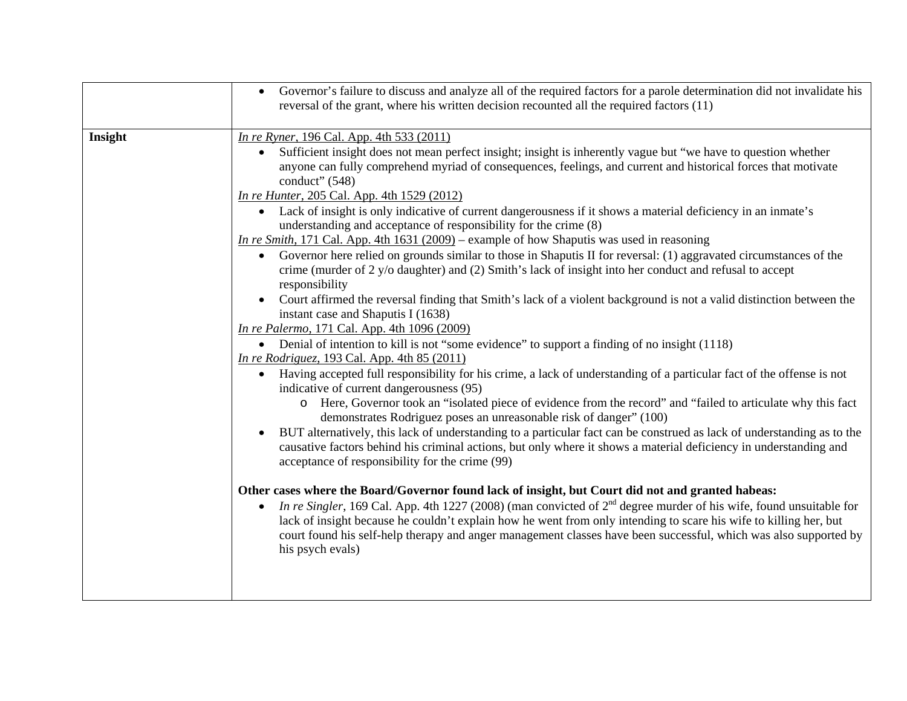| | |
|---|---|
| | • Governor's failure to discuss and analyze all of the required factors for a parole determination did not invalidate his reversal of the grant, where his written decision recounted all the required factors (11) |
| **Insight** | <u>*In re Ryner*, 196 Cal. App. 4th 533 (2011)</u><br>• Sufficient insight does not mean perfect insight; insight is inherently vague but "we have to question whether anyone can fully comprehend myriad of consequences, feelings, and current and historical forces that motivate conduct" (548)<br><u>*In re Hunter*, 205 Cal. App. 4th 1529 (2012)</u><br>• Lack of insight is only indicative of current dangerousness if it shows a material deficiency in an inmate's understanding and acceptance of responsibility for the crime (8)<br><u>*In re Smith*, 171 Cal. App. 4th 1631 (2009)</u> – example of how Shaputis was used in reasoning<br>• Governor here relied on grounds similar to those in Shaputis II for reversal: (1) aggravated circumstances of the crime (murder of 2 y/o daughter) and (2) Smith's lack of insight into her conduct and refusal to accept responsibility<br>• Court affirmed the reversal finding that Smith's lack of a violent background is not a valid distinction between the instant case and Shaputis I (1638)<br><u>*In re Palermo*, 171 Cal. App. 4th 1096 (2009)</u><br>• Denial of intention to kill is not "some evidence" to support a finding of no insight (1118)<br><u>*In re Rodriguez*, 193 Cal. App. 4th 85 (2011)</u><br>• Having accepted full responsibility for his crime, a lack of understanding of a particular fact of the offense is not indicative of current dangerousness (95)<br>&nbsp;&nbsp;&nbsp;&nbsp;o Here, Governor took an "isolated piece of evidence from the record" and "failed to articulate why this fact demonstrates Rodriguez poses an unreasonable risk of danger" (100)<br>• BUT alternatively, this lack of understanding to a particular fact can be construed as lack of understanding as to the causative factors behind his criminal actions, but only where it shows a material deficiency in understanding and acceptance of responsibility for the crime (99)<br><br>**Other cases where the Board/Governor found lack of insight, but Court did not and granted habeas:**<br>• *In re Singler*, 169 Cal. App. 4th 1227 (2008) (man convicted of 2nd degree murder of his wife, found unsuitable for lack of insight because he couldn't explain how he went from only intending to scare his wife to killing her, but court found his self-help therapy and anger management classes have been successful, which was also supported by his psych evals) |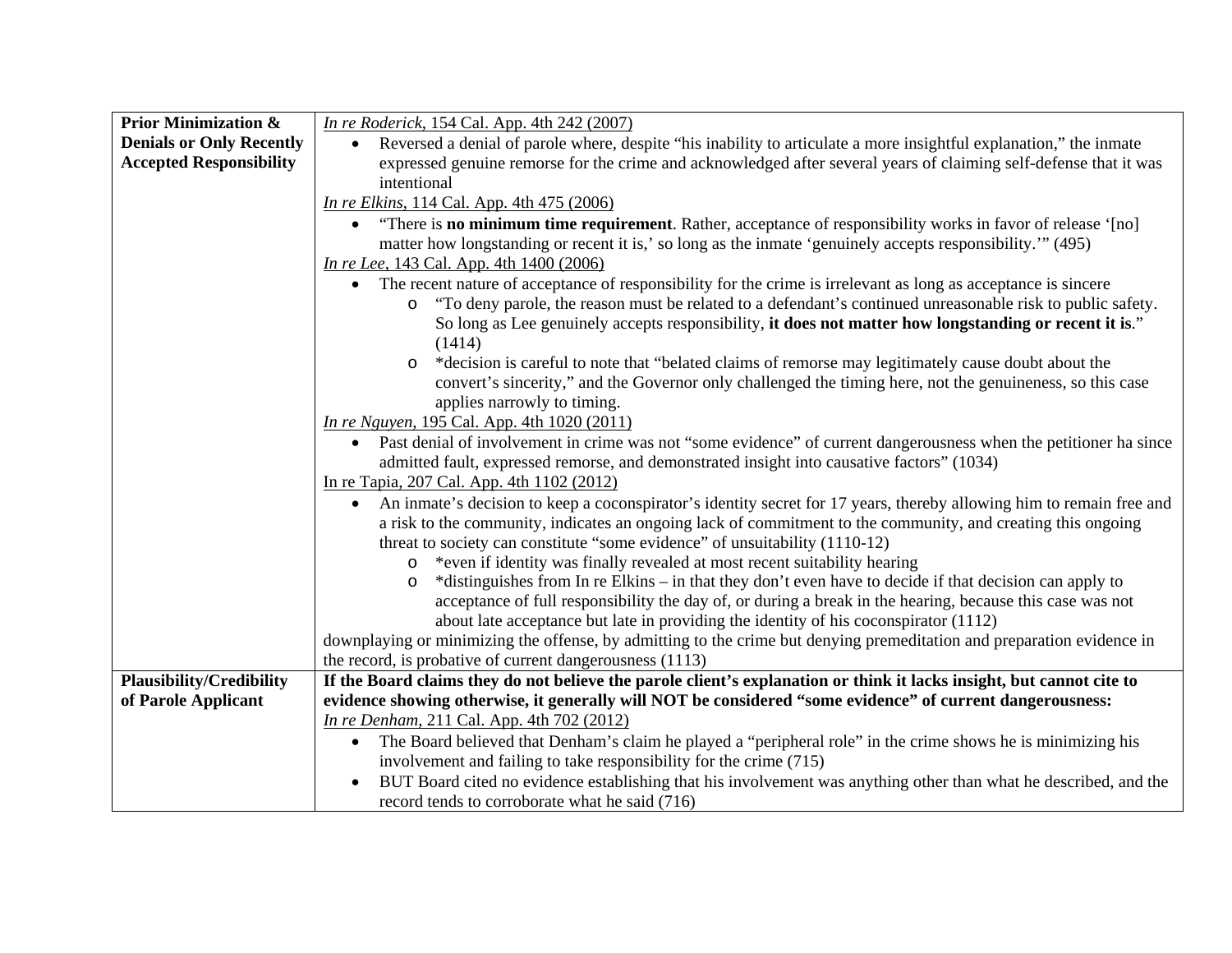| | |
|---|---|
| **Prior Minimization & Denials or Only Recently Accepted Responsibility** | <u>*In re Roderick*, 154 Cal. App. 4th 242 (2007)</u><br>• Reversed a denial of parole where, despite "his inability to articulate a more insightful explanation," the inmate expressed genuine remorse for the crime and acknowledged after several years of claiming self-defense that it was intentional<br><u>*In re Elkins*, 114 Cal. App. 4th 475 (2006)</u><br>• "There is **no minimum time requirement**. Rather, acceptance of responsibility works in favor of release '[no] matter how longstanding or recent it is,' so long as the inmate 'genuinely accepts responsibility.'" (495)<br><u>*In re Lee*, 143 Cal. App. 4th 1400 (2006)</u><br>• The recent nature of acceptance of responsibility for the crime is irrelevant as long as acceptance is sincere<br>  o "To deny parole, the reason must be related to a defendant's continued unreasonable risk to public safety. So long as Lee genuinely accepts responsibility, **it does not matter how longstanding or recent it is**." (1414)<br>  o *decision is careful to note that "belated claims of remorse may legitimately cause doubt about the convert's sincerity," and the Governor only challenged the timing here, not the genuineness, so this case applies narrowly to timing.<br><u>*In re Nguyen*, 195 Cal. App. 4th 1020 (2011)</u><br>• Past denial of involvement in crime was not "some evidence" of current dangerousness when the petitioner ha since admitted fault, expressed remorse, and demonstrated insight into causative factors" (1034)<br><u>In re Tapia, 207 Cal. App. 4th 1102 (2012)</u><br>• An inmate's decision to keep a coconspirator's identity secret for 17 years, thereby allowing him to remain free and a risk to the community, indicates an ongoing lack of commitment to the community, and creating this ongoing threat to society can constitute "some evidence" of unsuitability (1110-12)<br>  o *even if identity was finally revealed at most recent suitability hearing<br>  o *distinguishes from In re Elkins – in that they don't even have to decide if that decision can apply to acceptance of full responsibility the day of, or during a break in the hearing, because this case was not about late acceptance but late in providing the identity of his coconspirator (1112)<br>downplaying or minimizing the offense, by admitting to the crime but denying premeditation and preparation evidence in the record, is probative of current dangerousness (1113) |
| **Plausibility/Credibility of Parole Applicant** | **If the Board claims they do not believe the parole client's explanation or think it lacks insight, but cannot cite to evidence showing otherwise, it generally will NOT be considered "some evidence" of current dangerousness:**<br><u>*In re Denham*, 211 Cal. App. 4th 702 (2012)</u><br>• The Board believed that Denham's claim he played a "peripheral role" in the crime shows he is minimizing his involvement and failing to take responsibility for the crime (715)<br>• BUT Board cited no evidence establishing that his involvement was anything other than what he described, and the record tends to corroborate what he said (716) |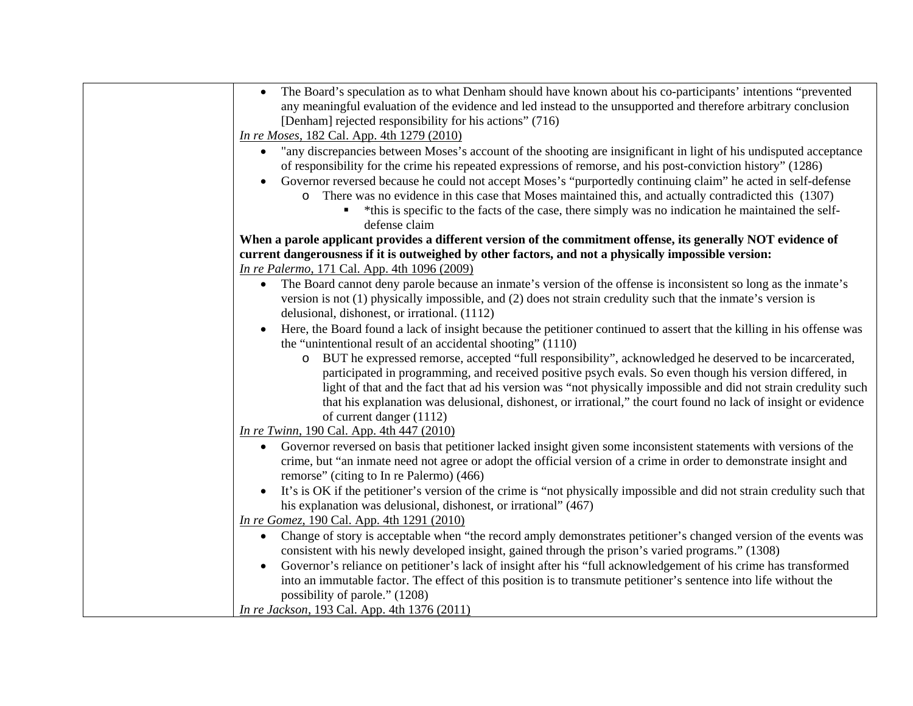| | |
|---|---|
| | • The Board's speculation as to what Denham should have known about his co-participants' intentions "prevented any meaningful evaluation of the evidence and led instead to the unsupported and therefore arbitrary conclusion [Denham] rejected responsibility for his actions" (716)<br><br>_In re Moses_, 182 Cal. App. 4th 1279 (2010)<br>• "any discrepancies between Moses's account of the shooting are insignificant in light of his undisputed acceptance of responsibility for the crime his repeated expressions of remorse, and his post-conviction history" (1286)<br>• Governor reversed because he could not accept Moses's "purportedly continuing claim" he acted in self-defense<br>&nbsp;&nbsp;&nbsp;&nbsp;o There was no evidence in this case that Moses maintained this, and actually contradicted this (1307)<br>&nbsp;&nbsp;&nbsp;&nbsp;&nbsp;&nbsp;&nbsp;&nbsp;▪ *this is specific to the facts of the case, there simply was no indication he maintained the self-defense claim<br><br>**When a parole applicant provides a different version of the commitment offense, its generally NOT evidence of current dangerousness if it is outweighed by other factors, and not a physically impossible version:**<br><br>_In re Palermo_, 171 Cal. App. 4th 1096 (2009)<br>• The Board cannot deny parole because an inmate's version of the offense is inconsistent so long as the inmate's version is not (1) physically impossible, and (2) does not strain credulity such that the inmate's version is delusional, dishonest, or irrational. (1112)<br>• Here, the Board found a lack of insight because the petitioner continued to assert that the killing in his offense was the "unintentional result of an accidental shooting" (1110)<br>&nbsp;&nbsp;&nbsp;&nbsp;o BUT he expressed remorse, accepted "full responsibility", acknowledged he deserved to be incarcerated, participated in programming, and received positive psych evals. So even though his version differed, in light of that and the fact that ad his version was "not physically impossible and did not strain credulity such that his explanation was delusional, dishonest, or irrational," the court found no lack of insight or evidence of current danger (1112)<br><br>_In re Twinn_, 190 Cal. App. 4th 447 (2010)<br>• Governor reversed on basis that petitioner lacked insight given some inconsistent statements with versions of the crime, but "an inmate need not agree or adopt the official version of a crime in order to demonstrate insight and remorse" (citing to In re Palermo) (466)<br>• It's is OK if the petitioner's version of the crime is "not physically impossible and did not strain credulity such that his explanation was delusional, dishonest, or irrational" (467)<br><br>_In re Gomez_, 190 Cal. App. 4th 1291 (2010)<br>• Change of story is acceptable when "the record amply demonstrates petitioner's changed version of the events was consistent with his newly developed insight, gained through the prison's varied programs." (1308)<br>• Governor's reliance on petitioner's lack of insight after his "full acknowledgement of his crime has transformed into an immutable factor. The effect of this position is to transmute petitioner's sentence into life without the possibility of parole." (1208)<br><br>_In re Jackson_, 193 Cal. App. 4th 1376 (2011) |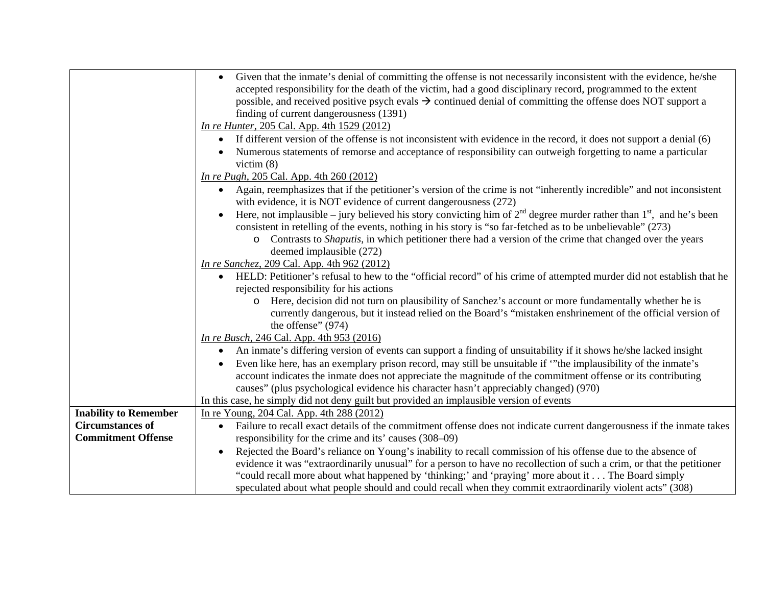| | |
|---|---|
| | • Given that the inmate's denial of committing the offense is not necessarily inconsistent with the evidence, he/she accepted responsibility for the death of the victim, had a good disciplinary record, programmed to the extent possible, and received positive psych evals → continued denial of committing the offense does NOT support a finding of current dangerousness (1391)<br><u>*In re Hunter*, 205 Cal. App. 4th 1529 (2012)</u><br>• If different version of the offense is not inconsistent with evidence in the record, it does not support a denial (6)<br>• Numerous statements of remorse and acceptance of responsibility can outweigh forgetting to name a particular victim (8)<br><u>*In re Pugh*, 205 Cal. App. 4th 260 (2012)</u><br>• Again, reemphasizes that if the petitioner's version of the crime is not "inherently incredible" and not inconsistent with evidence, it is NOT evidence of current dangerousness (272)<br>• Here, not implausible – jury believed his story convicting him of 2nd degree murder rather than 1st, and he's been consistent in retelling of the events, nothing in his story is "so far-fetched as to be unbelievable" (273)<br>&nbsp;&nbsp;&nbsp;&nbsp;o Contrasts to *Shaputis*, in which petitioner there had a version of the crime that changed over the years deemed implausible (272)<br><u>*In re Sanchez*, 209 Cal. App. 4th 962 (2012)</u><br>• HELD: Petitioner's refusal to hew to the "official record" of his crime of attempted murder did not establish that he rejected responsibility for his actions<br>&nbsp;&nbsp;&nbsp;&nbsp;o Here, decision did not turn on plausibility of Sanchez's account or more fundamentally whether he is currently dangerous, but it instead relied on the Board's "mistaken enshrinement of the official version of the offense" (974)<br><u>*In re Busch*, 246 Cal. App. 4th 953 (2016)</u><br>• An inmate's differing version of events can support a finding of unsuitability if it shows he/she lacked insight<br>• Even like here, has an exemplary prison record, may still be unsuitable if '"the implausibility of the inmate's account indicates the inmate does not appreciate the magnitude of the commitment offense or its contributing causes" (plus psychological evidence his character hasn't appreciably changed) (970)<br>In this case, he simply did not deny guilt but provided an implausible version of events |
| **Inability to Remember Circumstances of Commitment Offense** | <u>In re Young, 204 Cal. App. 4th 288 (2012)</u><br>• Failure to recall exact details of the commitment offense does not indicate current dangerousness if the inmate takes responsibility for the crime and its' causes (308–09)<br>• Rejected the Board's reliance on Young's inability to recall commission of his offense due to the absence of evidence it was "extraordinarily unusual" for a person to have no recollection of such a crim, or that the petitioner "could recall more about what happened by 'thinking;' and 'praying' more about it . . . The Board simply speculated about what people should and could recall when they commit extraordinarily violent acts" (308) |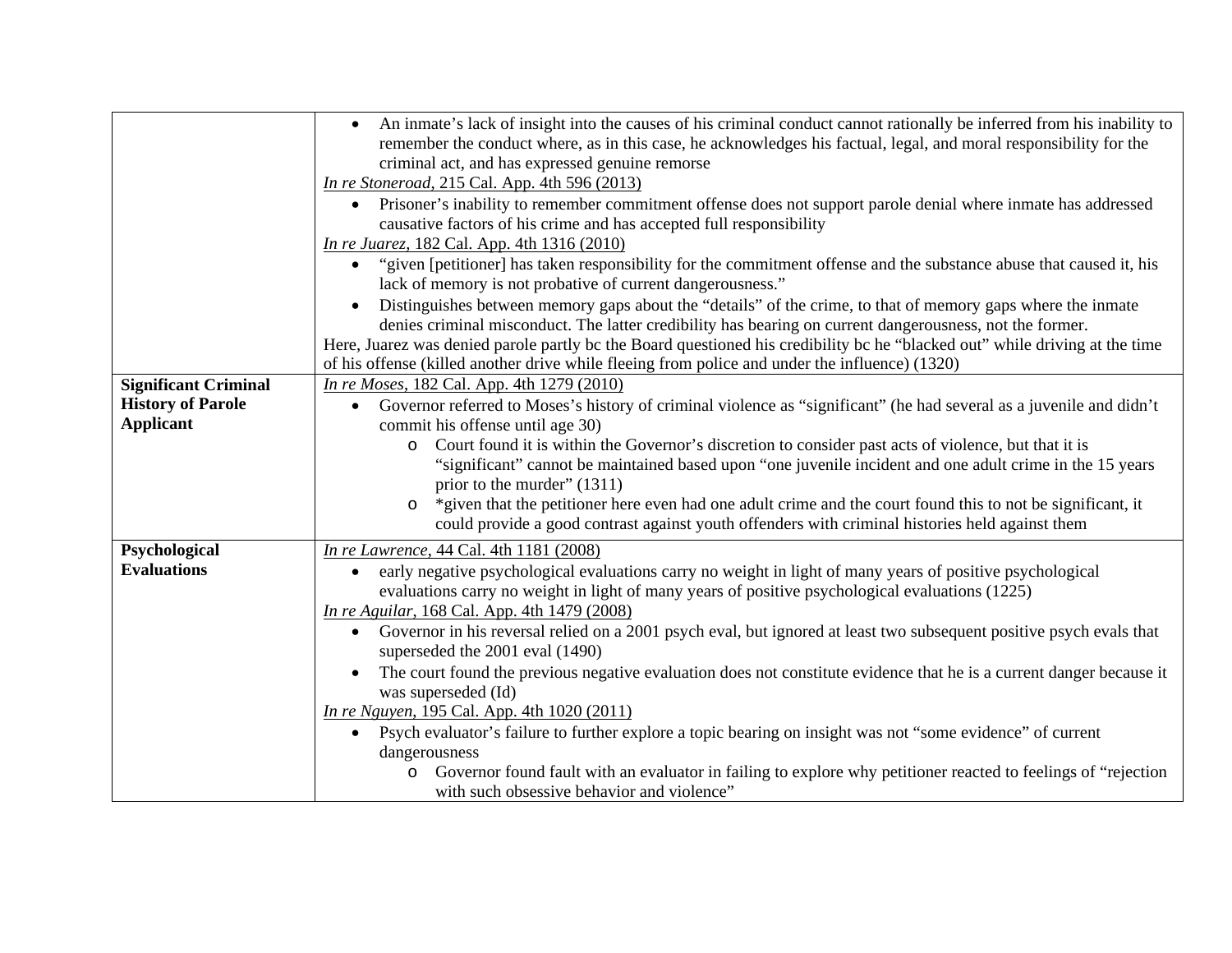| | |
|---|---|
| | • An inmate's lack of insight into the causes of his criminal conduct cannot rationally be inferred from his inability to remember the conduct where, as in this case, he acknowledges his factual, legal, and moral responsibility for the criminal act, and has expressed genuine remorse<br><u>In re Stoneroad</u>, 215 Cal. App. 4th 596 (2013)<br>• Prisoner's inability to remember commitment offense does not support parole denial where inmate has addressed causative factors of his crime and has accepted full responsibility<br><u>In re Juarez</u>, 182 Cal. App. 4th 1316 (2010)<br>• "given [petitioner] has taken responsibility for the commitment offense and the substance abuse that caused it, his lack of memory is not probative of current dangerousness."<br>• Distinguishes between memory gaps about the "details" of the crime, to that of memory gaps where the inmate denies criminal misconduct. The latter credibility has bearing on current dangerousness, not the former.<br>Here, Juarez was denied parole partly bc the Board questioned his credibility bc he "blacked out" while driving at the time of his offense (killed another drive while fleeing from police and under the influence) (1320) |
| **Significant Criminal History of Parole Applicant** | <u>In re Moses</u>, 182 Cal. App. 4th 1279 (2010)<br>• Governor referred to Moses's history of criminal violence as "significant" (he had several as a juvenile and didn't commit his offense until age 30)<br>  o Court found it is within the Governor's discretion to consider past acts of violence, but that it is "significant" cannot be maintained based upon "one juvenile incident and one adult crime in the 15 years prior to the murder" (1311)<br>  o *given that the petitioner here even had one adult crime and the court found this to not be significant, it could provide a good contrast against youth offenders with criminal histories held against them |
| **Psychological Evaluations** | <u>In re Lawrence</u>, 44 Cal. 4th 1181 (2008)<br>• early negative psychological evaluations carry no weight in light of many years of positive psychological evaluations carry no weight in light of many years of positive psychological evaluations (1225)<br><u>In re Aguilar</u>, 168 Cal. App. 4th 1479 (2008)<br>• Governor in his reversal relied on a 2001 psych eval, but ignored at least two subsequent positive psych evals that superseded the 2001 eval (1490)<br>• The court found the previous negative evaluation does not constitute evidence that he is a current danger because it was superseded (Id)<br><u>In re Nguyen</u>, 195 Cal. App. 4th 1020 (2011)<br>• Psych evaluator's failure to further explore a topic bearing on insight was not "some evidence" of current dangerousness<br>  o Governor found fault with an evaluator in failing to explore why petitioner reacted to feelings of "rejection with such obsessive behavior and violence" |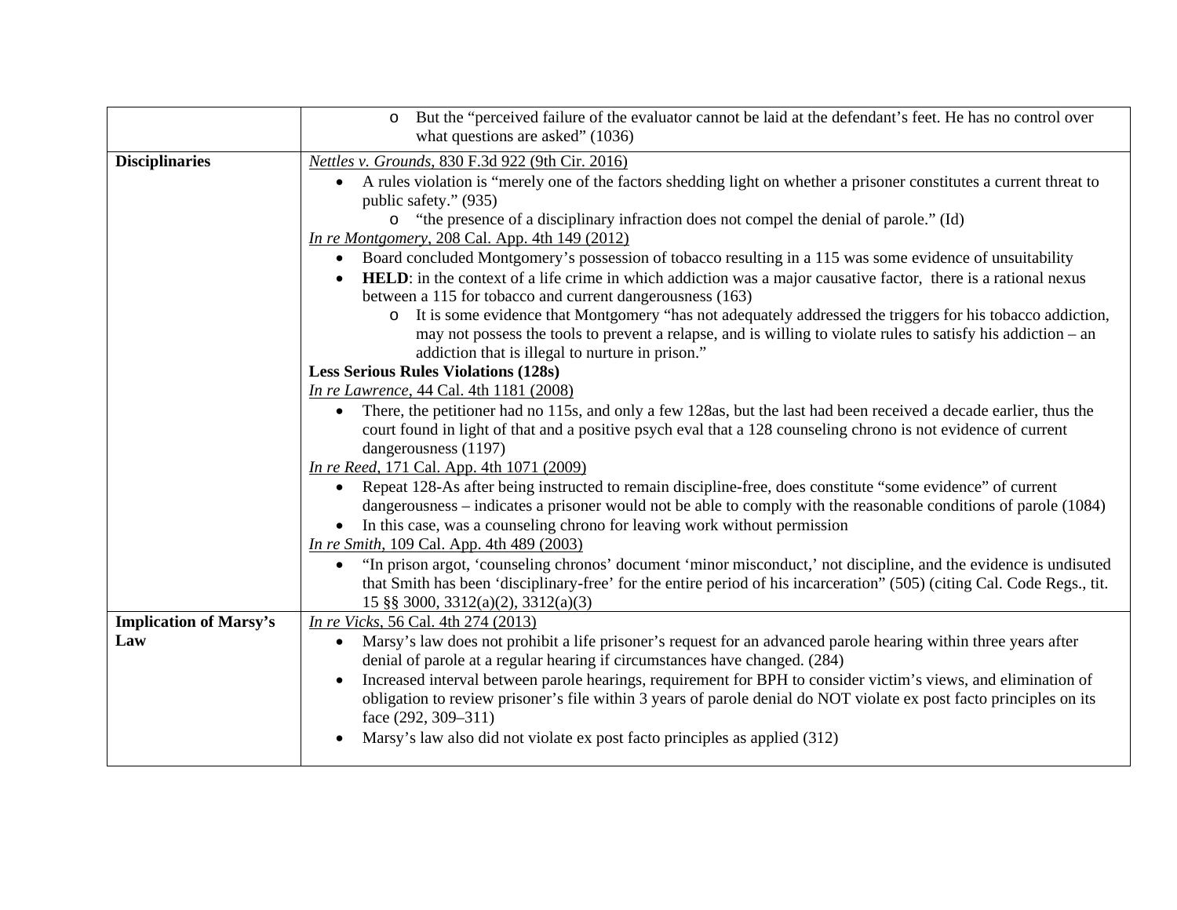| | |
|---|---|
| | <ul><li>But the "perceived failure of the evaluator cannot be laid at the defendant's feet. He has no control over what questions are asked" (1036)</li></ul> |
| **Disciplinaries** | <u>*Nettles v. Grounds*, 830 F.3d 922 (9th Cir. 2016)</u><ul><li>A rules violation is "merely one of the factors shedding light on whether a prisoner constitutes a current threat to public safety." (935)<ul><li>"the presence of a disciplinary infraction does not compel the denial of parole." (Id)</li></ul></li></ul><u>*In re Montgomery*, 208 Cal. App. 4th 149 (2012)</u><ul><li>Board concluded Montgomery's possession of tobacco resulting in a 115 was some evidence of unsuitability</li><li>**HELD**: in the context of a life crime in which addiction was a major causative factor, there is a rational nexus between a 115 for tobacco and current dangerousness (163)<ul><li>It is some evidence that Montgomery "has not adequately addressed the triggers for his tobacco addiction, may not possess the tools to prevent a relapse, and is willing to violate rules to satisfy his addiction – an addiction that is illegal to nurture in prison."</li></ul></li></ul>**Less Serious Rules Violations (128s)**<br><u>*In re Lawrence*, 44 Cal. 4th 1181 (2008)</u><ul><li>There, the petitioner had no 115s, and only a few 128as, but the last had been received a decade earlier, thus the court found in light of that and a positive psych eval that a 128 counseling chrono is not evidence of current dangerousness (1197)</li></ul><u>*In re Reed*, 171 Cal. App. 4th 1071 (2009)</u><ul><li>Repeat 128-As after being instructed to remain discipline-free, does constitute "some evidence" of current dangerousness – indicates a prisoner would not be able to comply with the reasonable conditions of parole (1084)</li><li>In this case, was a counseling chrono for leaving work without permission</li></ul><u>*In re Smith*, 109 Cal. App. 4th 489 (2003)</u><ul><li>"In prison argot, 'counseling chronos' document 'minor misconduct,' not discipline, and the evidence is undisuted that Smith has been 'disciplinary-free' for the entire period of his incarceration" (505) (citing Cal. Code Regs., tit. 15 §§ 3000, 3312(a)(2), 3312(a)(3)</li></ul> |
| **Implication of Marsy's Law** | <u>*In re Vicks*, 56 Cal. 4th 274 (2013)</u><ul><li>Marsy's law does not prohibit a life prisoner's request for an advanced parole hearing within three years after denial of parole at a regular hearing if circumstances have changed. (284)</li><li>Increased interval between parole hearings, requirement for BPH to consider victim's views, and elimination of obligation to review prisoner's file within 3 years of parole denial do NOT violate ex post facto principles on its face (292, 309–311)</li><li>Marsy's law also did not violate ex post facto principles as applied (312)</li></ul> |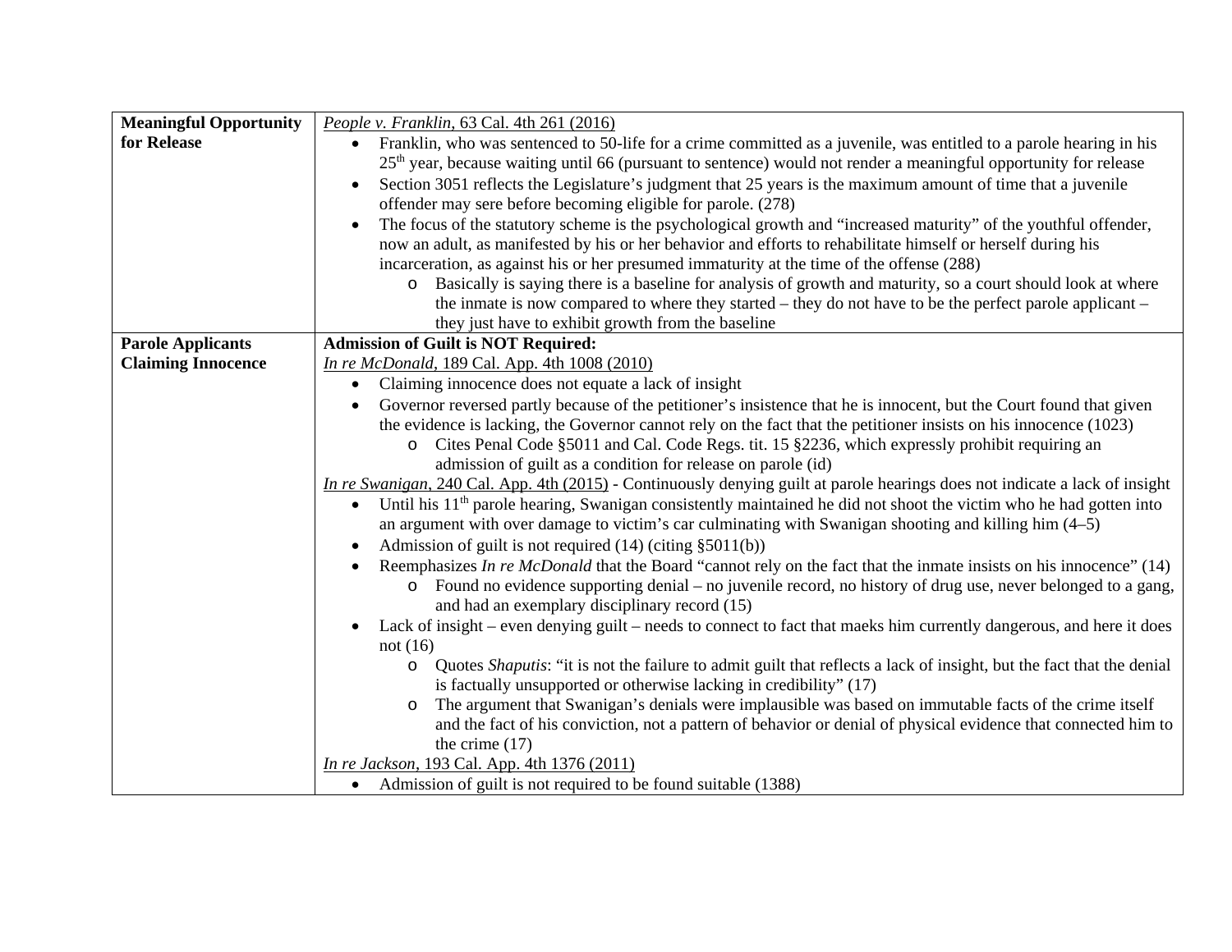| | |
|---|---|
| **Meaningful Opportunity for Release** | <u>People v. Franklin, 63 Cal. 4th 261 (2016)</u><br>• Franklin, who was sentenced to 50-life for a crime committed as a juvenile, was entitled to a parole hearing in his 25th year, because waiting until 66 (pursuant to sentence) would not render a meaningful opportunity for release<br>• Section 3051 reflects the Legislature's judgment that 25 years is the maximum amount of time that a juvenile offender may sere before becoming eligible for parole. (278)<br>• The focus of the statutory scheme is the psychological growth and "increased maturity" of the youthful offender, now an adult, as manifested by his or her behavior and efforts to rehabilitate himself or herself during his incarceration, as against his or her presumed immaturity at the time of the offense (288)<br>  o Basically is saying there is a baseline for analysis of growth and maturity, so a court should look at where the inmate is now compared to where they started – they do not have to be the perfect parole applicant – they just have to exhibit growth from the baseline |
| **Parole Applicants Claiming Innocence** | **Admission of Guilt is NOT Required:**<br><u>In re McDonald, 189 Cal. App. 4th 1008 (2010)</u><br>• Claiming innocence does not equate a lack of insight<br>• Governor reversed partly because of the petitioner's insistence that he is innocent, but the Court found that given the evidence is lacking, the Governor cannot rely on the fact that the petitioner insists on his innocence (1023)<br>  o Cites Penal Code §5011 and Cal. Code Regs. tit. 15 §2236, which expressly prohibit requiring an admission of guilt as a condition for release on parole (id)<br><u>In re Swanigan, 240 Cal. App. 4th (2015)</u> - Continuously denying guilt at parole hearings does not indicate a lack of insight<br>• Until his 11th parole hearing, Swanigan consistently maintained he did not shoot the victim who he had gotten into an argument with over damage to victim's car culminating with Swanigan shooting and killing him (4–5)<br>• Admission of guilt is not required (14) (citing §5011(b))<br>• Reemphasizes *In re McDonald* that the Board "cannot rely on the fact that the inmate insists on his innocence" (14)<br>  o Found no evidence supporting denial – no juvenile record, no history of drug use, never belonged to a gang, and had an exemplary disciplinary record (15)<br>• Lack of insight – even denying guilt – needs to connect to fact that maeks him currently dangerous, and here it does not (16)<br>  o Quotes *Shaputis*: "it is not the failure to admit guilt that reflects a lack of insight, but the fact that the denial is factually unsupported or otherwise lacking in credibility" (17)<br>  o The argument that Swanigan's denials were implausible was based on immutable facts of the crime itself and the fact of his conviction, not a pattern of behavior or denial of physical evidence that connected him to the crime (17)<br><u>In re Jackson, 193 Cal. App. 4th 1376 (2011)</u><br>• Admission of guilt is not required to be found suitable (1388) |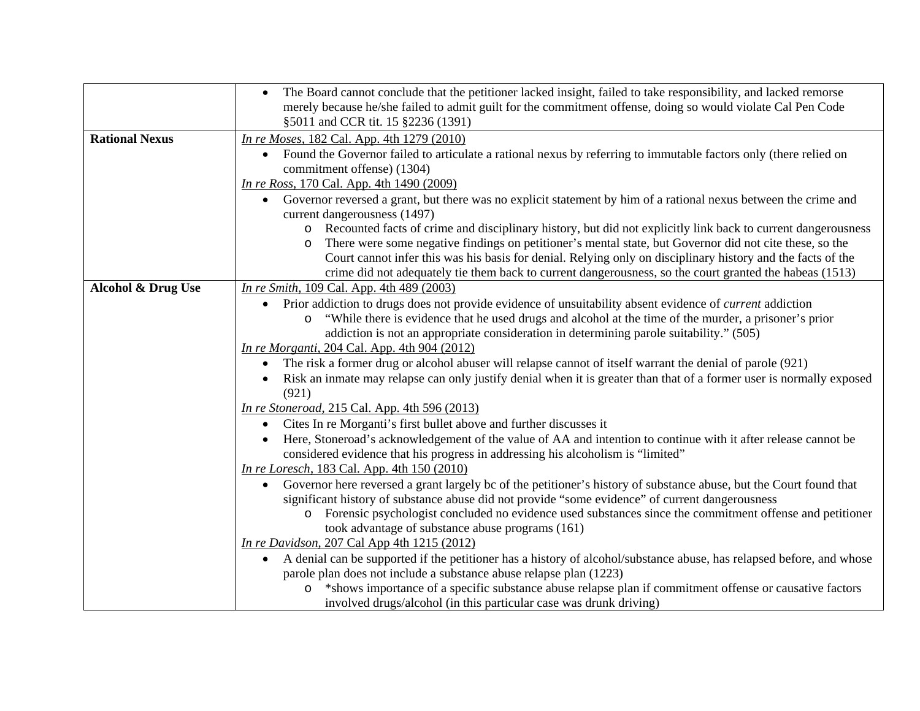| | |
|---|---|
| | • The Board cannot conclude that the petitioner lacked insight, failed to take responsibility, and lacked remorse merely because he/she failed to admit guilt for the commitment offense, doing so would violate Cal Pen Code §5011 and CCR tit. 15 §2236 (1391) |
| **Rational Nexus** | <u>*In re Moses*, 182 Cal. App. 4th 1279 (2010)</u><br>• Found the Governor failed to articulate a rational nexus by referring to immutable factors only (there relied on commitment offense) (1304)<br><u>*In re Ross*, 170 Cal. App. 4th 1490 (2009)</u><br>• Governor reversed a grant, but there was no explicit statement by him of a rational nexus between the crime and current dangerousness (1497)<br>  o Recounted facts of crime and disciplinary history, but did not explicitly link back to current dangerousness<br>  o There were some negative findings on petitioner's mental state, but Governor did not cite these, so the Court cannot infer this was his basis for denial. Relying only on disciplinary history and the facts of the crime did not adequately tie them back to current dangerousness, so the court granted the habeas (1513) |
| **Alcohol & Drug Use** | <u>*In re Smith*, 109 Cal. App. 4th 489 (2003)</u><br>• Prior addiction to drugs does not provide evidence of unsuitability absent evidence of *current* addiction<br>  o "While there is evidence that he used drugs and alcohol at the time of the murder, a prisoner's prior addiction is not an appropriate consideration in determining parole suitability." (505)<br><u>*In re Morganti*, 204 Cal. App. 4th 904 (2012)</u><br>• The risk a former drug or alcohol abuser will relapse cannot of itself warrant the denial of parole (921)<br>• Risk an inmate may relapse can only justify denial when it is greater than that of a former user is normally exposed (921)<br><u>*In re Stoneroad*, 215 Cal. App. 4th 596 (2013)</u><br>• Cites In re Morganti's first bullet above and further discusses it<br>• Here, Stoneroad's acknowledgement of the value of AA and intention to continue with it after release cannot be considered evidence that his progress in addressing his alcoholism is "limited"<br><u>*In re Loresch*, 183 Cal. App. 4th 150 (2010)</u><br>• Governor here reversed a grant largely bc of the petitioner's history of substance abuse, but the Court found that significant history of substance abuse did not provide "some evidence" of current dangerousness<br>  o Forensic psychologist concluded no evidence used substances since the commitment offense and petitioner took advantage of substance abuse programs (161)<br><u>*In re Davidson*, 207 Cal App 4th 1215 (2012)</u><br>• A denial can be supported if the petitioner has a history of alcohol/substance abuse, has relapsed before, and whose parole plan does not include a substance abuse relapse plan (1223)<br>  o *shows importance of a specific substance abuse relapse plan if commitment offense or causative factors involved drugs/alcohol (in this particular case was drunk driving) |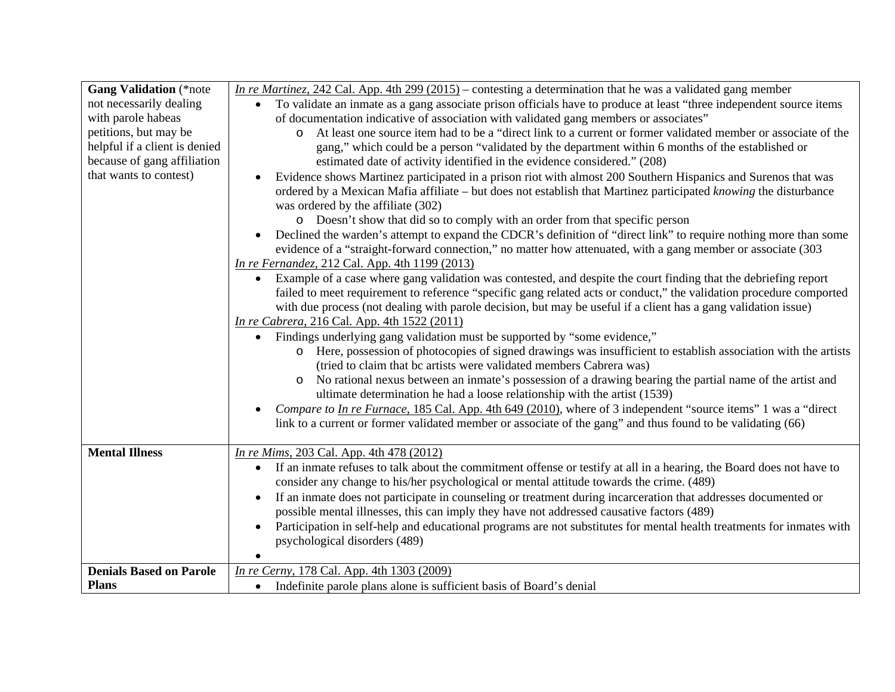| | |
|---|---|
| **Gang Validation** (*note not necessarily dealing with parole habeas petitions, but may be helpful if a client is denied because of gang affiliation that wants to contest) | <u>In re Martinez, 242 Cal. App. 4th 299 (2015)</u> – contesting a determination that he was a validated gang member<br>• To validate an inmate as a gang associate prison officials have to produce at least "three independent source items of documentation indicative of association with validated gang members or associates"<br>&nbsp;&nbsp;&nbsp;&nbsp;o At least one source item had to be a "direct link to a current or former validated member or associate of the gang," which could be a person "validated by the department within 6 months of the established or estimated date of activity identified in the evidence considered." (208)<br>• Evidence shows Martinez participated in a prison riot with almost 200 Southern Hispanics and Surenos that was ordered by a Mexican Mafia affiliate – but does not establish that Martinez participated *knowing* the disturbance was ordered by the affiliate (302)<br>&nbsp;&nbsp;&nbsp;&nbsp;o Doesn't show that did so to comply with an order from that specific person<br>• Declined the warden's attempt to expand the CDCR's definition of "direct link" to require nothing more than some evidence of a "straight-forward connection," no matter how attenuated, with a gang member or associate (303<br><u>In re Fernandez, 212 Cal. App. 4th 1199 (2013)</u><br>• Example of a case where gang validation was contested, and despite the court finding that the debriefing report failed to meet requirement to reference "specific gang related acts or conduct," the validation procedure comported with due process (not dealing with parole decision, but may be useful if a client has a gang validation issue)<br><u>In re Cabrera, 216 Cal. App. 4th 1522 (2011)</u><br>• Findings underlying gang validation must be supported by "some evidence,"<br>&nbsp;&nbsp;&nbsp;&nbsp;o Here, possession of photocopies of signed drawings was insufficient to establish association with the artists (tried to claim that bc artists were validated members Cabrera was)<br>&nbsp;&nbsp;&nbsp;&nbsp;o No rational nexus between an inmate's possession of a drawing bearing the partial name of the artist and ultimate determination he had a loose relationship with the artist (1539)<br>• *Compare to* <u>*In re Furnace*, 185 Cal. App. 4th 649 (2010)</u>, where of 3 independent "source items" 1 was a "direct link to a current or former validated member or associate of the gang" and thus found to be validating (66) |
| **Mental Illness** | <u>In re Mims, 203 Cal. App. 4th 478 (2012)</u><br>• If an inmate refuses to talk about the commitment offense or testify at all in a hearing, the Board does not have to consider any change to his/her psychological or mental attitude towards the crime. (489)<br>• If an inmate does not participate in counseling or treatment during incarceration that addresses documented or possible mental illnesses, this can imply they have not addressed causative factors (489)<br>• Participation in self-help and educational programs are not substitutes for mental health treatments for inmates with psychological disorders (489)<br>• |
| **Denials Based on Parole Plans** | <u>In re Cerny, 178 Cal. App. 4th 1303 (2009)</u><br>• Indefinite parole plans alone is sufficient basis of Board's denial |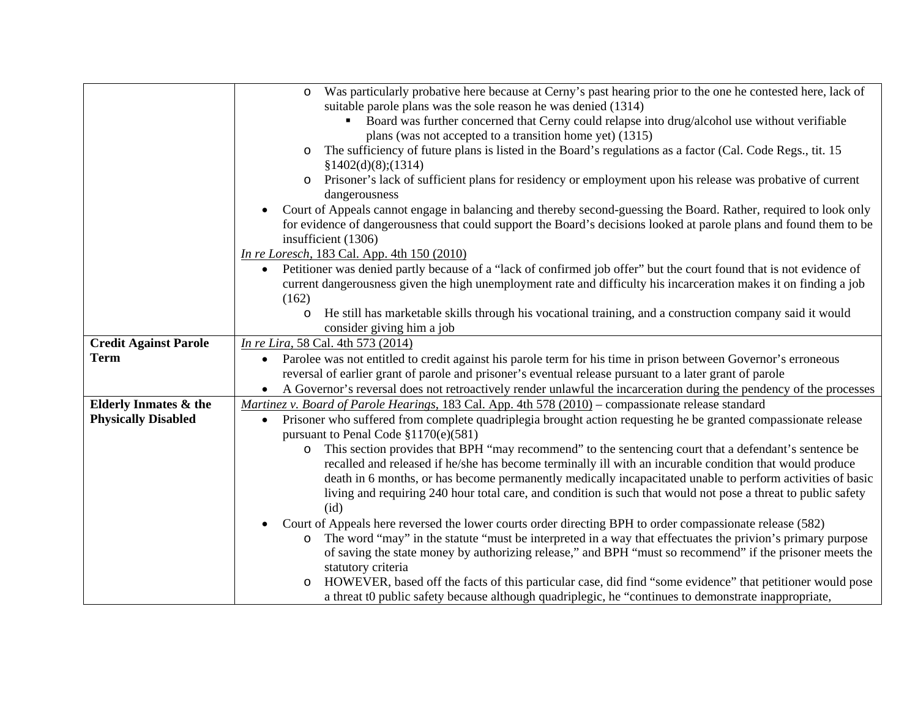| | |
|---|---|
| | ○ Was particularly probative here because at Cerny's past hearing prior to the one he contested here, lack of suitable parole plans was the sole reason he was denied (1314)<br>  ▪ Board was further concerned that Cerny could relapse into drug/alcohol use without verifiable plans (was not accepted to a transition home yet) (1315)<br>○ The sufficiency of future plans is listed in the Board's regulations as a factor (Cal. Code Regs., tit. 15 §1402(d)(8);(1314)<br>○ Prisoner's lack of sufficient plans for residency or employment upon his release was probative of current dangerousness<br>• Court of Appeals cannot engage in balancing and thereby second-guessing the Board. Rather, required to look only for evidence of dangerousness that could support the Board's decisions looked at parole plans and found them to be insufficient (1306)<br><u>*In re Loresch*, 183 Cal. App. 4th 150 (2010)</u><br>• Petitioner was denied partly because of a "lack of confirmed job offer" but the court found that is not evidence of current dangerousness given the high unemployment rate and difficulty his incarceration makes it on finding a job (162)<br>  ○ He still has marketable skills through his vocational training, and a construction company said it would consider giving him a job |
| **Credit Against Parole Term** | <u>*In re Lira*, 58 Cal. 4th 573 (2014)</u><br>• Parolee was not entitled to credit against his parole term for his time in prison between Governor's erroneous reversal of earlier grant of parole and prisoner's eventual release pursuant to a later grant of parole<br>• A Governor's reversal does not retroactively render unlawful the incarceration during the pendency of the processes |
| **Elderly Inmates & the Physically Disabled** | <u>*Martinez v. Board of Parole Hearings*, 183 Cal. App. 4th 578 (2010)</u> – compassionate release standard<br>• Prisoner who suffered from complete quadriplegia brought action requesting he be granted compassionate release pursuant to Penal Code §1170(e)(581)<br>  ○ This section provides that BPH "may recommend" to the sentencing court that a defendant's sentence be recalled and released if he/she has become terminally ill with an incurable condition that would produce death in 6 months, or has become permanently medically incapacitated unable to perform activities of basic living and requiring 240 hour total care, and condition is such that would not pose a threat to public safety (id)<br>• Court of Appeals here reversed the lower courts order directing BPH to order compassionate release (582)<br>  ○ The word "may" in the statute "must be interpreted in a way that effectuates the privion's primary purpose of saving the state money by authorizing release," and BPH "must so recommend" if the prisoner meets the statutory criteria<br>  ○ HOWEVER, based off the facts of this particular case, did find "some evidence" that petitioner would pose a threat t0 public safety because although quadriplegic, he "continues to demonstrate inappropriate, |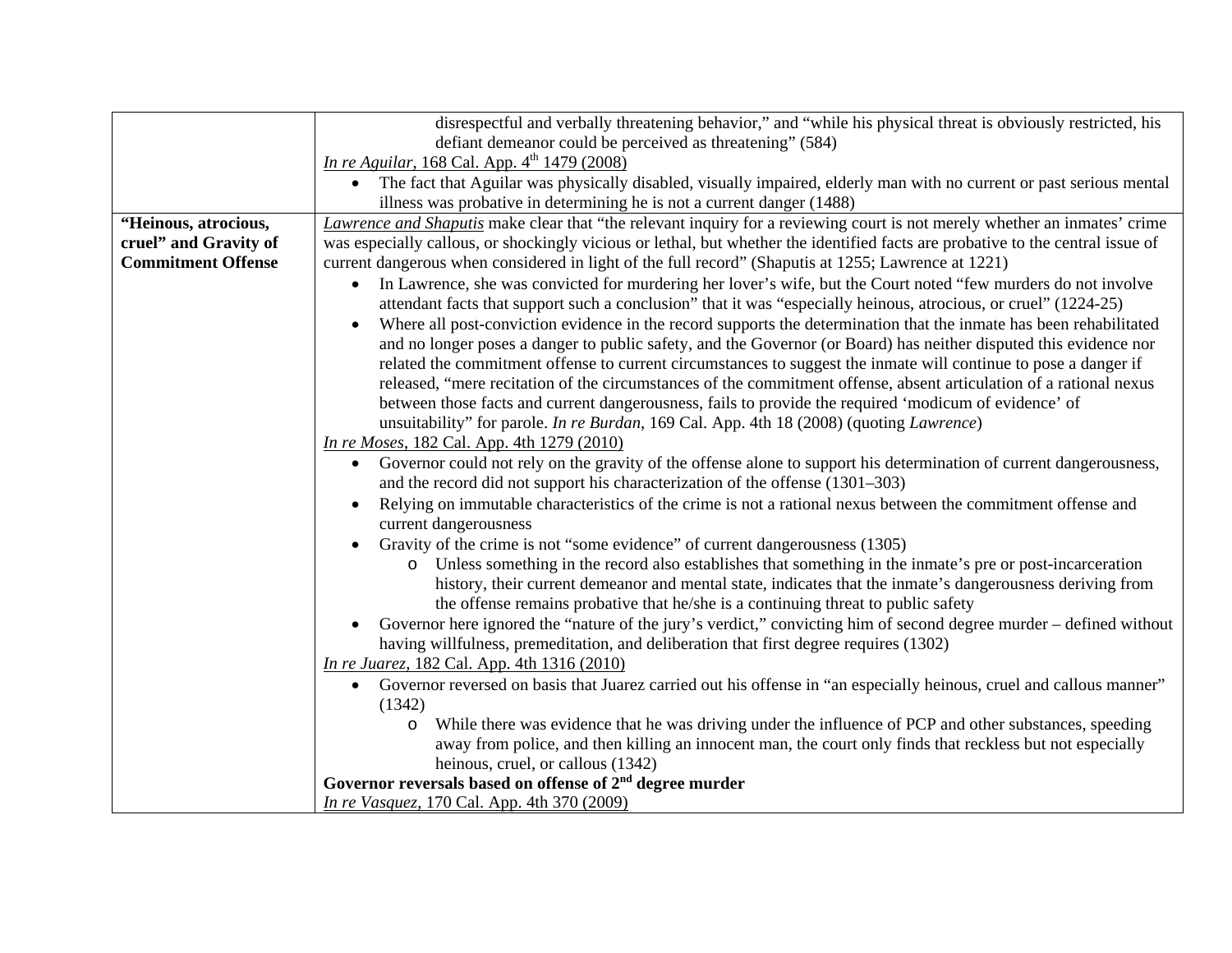| | |
|---|---|
| | disrespectful and verbally threatening behavior," and "while his physical threat is obviously restricted, his defiant demeanor could be perceived as threatening" (584)<br><u>*In re Aguilar*, 168 Cal. App. 4th 1479 (2008)</u><br>• The fact that Aguilar was physically disabled, visually impaired, elderly man with no current or past serious mental illness was probative in determining he is not a current danger (1488) |
| **"Heinous, atrocious, cruel" and Gravity of Commitment Offense** | <u>*Lawrence and Shaputis*</u> make clear that "the relevant inquiry for a reviewing court is not merely whether an inmates' crime was especially callous, or shockingly vicious or lethal, but whether the identified facts are probative to the central issue of current dangerous when considered in light of the full record" (Shaputis at 1255; Lawrence at 1221)<br>• In Lawrence, she was convicted for murdering her lover's wife, but the Court noted "few murders do not involve attendant facts that support such a conclusion" that it was "especially heinous, atrocious, or cruel" (1224-25)<br>• Where all post-conviction evidence in the record supports the determination that the inmate has been rehabilitated and no longer poses a danger to public safety, and the Governor (or Board) has neither disputed this evidence nor related the commitment offense to current circumstances to suggest the inmate will continue to pose a danger if released, "mere recitation of the circumstances of the commitment offense, absent articulation of a rational nexus between those facts and current dangerousness, fails to provide the required 'modicum of evidence' of unsuitability" for parole. *In re Burdan*, 169 Cal. App. 4th 18 (2008) (quoting *Lawrence*)<br><u>*In re Moses*, 182 Cal. App. 4th 1279 (2010)</u><br>• Governor could not rely on the gravity of the offense alone to support his determination of current dangerousness, and the record did not support his characterization of the offense (1301–303)<br>• Relying on immutable characteristics of the crime is not a rational nexus between the commitment offense and current dangerousness<br>• Gravity of the crime is not "some evidence" of current dangerousness (1305)<br>&nbsp;&nbsp;&nbsp;&nbsp;o Unless something in the record also establishes that something in the inmate's pre or post-incarceration history, their current demeanor and mental state, indicates that the inmate's dangerousness deriving from the offense remains probative that he/she is a continuing threat to public safety<br>• Governor here ignored the "nature of the jury's verdict," convicting him of second degree murder – defined without having willfulness, premeditation, and deliberation that first degree requires (1302)<br><u>*In re Juarez*, 182 Cal. App. 4th 1316 (2010)</u><br>• Governor reversed on basis that Juarez carried out his offense in "an especially heinous, cruel and callous manner" (1342)<br>&nbsp;&nbsp;&nbsp;&nbsp;o While there was evidence that he was driving under the influence of PCP and other substances, speeding away from police, and then killing an innocent man, the court only finds that reckless but not especially heinous, cruel, or callous (1342)<br>**Governor reversals based on offense of 2nd degree murder**<br><u>*In re Vasquez*, 170 Cal. App. 4th 370 (2009)</u> |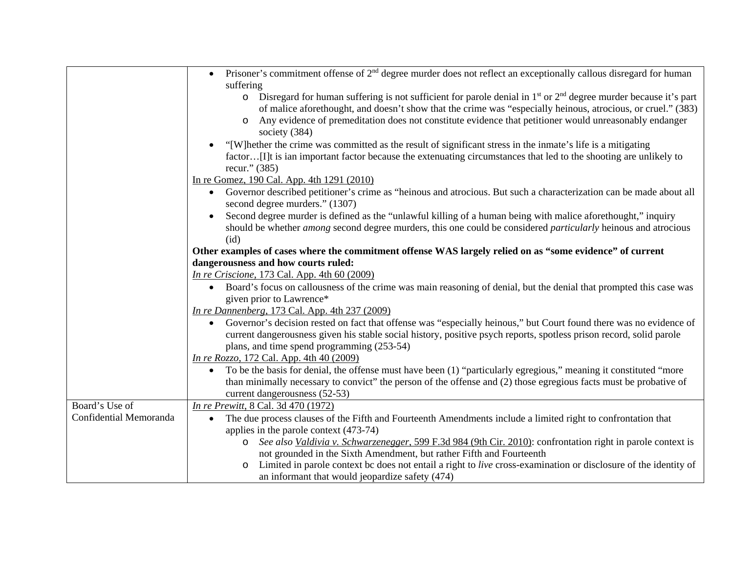| | |
|---|---|
| | • Prisoner's commitment offense of 2nd degree murder does not reflect an exceptionally callous disregard for human suffering<br>  ◦ Disregard for human suffering is not sufficient for parole denial in 1st or 2nd degree murder because it's part of malice aforethought, and doesn't show that the crime was "especially heinous, atrocious, or cruel." (383)<br>  ◦ Any evidence of premeditation does not constitute evidence that petitioner would unreasonably endanger society (384)<br>• "[W]hether the crime was committed as the result of significant stress in the inmate's life is a mitigating factor…[I]t is ian important factor because the extenuating circumstances that led to the shooting are unlikely to recur." (385)<br><u>In re Gomez, 190 Cal. App. 4th 1291 (2010)</u><br>• Governor described petitioner's crime as "heinous and atrocious. But such a characterization can be made about all second degree murders." (1307)<br>• Second degree murder is defined as the "unlawful killing of a human being with malice aforethought," inquiry should be whether *among* second degree murders, this one could be considered *particularly* heinous and atrocious (id)<br>**Other examples of cases where the commitment offense WAS largely relied on as "some evidence" of current dangerousness and how courts ruled:**<br><u>*In re Criscione*, 173 Cal. App. 4th 60 (2009)</u><br>• Board's focus on callousness of the crime was main reasoning of denial, but the denial that prompted this case was given prior to Lawrence*<br><u>*In re Dannenberg*, 173 Cal. App. 4th 237 (2009)</u><br>• Governor's decision rested on fact that offense was "especially heinous," but Court found there was no evidence of current dangerousness given his stable social history, positive psych reports, spotless prison record, solid parole plans, and time spend programming (253-54)<br><u>*In re Rozzo*, 172 Cal. App. 4th 40 (2009)</u><br>• To be the basis for denial, the offense must have been (1) "particularly egregious," meaning it constituted "more than minimally necessary to convict" the person of the offense and (2) those egregious facts must be probative of current dangerousness (52-53) |
| Board's Use of Confidential Memoranda | <u>*In re Prewitt*, 8 Cal. 3d 470 (1972)</u><br>• The due process clauses of the Fifth and Fourteenth Amendments include a limited right to confrontation that applies in the parole context (473-74)<br>  ◦ *See also* <u>*Valdivia v. Schwarzenegger*, 599 F.3d 984 (9th Cir. 2010)</u>: confrontation right in parole context is not grounded in the Sixth Amendment, but rather Fifth and Fourteenth<br>  ◦ Limited in parole context bc does not entail a right to *live* cross-examination or disclosure of the identity of an informant that would jeopardize safety (474) |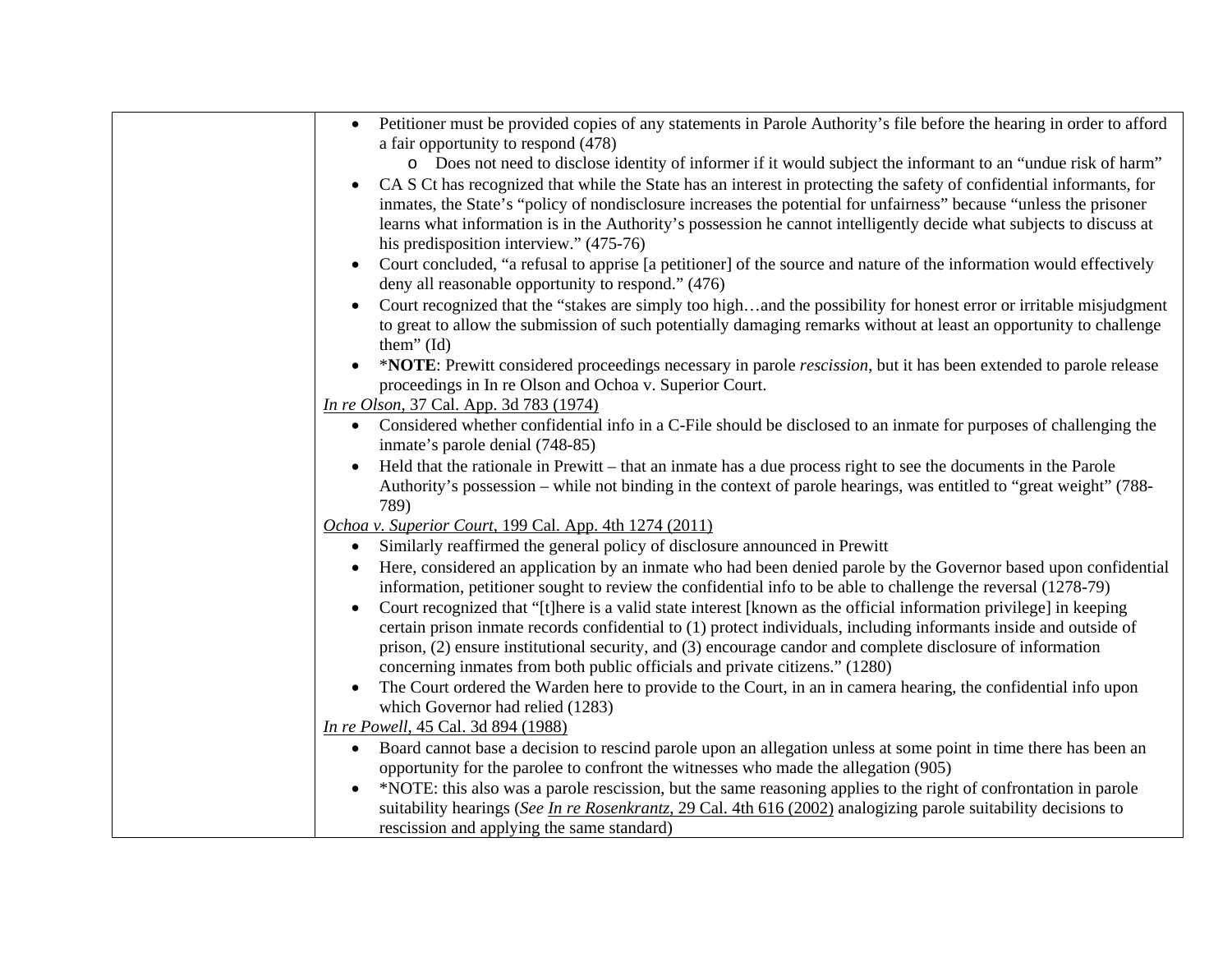| | |
|---|---|
| | • Petitioner must be provided copies of any statements in Parole Authority's file before the hearing in order to afford a fair opportunity to respond (478)<br>  o Does not need to disclose identity of informer if it would subject the informant to an "undue risk of harm"<br>• CA S Ct has recognized that while the State has an interest in protecting the safety of confidential informants, for inmates, the State's "policy of nondisclosure increases the potential for unfairness" because "unless the prisoner learns what information is in the Authority's possession he cannot intelligently decide what subjects to discuss at his predisposition interview." (475-76)<br>• Court concluded, "a refusal to apprise [a petitioner] of the source and nature of the information would effectively deny all reasonable opportunity to respond." (476)<br>• Court recognized that the "stakes are simply too high…and the possibility for honest error or irritable misjudgment to great to allow the submission of such potentially damaging remarks without at least an opportunity to challenge them" (Id)<br>• ***NOTE**: Prewitt considered proceedings necessary in parole *rescission*, but it has been extended to parole release proceedings in In re Olson and Ochoa v. Superior Court.<br><u>*In re Olson*, 37 Cal. App. 3d 783 (1974)</u><br>• Considered whether confidential info in a C-File should be disclosed to an inmate for purposes of challenging the inmate's parole denial (748-85)<br>• Held that the rationale in Prewitt – that an inmate has a due process right to see the documents in the Parole Authority's possession – while not binding in the context of parole hearings, was entitled to "great weight" (788-789)<br><u>*Ochoa v. Superior Court*, 199 Cal. App. 4th 1274 (2011)</u><br>• Similarly reaffirmed the general policy of disclosure announced in Prewitt<br>• Here, considered an application by an inmate who had been denied parole by the Governor based upon confidential information, petitioner sought to review the confidential info to be able to challenge the reversal (1278-79)<br>• Court recognized that "[t]here is a valid state interest [known as the official information privilege] in keeping certain prison inmate records confidential to (1) protect individuals, including informants inside and outside of prison, (2) ensure institutional security, and (3) encourage candor and complete disclosure of information concerning inmates from both public officials and private citizens." (1280)<br>• The Court ordered the Warden here to provide to the Court, in an in camera hearing, the confidential info upon which Governor had relied (1283)<br><u>*In re Powell*, 45 Cal. 3d 894 (1988)</u><br>• Board cannot base a decision to rescind parole upon an allegation unless at some point in time there has been an opportunity for the parolee to confront the witnesses who made the allegation (905)<br>• *NOTE: this also was a parole rescission, but the same reasoning applies to the right of confrontation in parole suitability hearings (*See* <u>*In re Rosenkrantz*, 29 Cal. 4th 616 (2002)</u> analogizing parole suitability decisions to rescission and applying the same standard) |